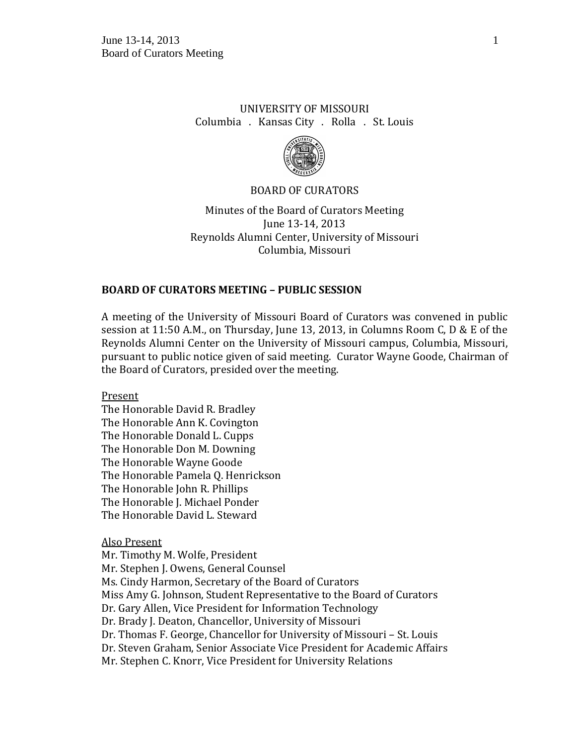UNIVERSITY OF MISSOURI
Columbia . Kansas City . Rolla . St. Louis

BOARD OF CURATORS

Minutes of the Board of Curators Meeting
June 13-14, 2013
Reynolds Alumni Center, University of Missouri
Columbia, Missouri

## BOARD OF CURATORS MEETING – PUBLIC SESSION

A meeting of the University of Missouri Board of Curators was convened in public session at 11:50 A.M., on Thursday, June 13, 2013, in Columns Room C, D & E of the Reynolds Alumni Center on the University of Missouri campus, Columbia, Missouri, pursuant to public notice given of said meeting. Curator Wayne Goode, Chairman of the Board of Curators, presided over the meeting.

Present
The Honorable David R. Bradley
The Honorable Ann K. Covington
The Honorable Donald L. Cupps
The Honorable Don M. Downing
The Honorable Wayne Goode
The Honorable Pamela Q. Henrickson
The Honorable John R. Phillips
The Honorable J. Michael Ponder
The Honorable David L. Steward

Also Present
Mr. Timothy M. Wolfe, President
Mr. Stephen J. Owens, General Counsel
Ms. Cindy Harmon, Secretary of the Board of Curators
Miss Amy G. Johnson, Student Representative to the Board of Curators
Dr. Gary Allen, Vice President for Information Technology
Dr. Brady J. Deaton, Chancellor, University of Missouri
Dr. Thomas F. George, Chancellor for University of Missouri – St. Louis
Dr. Steven Graham, Senior Associate Vice President for Academic Affairs
Mr. Stephen C. Knorr, Vice President for University Relations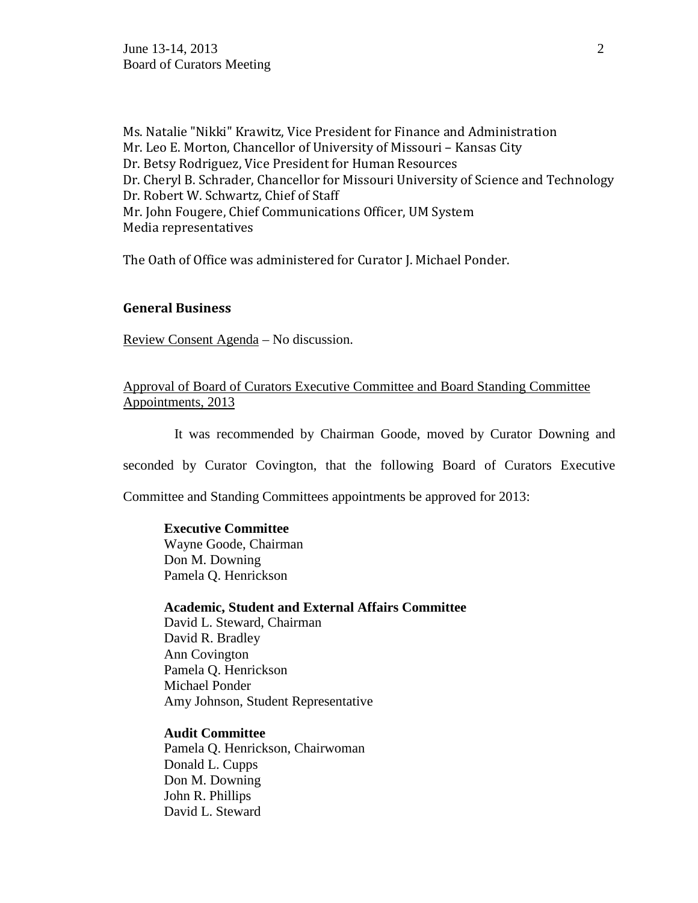Ms. Natalie "Nikki" Krawitz, Vice President for Finance and Administration
Mr. Leo E. Morton, Chancellor of University of Missouri – Kansas City
Dr. Betsy Rodriguez, Vice President for Human Resources
Dr. Cheryl B. Schrader, Chancellor for Missouri University of Science and Technology
Dr. Robert W. Schwartz, Chief of Staff
Mr. John Fougere, Chief Communications Officer, UM System
Media representatives

The Oath of Office was administered for Curator J. Michael Ponder.

**General Business**

Review Consent Agenda – No discussion.

Approval of Board of Curators Executive Committee and Board Standing Committee Appointments, 2013

It was recommended by Chairman Goode, moved by Curator Downing and seconded by Curator Covington, that the following Board of Curators Executive Committee and Standing Committees appointments be approved for 2013:

**Executive Committee**
Wayne Goode, Chairman
Don M. Downing
Pamela Q. Henrickson

**Academic, Student and External Affairs Committee**
David L. Steward, Chairman
David R. Bradley
Ann Covington
Pamela Q. Henrickson
Michael Ponder
Amy Johnson, Student Representative

**Audit Committee**
Pamela Q. Henrickson, Chairwoman
Donald L. Cupps
Don M. Downing
John R. Phillips
David L. Steward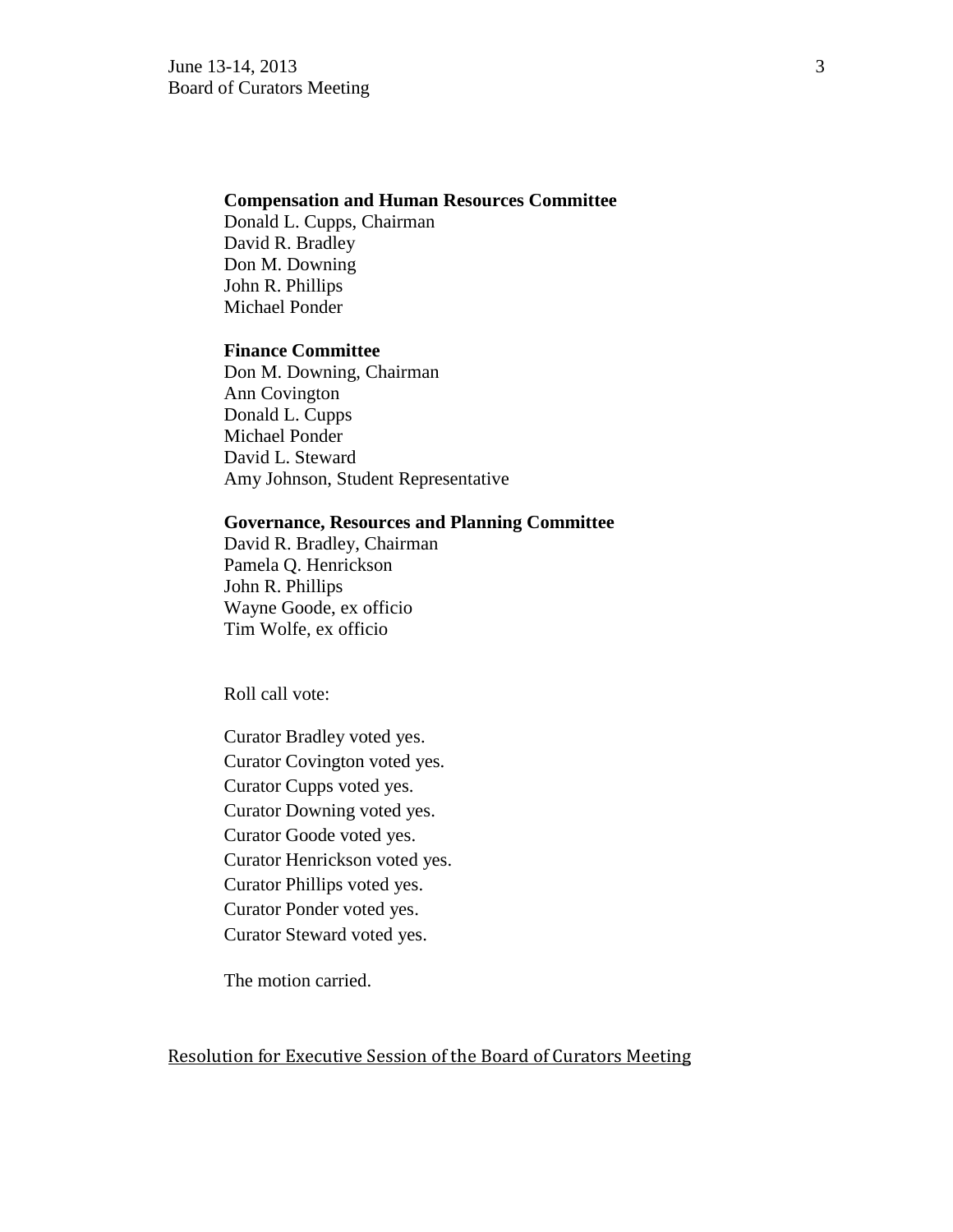**Compensation and Human Resources Committee**
Donald L. Cupps, Chairman
David R. Bradley
Don M. Downing
John R. Phillips
Michael Ponder

**Finance Committee**
Don M. Downing, Chairman
Ann Covington
Donald L. Cupps
Michael Ponder
David L. Steward
Amy Johnson, Student Representative

**Governance, Resources and Planning Committee**
David R. Bradley, Chairman
Pamela Q. Henrickson
John R. Phillips
Wayne Goode, ex officio
Tim Wolfe, ex officio

Roll call vote:

Curator Bradley voted yes.
Curator Covington voted yes.
Curator Cupps voted yes.
Curator Downing voted yes.
Curator Goode voted yes.
Curator Henrickson voted yes.
Curator Phillips voted yes.
Curator Ponder voted yes.
Curator Steward voted yes.

The motion carried.

<u>Resolution for Executive Session of the Board of Curators Meeting</u>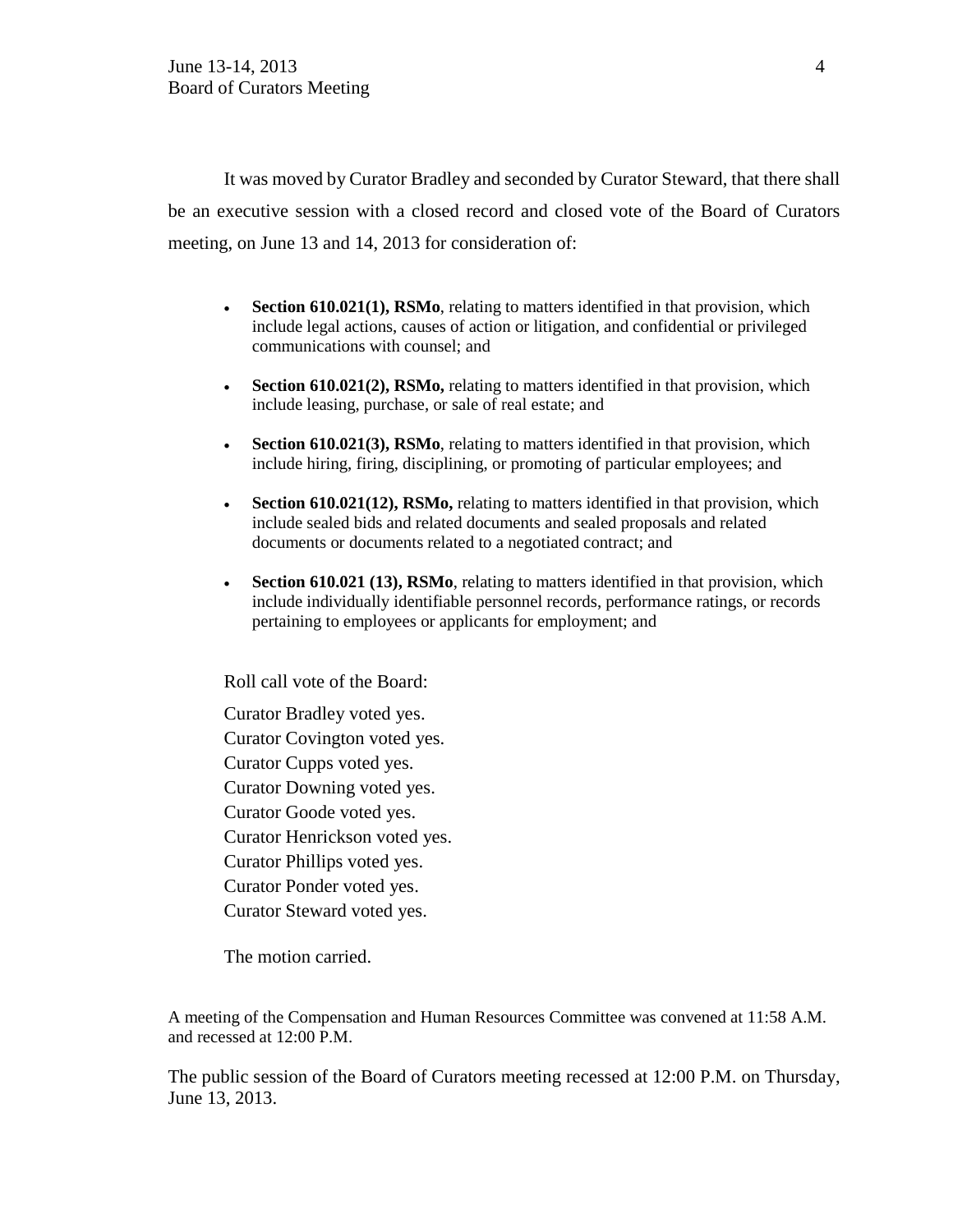It was moved by Curator Bradley and seconded by Curator Steward, that there shall be an executive session with a closed record and closed vote of the Board of Curators meeting, on June 13 and 14, 2013 for consideration of:

- **Section 610.021(1), RSMo**, relating to matters identified in that provision, which include legal actions, causes of action or litigation, and confidential or privileged communications with counsel; and
- **Section 610.021(2), RSMo,** relating to matters identified in that provision, which include leasing, purchase, or sale of real estate; and
- **Section 610.021(3), RSMo**, relating to matters identified in that provision, which include hiring, firing, disciplining, or promoting of particular employees; and
- **Section 610.021(12), RSMo,** relating to matters identified in that provision, which include sealed bids and related documents and sealed proposals and related documents or documents related to a negotiated contract; and
- **Section 610.021 (13), RSMo**, relating to matters identified in that provision, which include individually identifiable personnel records, performance ratings, or records pertaining to employees or applicants for employment; and

Roll call vote of the Board:

Curator Bradley voted yes.
Curator Covington voted yes.
Curator Cupps voted yes.
Curator Downing voted yes.
Curator Goode voted yes.
Curator Henrickson voted yes.
Curator Phillips voted yes.
Curator Ponder voted yes.
Curator Steward voted yes.

The motion carried.

A meeting of the Compensation and Human Resources Committee was convened at 11:58 A.M. and recessed at 12:00 P.M.

The public session of the Board of Curators meeting recessed at 12:00 P.M. on Thursday, June 13, 2013.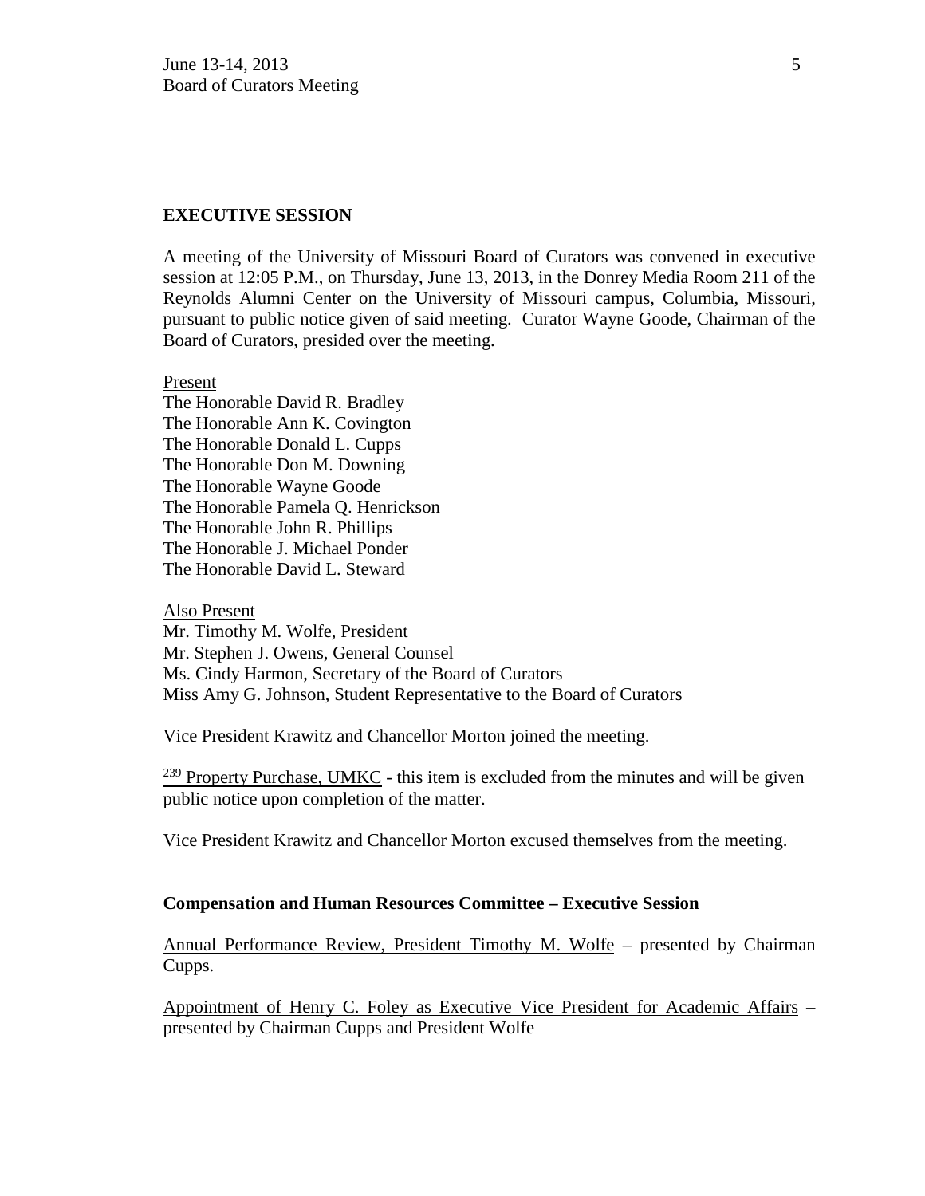## EXECUTIVE SESSION

A meeting of the University of Missouri Board of Curators was convened in executive session at 12:05 P.M., on Thursday, June 13, 2013, in the Donrey Media Room 211 of the Reynolds Alumni Center on the University of Missouri campus, Columbia, Missouri, pursuant to public notice given of said meeting. Curator Wayne Goode, Chairman of the Board of Curators, presided over the meeting.

Present

The Honorable David R. Bradley
The Honorable Ann K. Covington
The Honorable Donald L. Cupps
The Honorable Don M. Downing
The Honorable Wayne Goode
The Honorable Pamela Q. Henrickson
The Honorable John R. Phillips
The Honorable J. Michael Ponder
The Honorable David L. Steward

Also Present

Mr. Timothy M. Wolfe, President
Mr. Stephen J. Owens, General Counsel
Ms. Cindy Harmon, Secretary of the Board of Curators
Miss Amy G. Johnson, Student Representative to the Board of Curators

Vice President Krawitz and Chancellor Morton joined the meeting.

[239] Property Purchase, UMKC - this item is excluded from the minutes and will be given public notice upon completion of the matter.

Vice President Krawitz and Chancellor Morton excused themselves from the meeting.

### Compensation and Human Resources Committee – Executive Session

Annual Performance Review, President Timothy M. Wolfe – presented by Chairman Cupps.

Appointment of Henry C. Foley as Executive Vice President for Academic Affairs – presented by Chairman Cupps and President Wolfe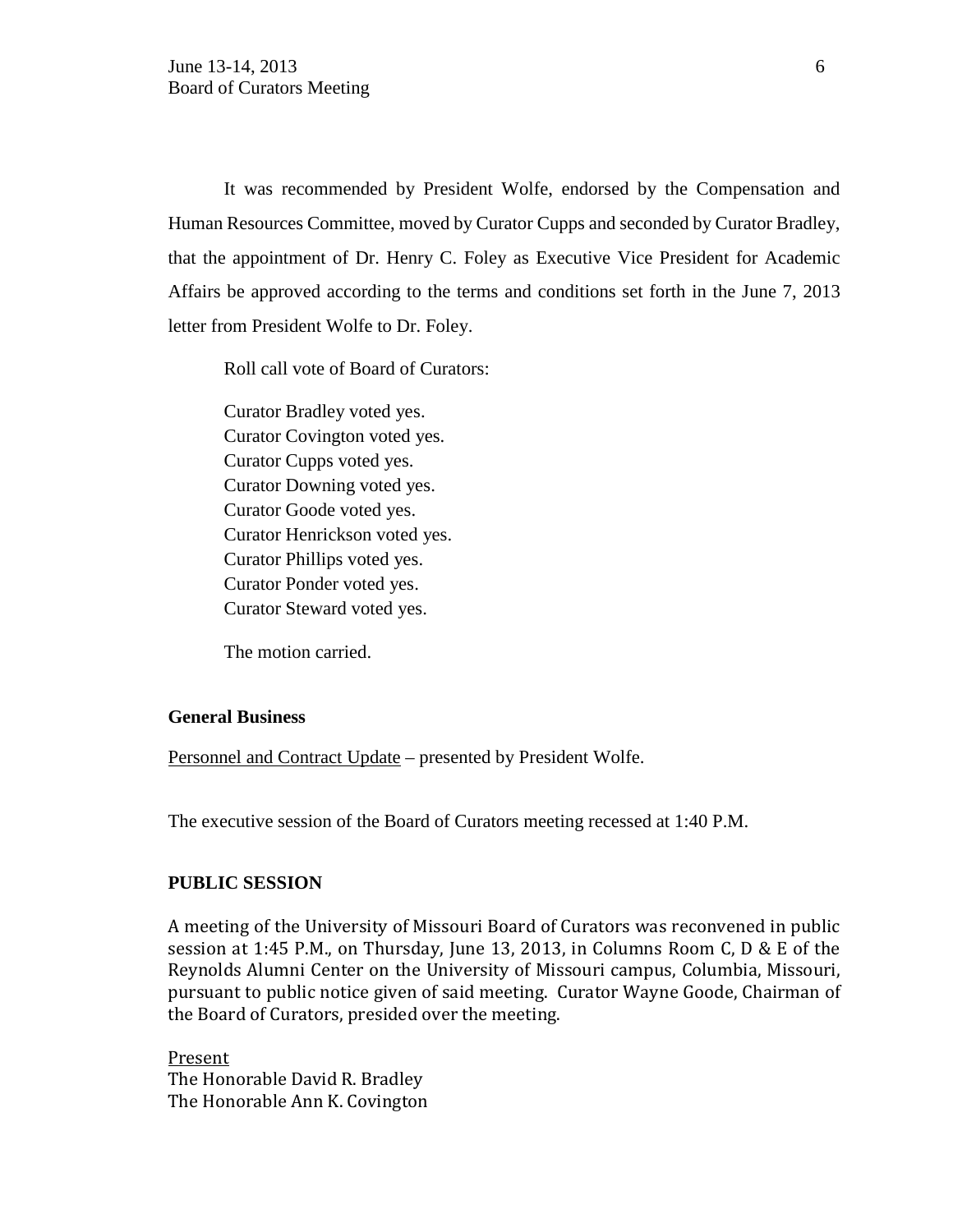It was recommended by President Wolfe, endorsed by the Compensation and Human Resources Committee, moved by Curator Cupps and seconded by Curator Bradley, that the appointment of Dr. Henry C. Foley as Executive Vice President for Academic Affairs be approved according to the terms and conditions set forth in the June 7, 2013 letter from President Wolfe to Dr. Foley.

Roll call vote of Board of Curators:

Curator Bradley voted yes.
Curator Covington voted yes.
Curator Cupps voted yes.
Curator Downing voted yes.
Curator Goode voted yes.
Curator Henrickson voted yes.
Curator Phillips voted yes.
Curator Ponder voted yes.
Curator Steward voted yes.

The motion carried.

**General Business**

Personnel and Contract Update – presented by President Wolfe.

The executive session of the Board of Curators meeting recessed at 1:40 P.M.

**PUBLIC SESSION**

A meeting of the University of Missouri Board of Curators was reconvened in public session at 1:45 P.M., on Thursday, June 13, 2013, in Columns Room C, D & E of the Reynolds Alumni Center on the University of Missouri campus, Columbia, Missouri, pursuant to public notice given of said meeting. Curator Wayne Goode, Chairman of the Board of Curators, presided over the meeting.

Present
The Honorable David R. Bradley
The Honorable Ann K. Covington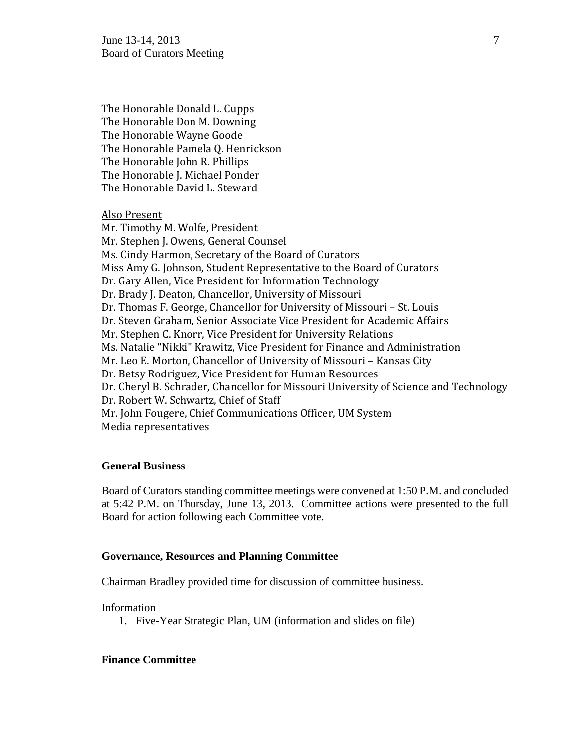The Honorable Donald L. Cupps
The Honorable Don M. Downing
The Honorable Wayne Goode
The Honorable Pamela Q. Henrickson
The Honorable John R. Phillips
The Honorable J. Michael Ponder
The Honorable David L. Steward

Also Present
Mr. Timothy M. Wolfe, President
Mr. Stephen J. Owens, General Counsel
Ms. Cindy Harmon, Secretary of the Board of Curators
Miss Amy G. Johnson, Student Representative to the Board of Curators
Dr. Gary Allen, Vice President for Information Technology
Dr. Brady J. Deaton, Chancellor, University of Missouri
Dr. Thomas F. George, Chancellor for University of Missouri – St. Louis
Dr. Steven Graham, Senior Associate Vice President for Academic Affairs
Mr. Stephen C. Knorr, Vice President for University Relations
Ms. Natalie "Nikki" Krawitz, Vice President for Finance and Administration
Mr. Leo E. Morton, Chancellor of University of Missouri – Kansas City
Dr. Betsy Rodriguez, Vice President for Human Resources
Dr. Cheryl B. Schrader, Chancellor for Missouri University of Science and Technology
Dr. Robert W. Schwartz, Chief of Staff
Mr. John Fougere, Chief Communications Officer, UM System
Media representatives

**General Business**

Board of Curators standing committee meetings were convened at 1:50 P.M. and concluded at 5:42 P.M. on Thursday, June 13, 2013. Committee actions were presented to the full Board for action following each Committee vote.

**Governance, Resources and Planning Committee**

Chairman Bradley provided time for discussion of committee business.

Information

1. Five-Year Strategic Plan, UM (information and slides on file)

**Finance Committee**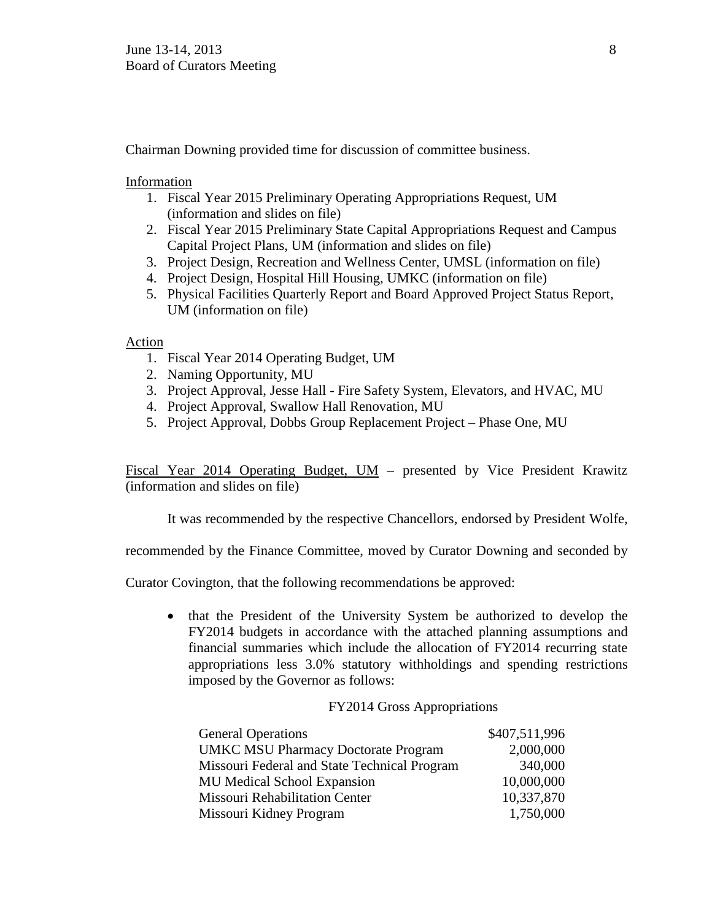Chairman Downing provided time for discussion of committee business.

Information

1. Fiscal Year 2015 Preliminary Operating Appropriations Request, UM (information and slides on file)
2. Fiscal Year 2015 Preliminary State Capital Appropriations Request and Campus Capital Project Plans, UM (information and slides on file)
3. Project Design, Recreation and Wellness Center, UMSL (information on file)
4. Project Design, Hospital Hill Housing, UMKC (information on file)
5. Physical Facilities Quarterly Report and Board Approved Project Status Report, UM (information on file)

Action

1. Fiscal Year 2014 Operating Budget, UM
2. Naming Opportunity, MU
3. Project Approval, Jesse Hall - Fire Safety System, Elevators, and HVAC, MU
4. Project Approval, Swallow Hall Renovation, MU
5. Project Approval, Dobbs Group Replacement Project – Phase One, MU

Fiscal Year 2014 Operating Budget, UM – presented by Vice President Krawitz (information and slides on file)

It was recommended by the respective Chancellors, endorsed by President Wolfe, recommended by the Finance Committee, moved by Curator Downing and seconded by Curator Covington, that the following recommendations be approved:

- that the President of the University System be authorized to develop the FY2014 budgets in accordance with the attached planning assumptions and financial summaries which include the allocation of FY2014 recurring state appropriations less 3.0% statutory withholdings and spending restrictions imposed by the Governor as follows:

FY2014 Gross Appropriations

| | |
|---|---:|
| General Operations | $407,511,996 |
| UMKC MSU Pharmacy Doctorate Program | 2,000,000 |
| Missouri Federal and State Technical Program | 340,000 |
| MU Medical School Expansion | 10,000,000 |
| Missouri Rehabilitation Center | 10,337,870 |
| Missouri Kidney Program | 1,750,000 |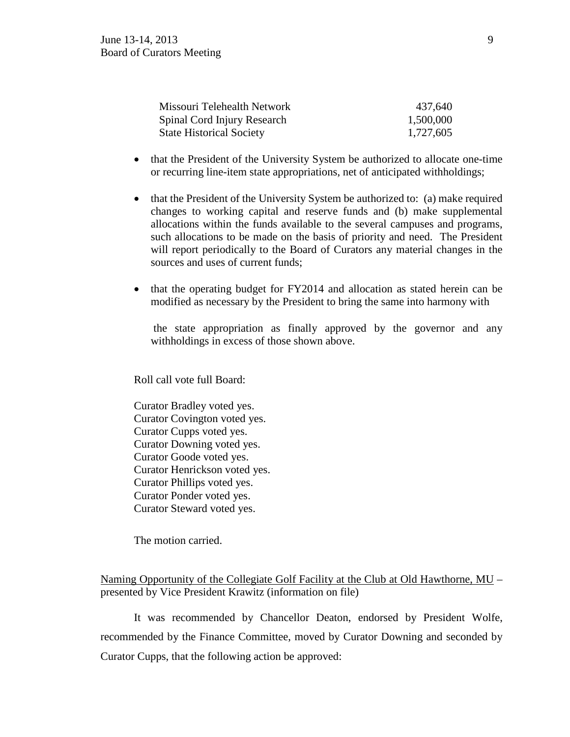| | |
|---|---|
| Missouri Telehealth Network | 437,640 |
| Spinal Cord Injury Research | 1,500,000 |
| State Historical Society | 1,727,605 |

- that the President of the University System be authorized to allocate one-time or recurring line-item state appropriations, net of anticipated withholdings;
- that the President of the University System be authorized to: (a) make required changes to working capital and reserve funds and (b) make supplemental allocations within the funds available to the several campuses and programs, such allocations to be made on the basis of priority and need. The President will report periodically to the Board of Curators any material changes in the sources and uses of current funds;
- that the operating budget for FY2014 and allocation as stated herein can be modified as necessary by the President to bring the same into harmony with

  the state appropriation as finally approved by the governor and any withholdings in excess of those shown above.

Roll call vote full Board:

Curator Bradley voted yes.
Curator Covington voted yes.
Curator Cupps voted yes.
Curator Downing voted yes.
Curator Goode voted yes.
Curator Henrickson voted yes.
Curator Phillips voted yes.
Curator Ponder voted yes.
Curator Steward voted yes.

The motion carried.

Naming Opportunity of the Collegiate Golf Facility at the Club at Old Hawthorne, MU – presented by Vice President Krawitz (information on file)

It was recommended by Chancellor Deaton, endorsed by President Wolfe, recommended by the Finance Committee, moved by Curator Downing and seconded by Curator Cupps, that the following action be approved: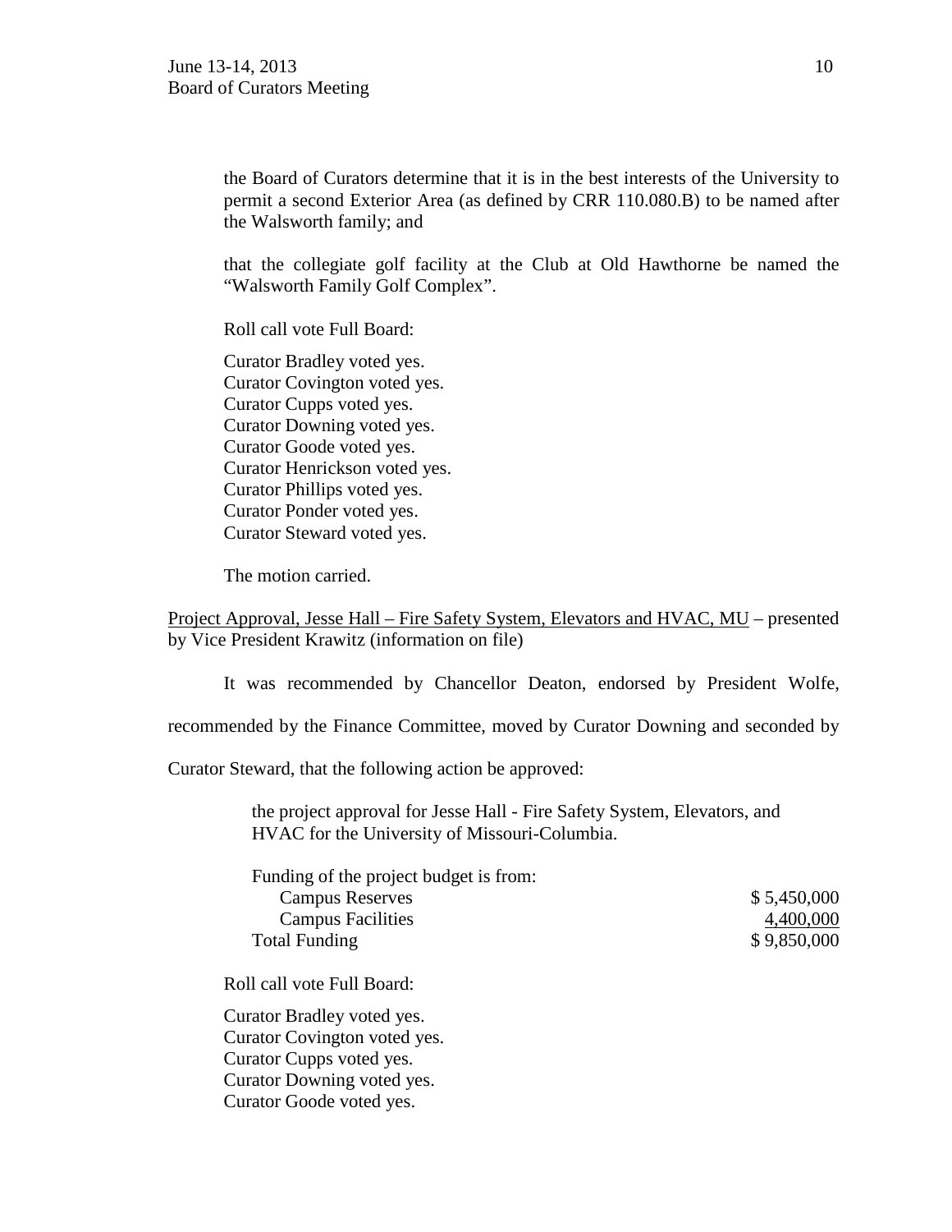the Board of Curators determine that it is in the best interests of the University to permit a second Exterior Area (as defined by CRR 110.080.B) to be named after the Walsworth family; and

that the collegiate golf facility at the Club at Old Hawthorne be named the "Walsworth Family Golf Complex".

Roll call vote Full Board:

Curator Bradley voted yes.
Curator Covington voted yes.
Curator Cupps voted yes.
Curator Downing voted yes.
Curator Goode voted yes.
Curator Henrickson voted yes.
Curator Phillips voted yes.
Curator Ponder voted yes.
Curator Steward voted yes.

The motion carried.

Project Approval, Jesse Hall – Fire Safety System, Elevators and HVAC, MU – presented by Vice President Krawitz (information on file)

It was recommended by Chancellor Deaton, endorsed by President Wolfe, recommended by the Finance Committee, moved by Curator Downing and seconded by Curator Steward, that the following action be approved:

the project approval for Jesse Hall - Fire Safety System, Elevators, and HVAC for the University of Missouri-Columbia.

| Funding of the project budget is from: | |
|---|---|
| Campus Reserves | $ 5,450,000 |
| Campus Facilities | 4,400,000 |
| Total Funding | $ 9,850,000 |

Roll call vote Full Board:

Curator Bradley voted yes.
Curator Covington voted yes.
Curator Cupps voted yes.
Curator Downing voted yes.
Curator Goode voted yes.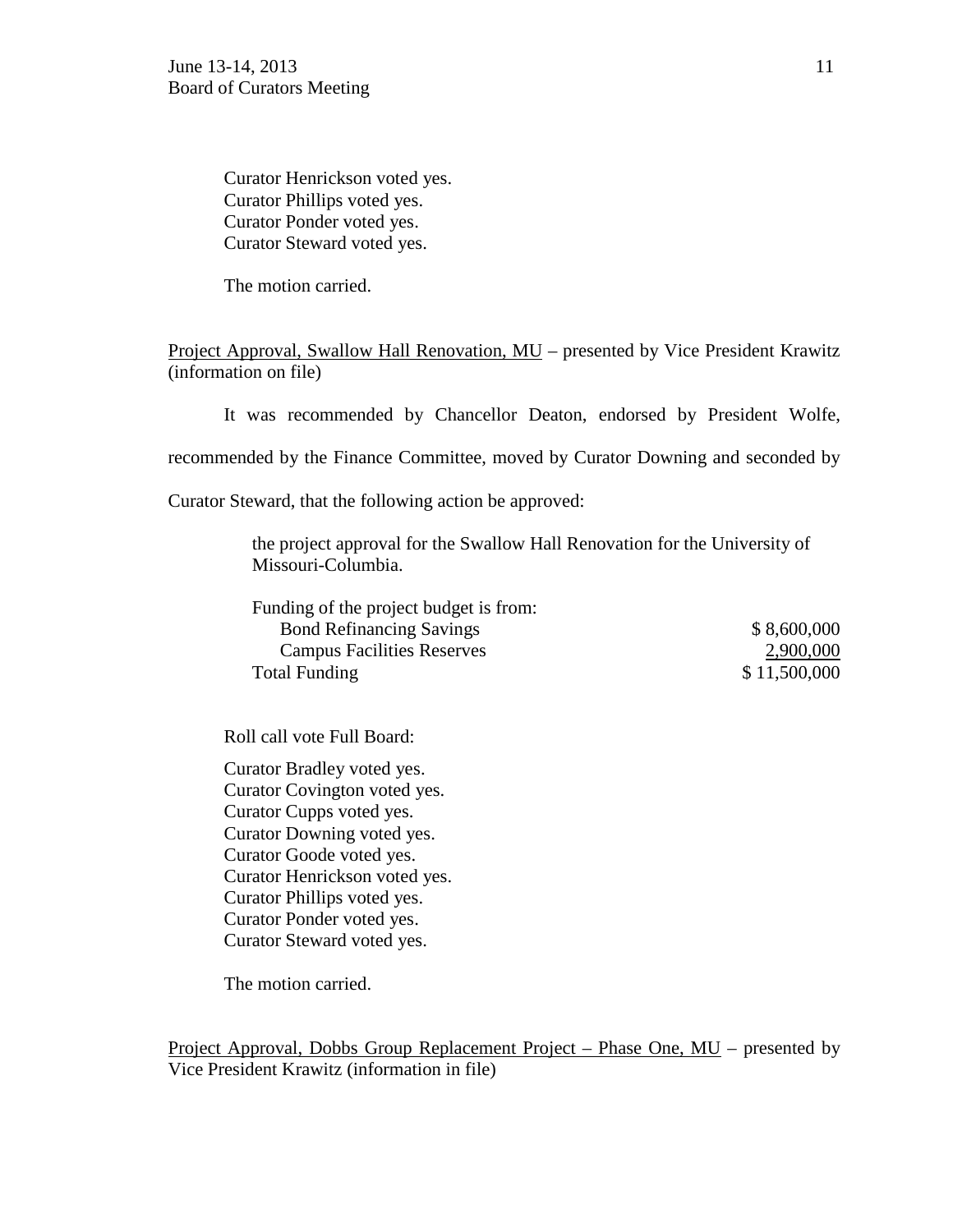Curator Henrickson voted yes.
Curator Phillips voted yes.
Curator Ponder voted yes.
Curator Steward voted yes.

The motion carried.

<u>Project Approval, Swallow Hall Renovation, MU</u> – presented by Vice President Krawitz (information on file)

It was recommended by Chancellor Deaton, endorsed by President Wolfe, recommended by the Finance Committee, moved by Curator Downing and seconded by Curator Steward, that the following action be approved:

> the project approval for the Swallow Hall Renovation for the University of Missouri-Columbia.

| Funding of the project budget is from: | |
|---|---|
| Bond Refinancing Savings | $ 8,600,000 |
| Campus Facilities Reserves | 2,900,000 |
| Total Funding | $ 11,500,000 |

Roll call vote Full Board:

Curator Bradley voted yes.
Curator Covington voted yes.
Curator Cupps voted yes.
Curator Downing voted yes.
Curator Goode voted yes.
Curator Henrickson voted yes.
Curator Phillips voted yes.
Curator Ponder voted yes.
Curator Steward voted yes.

The motion carried.

<u>Project Approval, Dobbs Group Replacement Project – Phase One, MU</u> – presented by Vice President Krawitz (information in file)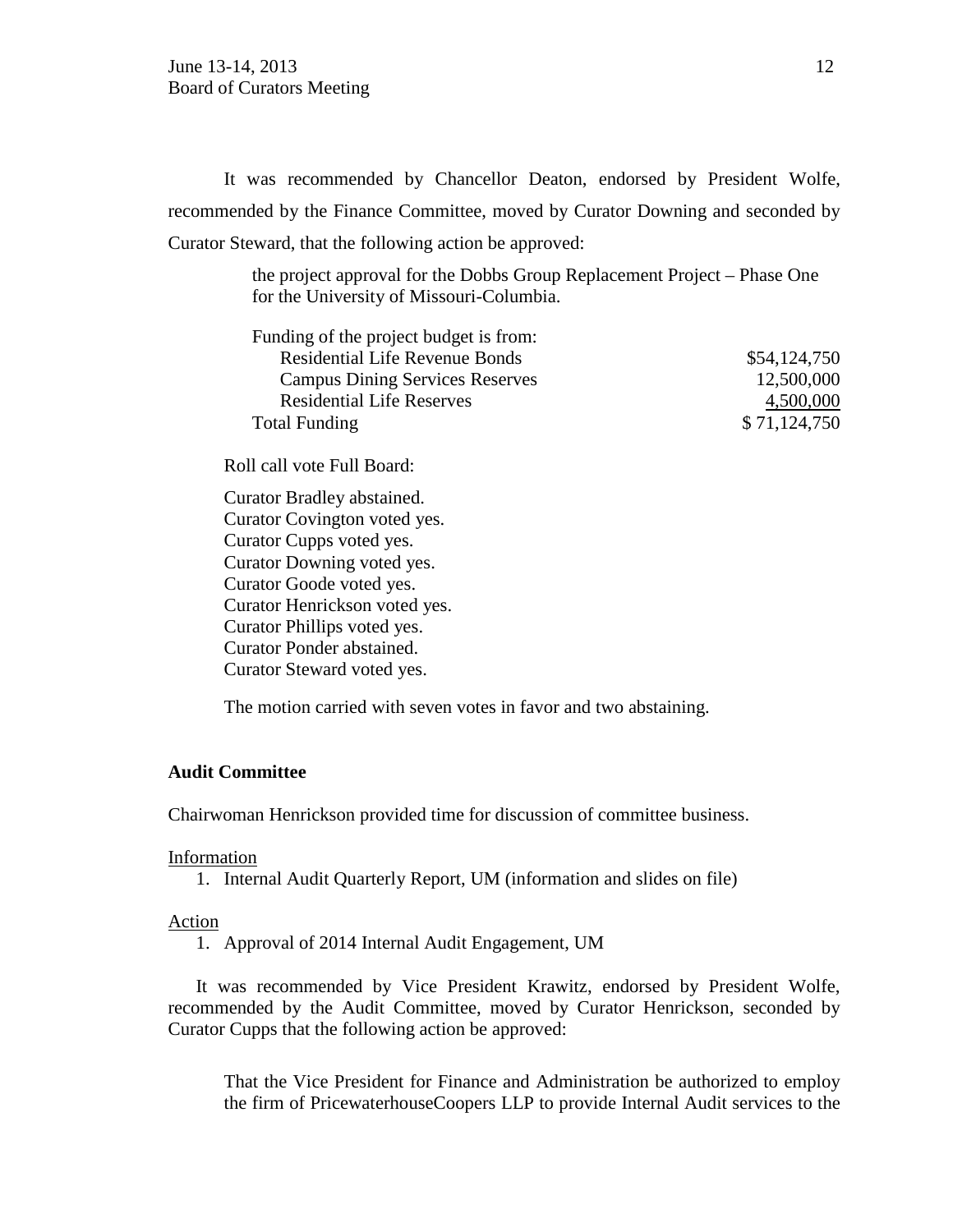It was recommended by Chancellor Deaton, endorsed by President Wolfe, recommended by the Finance Committee, moved by Curator Downing and seconded by Curator Steward, that the following action be approved:

> the project approval for the Dobbs Group Replacement Project – Phase One for the University of Missouri-Columbia.
>
> | Funding of the project budget is from: | |
> |---|---|
> | Residential Life Revenue Bonds | $54,124,750 |
> | Campus Dining Services Reserves | 12,500,000 |
> | Residential Life Reserves | 4,500,000 |
> | Total Funding | $ 71,124,750 |

Roll call vote Full Board:

Curator Bradley abstained.
Curator Covington voted yes.
Curator Cupps voted yes.
Curator Downing voted yes.
Curator Goode voted yes.
Curator Henrickson voted yes.
Curator Phillips voted yes.
Curator Ponder abstained.
Curator Steward voted yes.

The motion carried with seven votes in favor and two abstaining.

**Audit Committee**

Chairwoman Henrickson provided time for discussion of committee business.

Information

1. Internal Audit Quarterly Report, UM (information and slides on file)

Action

1. Approval of 2014 Internal Audit Engagement, UM

It was recommended by Vice President Krawitz, endorsed by President Wolfe, recommended by the Audit Committee, moved by Curator Henrickson, seconded by Curator Cupps that the following action be approved:

> That the Vice President for Finance and Administration be authorized to employ the firm of PricewaterhouseCoopers LLP to provide Internal Audit services to the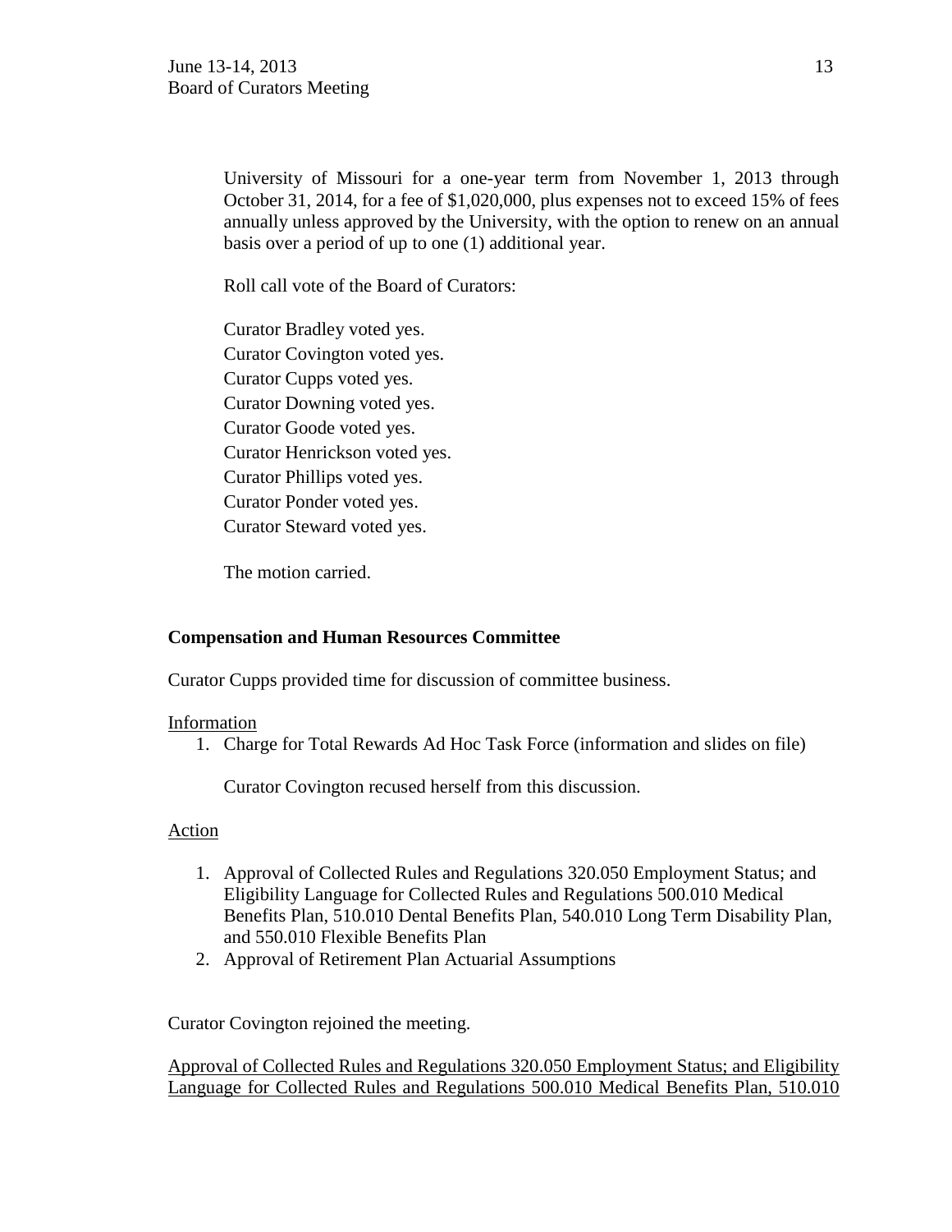University of Missouri for a one-year term from November 1, 2013 through October 31, 2014, for a fee of $1,020,000, plus expenses not to exceed 15% of fees annually unless approved by the University, with the option to renew on an annual basis over a period of up to one (1) additional year.

Roll call vote of the Board of Curators:

Curator Bradley voted yes.
Curator Covington voted yes.
Curator Cupps voted yes.
Curator Downing voted yes.
Curator Goode voted yes.
Curator Henrickson voted yes.
Curator Phillips voted yes.
Curator Ponder voted yes.
Curator Steward voted yes.

The motion carried.

**Compensation and Human Resources Committee**

Curator Cupps provided time for discussion of committee business.

<u>Information</u>

1. Charge for Total Rewards Ad Hoc Task Force (information and slides on file)

   Curator Covington recused herself from this discussion.

<u>Action</u>

1. Approval of Collected Rules and Regulations 320.050 Employment Status; and Eligibility Language for Collected Rules and Regulations 500.010 Medical Benefits Plan, 510.010 Dental Benefits Plan, 540.010 Long Term Disability Plan, and 550.010 Flexible Benefits Plan
2. Approval of Retirement Plan Actuarial Assumptions

Curator Covington rejoined the meeting.

<u>Approval of Collected Rules and Regulations 320.050 Employment Status; and Eligibility Language for Collected Rules and Regulations 500.010 Medical Benefits Plan, 510.010</u>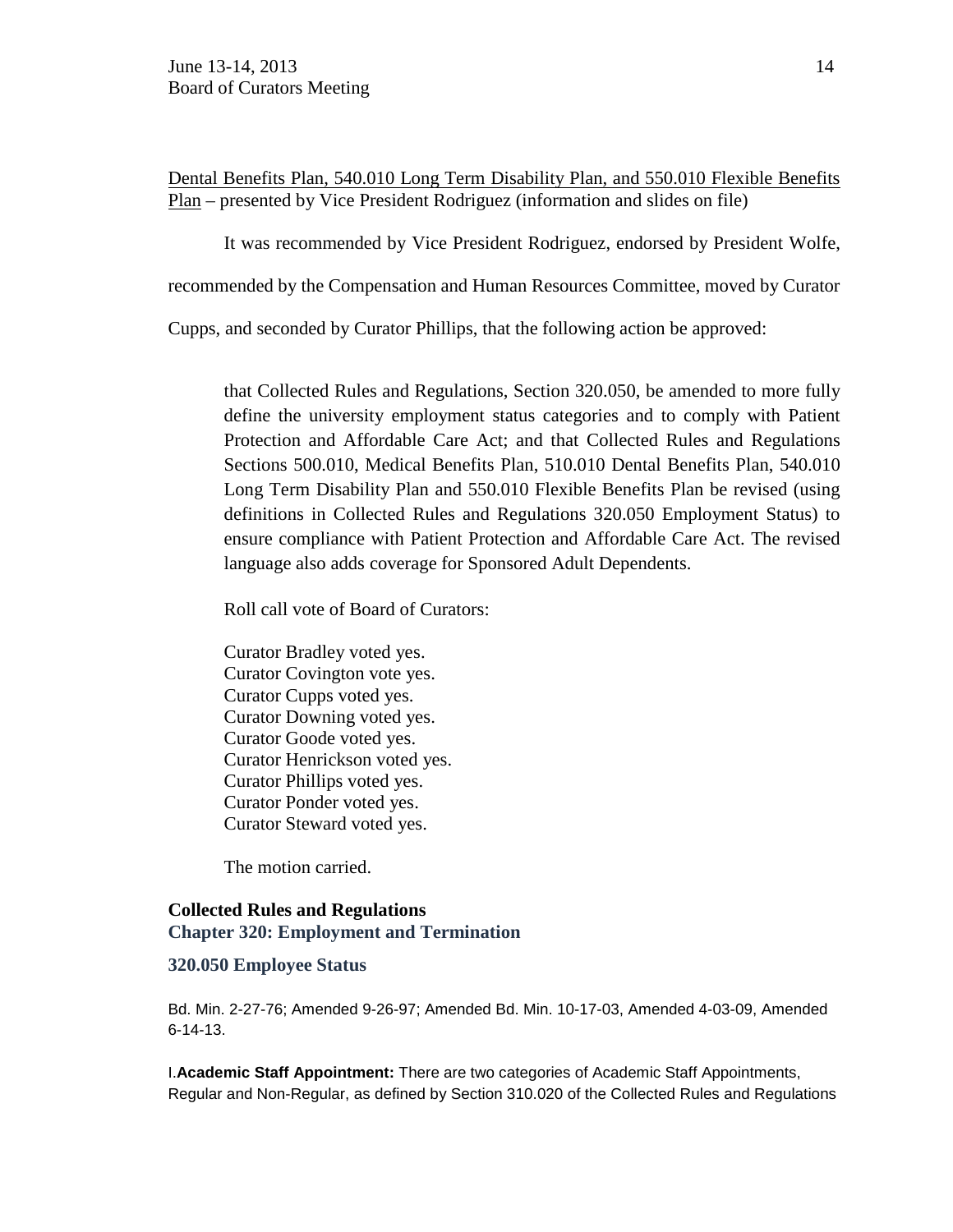Dental Benefits Plan, 540.010 Long Term Disability Plan, and 550.010 Flexible Benefits Plan – presented by Vice President Rodriguez (information and slides on file)

It was recommended by Vice President Rodriguez, endorsed by President Wolfe, recommended by the Compensation and Human Resources Committee, moved by Curator Cupps, and seconded by Curator Phillips, that the following action be approved:

> that Collected Rules and Regulations, Section 320.050, be amended to more fully define the university employment status categories and to comply with Patient Protection and Affordable Care Act; and that Collected Rules and Regulations Sections 500.010, Medical Benefits Plan, 510.010 Dental Benefits Plan, 540.010 Long Term Disability Plan and 550.010 Flexible Benefits Plan be revised (using definitions in Collected Rules and Regulations 320.050 Employment Status) to ensure compliance with Patient Protection and Affordable Care Act. The revised language also adds coverage for Sponsored Adult Dependents.
>
> Roll call vote of Board of Curators:
>
> Curator Bradley voted yes.
> Curator Covington vote yes.
> Curator Cupps voted yes.
> Curator Downing voted yes.
> Curator Goode voted yes.
> Curator Henrickson voted yes.
> Curator Phillips voted yes.
> Curator Ponder voted yes.
> Curator Steward voted yes.
>
> The motion carried.

**Collected Rules and Regulations**
**Chapter 320: Employment and Termination**

**320.050 Employee Status**

Bd. Min. 2-27-76; Amended 9-26-97; Amended Bd. Min. 10-17-03, Amended 4-03-09, Amended 6-14-13.

I. **Academic Staff Appointment:** There are two categories of Academic Staff Appointments, Regular and Non-Regular, as defined by Section 310.020 of the Collected Rules and Regulations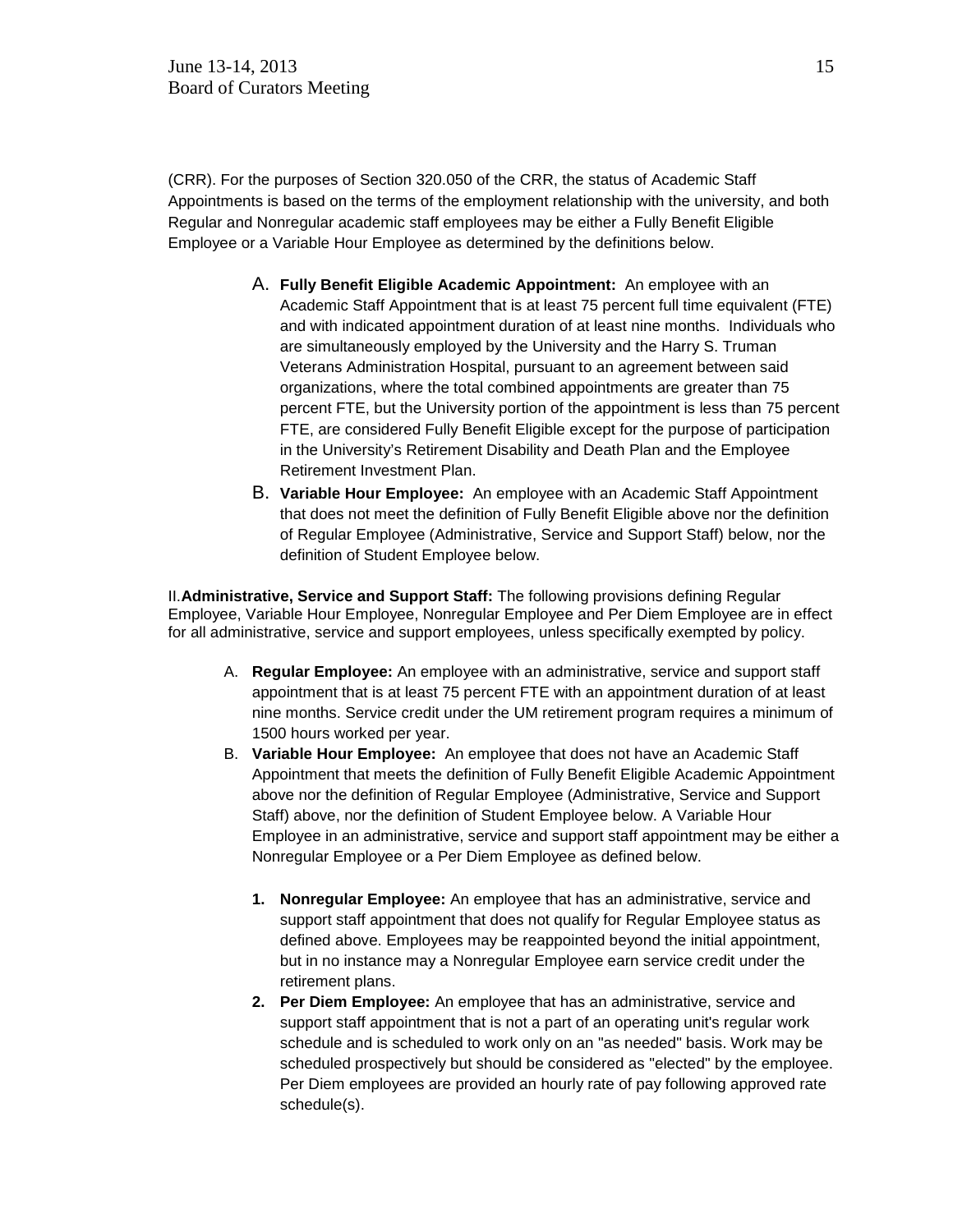(CRR). For the purposes of Section 320.050 of the CRR, the status of Academic Staff Appointments is based on the terms of the employment relationship with the university, and both Regular and Nonregular academic staff employees may be either a Fully Benefit Eligible Employee or a Variable Hour Employee as determined by the definitions below.

A. **Fully Benefit Eligible Academic Appointment:** An employee with an Academic Staff Appointment that is at least 75 percent full time equivalent (FTE) and with indicated appointment duration of at least nine months. Individuals who are simultaneously employed by the University and the Harry S. Truman Veterans Administration Hospital, pursuant to an agreement between said organizations, where the total combined appointments are greater than 75 percent FTE, but the University portion of the appointment is less than 75 percent FTE, are considered Fully Benefit Eligible except for the purpose of participation in the University's Retirement Disability and Death Plan and the Employee Retirement Investment Plan.

B. **Variable Hour Employee:** An employee with an Academic Staff Appointment that does not meet the definition of Fully Benefit Eligible above nor the definition of Regular Employee (Administrative, Service and Support Staff) below, nor the definition of Student Employee below.

II. **Administrative, Service and Support Staff:** The following provisions defining Regular Employee, Variable Hour Employee, Nonregular Employee and Per Diem Employee are in effect for all administrative, service and support employees, unless specifically exempted by policy.

A. **Regular Employee:** An employee with an administrative, service and support staff appointment that is at least 75 percent FTE with an appointment duration of at least nine months. Service credit under the UM retirement program requires a minimum of 1500 hours worked per year.

B. **Variable Hour Employee:** An employee that does not have an Academic Staff Appointment that meets the definition of Fully Benefit Eligible Academic Appointment above nor the definition of Regular Employee (Administrative, Service and Support Staff) above, nor the definition of Student Employee below. A Variable Hour Employee in an administrative, service and support staff appointment may be either a Nonregular Employee or a Per Diem Employee as defined below.

   1. **Nonregular Employee:** An employee that has an administrative, service and support staff appointment that does not qualify for Regular Employee status as defined above. Employees may be reappointed beyond the initial appointment, but in no instance may a Nonregular Employee earn service credit under the retirement plans.
   2. **Per Diem Employee:** An employee that has an administrative, service and support staff appointment that is not a part of an operating unit's regular work schedule and is scheduled to work only on an "as needed" basis. Work may be scheduled prospectively but should be considered as "elected" by the employee. Per Diem employees are provided an hourly rate of pay following approved rate schedule(s).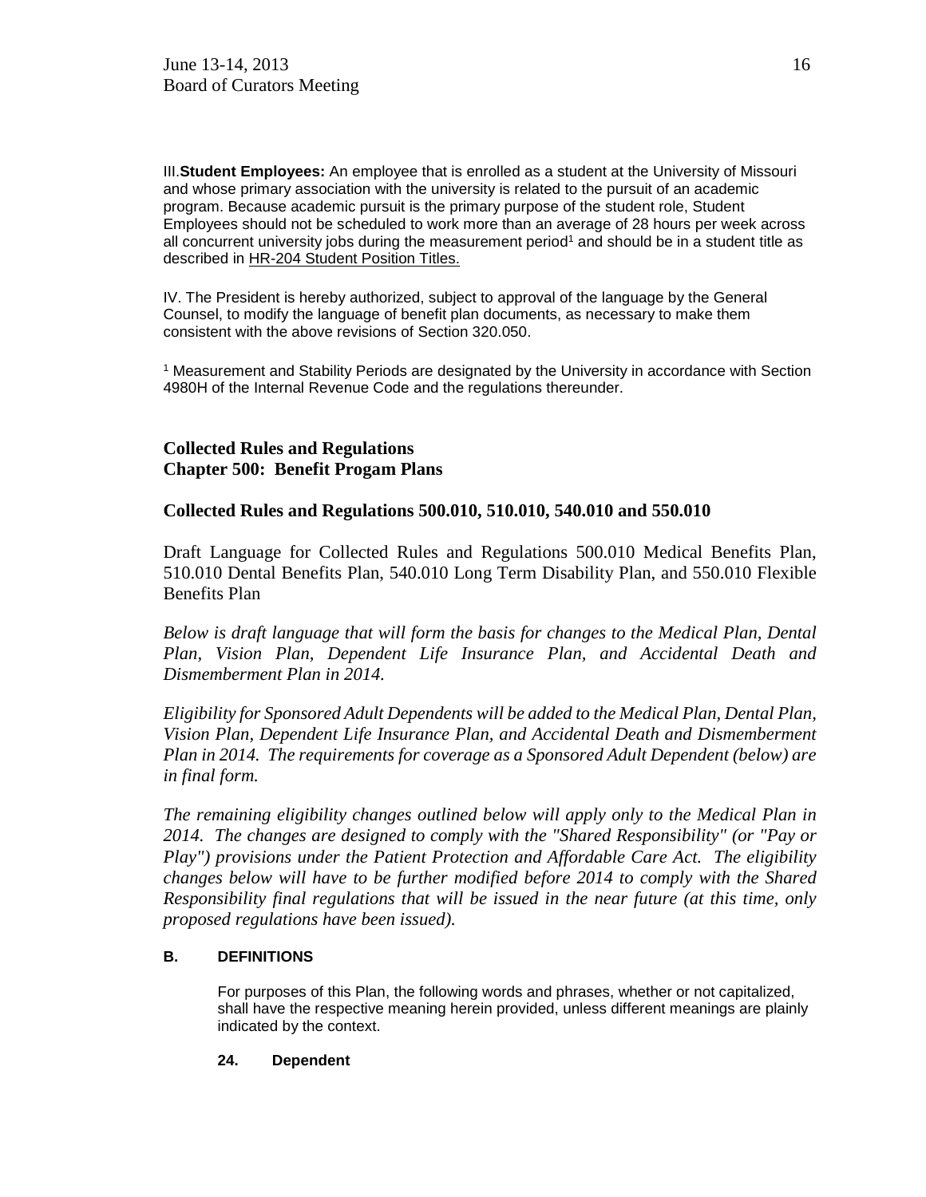III. **Student Employees:** An employee that is enrolled as a student at the University of Missouri and whose primary association with the university is related to the pursuit of an academic program. Because academic pursuit is the primary purpose of the student role, Student Employees should not be scheduled to work more than an average of 28 hours per week across all concurrent university jobs during the measurement period[1] and should be in a student title as described in HR-204 Student Position Titles.

IV. The President is hereby authorized, subject to approval of the language by the General Counsel, to modify the language of benefit plan documents, as necessary to make them consistent with the above revisions of Section 320.050.

[1] Measurement and Stability Periods are designated by the University in accordance with Section 4980H of the Internal Revenue Code and the regulations thereunder.

## Collected Rules and Regulations
## Chapter 500: Benefit Progam Plans

## Collected Rules and Regulations 500.010, 510.010, 540.010 and 550.010

Draft Language for Collected Rules and Regulations 500.010 Medical Benefits Plan, 510.010 Dental Benefits Plan, 540.010 Long Term Disability Plan, and 550.010 Flexible Benefits Plan

*Below is draft language that will form the basis for changes to the Medical Plan, Dental Plan, Vision Plan, Dependent Life Insurance Plan, and Accidental Death and Dismemberment Plan in 2014.*

*Eligibility for Sponsored Adult Dependents will be added to the Medical Plan, Dental Plan, Vision Plan, Dependent Life Insurance Plan, and Accidental Death and Dismemberment Plan in 2014. The requirements for coverage as a Sponsored Adult Dependent (below) are in final form.*

*The remaining eligibility changes outlined below will apply only to the Medical Plan in 2014. The changes are designed to comply with the "Shared Responsibility" (or "Pay or Play") provisions under the Patient Protection and Affordable Care Act. The eligibility changes below will have to be further modified before 2014 to comply with the Shared Responsibility final regulations that will be issued in the near future (at this time, only proposed regulations have been issued).*

### B. DEFINITIONS

For purposes of this Plan, the following words and phrases, whether or not capitalized, shall have the respective meaning herein provided, unless different meanings are plainly indicated by the context.

#### 24. Dependent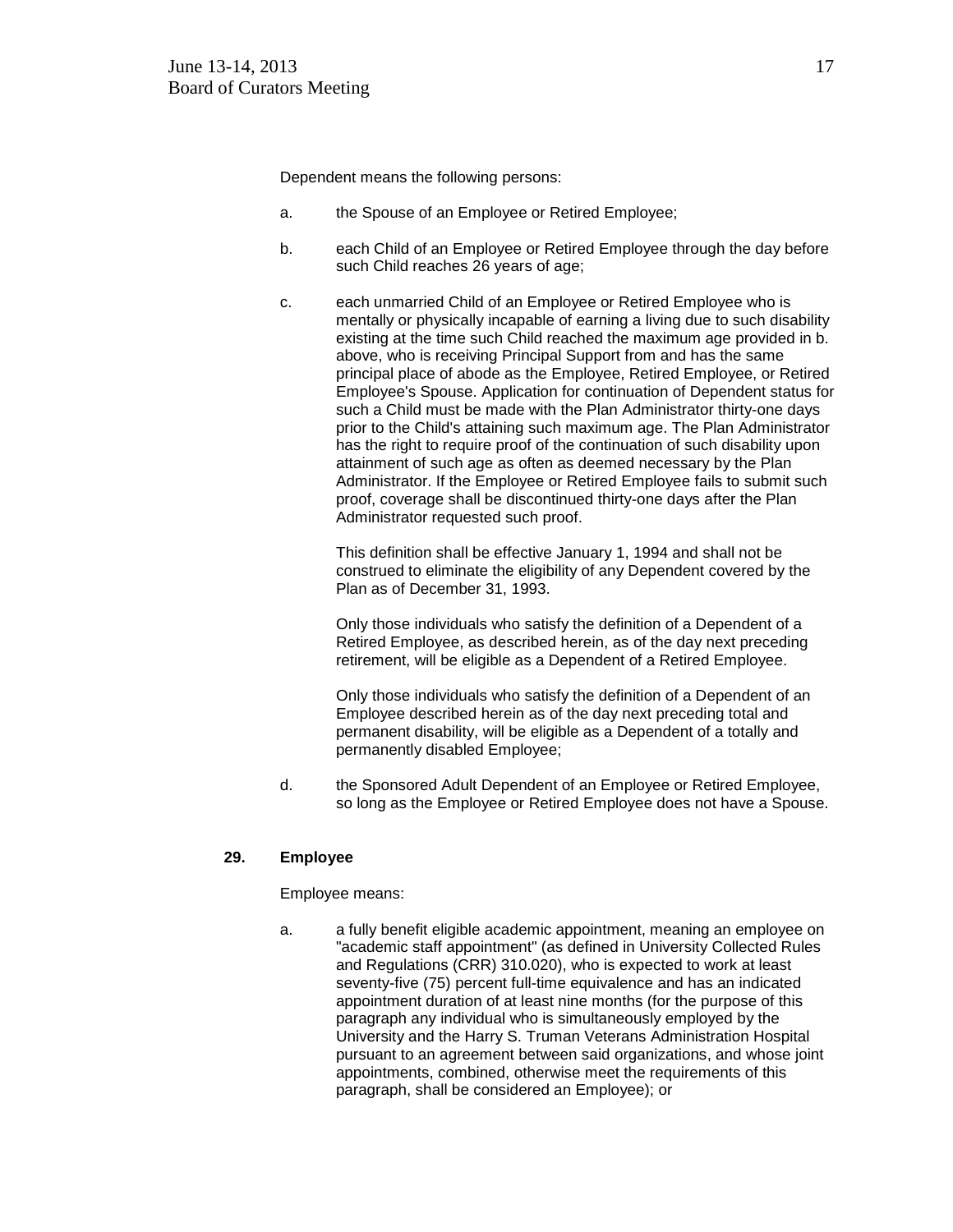Dependent means the following persons:

a. the Spouse of an Employee or Retired Employee;

b. each Child of an Employee or Retired Employee through the day before such Child reaches 26 years of age;

c. each unmarried Child of an Employee or Retired Employee who is mentally or physically incapable of earning a living due to such disability existing at the time such Child reached the maximum age provided in b. above, who is receiving Principal Support from and has the same principal place of abode as the Employee, Retired Employee, or Retired Employee's Spouse. Application for continuation of Dependent status for such a Child must be made with the Plan Administrator thirty-one days prior to the Child's attaining such maximum age. The Plan Administrator has the right to require proof of the continuation of such disability upon attainment of such age as often as deemed necessary by the Plan Administrator. If the Employee or Retired Employee fails to submit such proof, coverage shall be discontinued thirty-one days after the Plan Administrator requested such proof.

   This definition shall be effective January 1, 1994 and shall not be construed to eliminate the eligibility of any Dependent covered by the Plan as of December 31, 1993.

   Only those individuals who satisfy the definition of a Dependent of a Retired Employee, as described herein, as of the day next preceding retirement, will be eligible as a Dependent of a Retired Employee.

   Only those individuals who satisfy the definition of a Dependent of an Employee described herein as of the day next preceding total and permanent disability, will be eligible as a Dependent of a totally and permanently disabled Employee;

d. the Sponsored Adult Dependent of an Employee or Retired Employee, so long as the Employee or Retired Employee does not have a Spouse.

**29. Employee**

Employee means:

a. a fully benefit eligible academic appointment, meaning an employee on "academic staff appointment" (as defined in University Collected Rules and Regulations (CRR) 310.020), who is expected to work at least seventy-five (75) percent full-time equivalence and has an indicated appointment duration of at least nine months (for the purpose of this paragraph any individual who is simultaneously employed by the University and the Harry S. Truman Veterans Administration Hospital pursuant to an agreement between said organizations, and whose joint appointments, combined, otherwise meet the requirements of this paragraph, shall be considered an Employee); or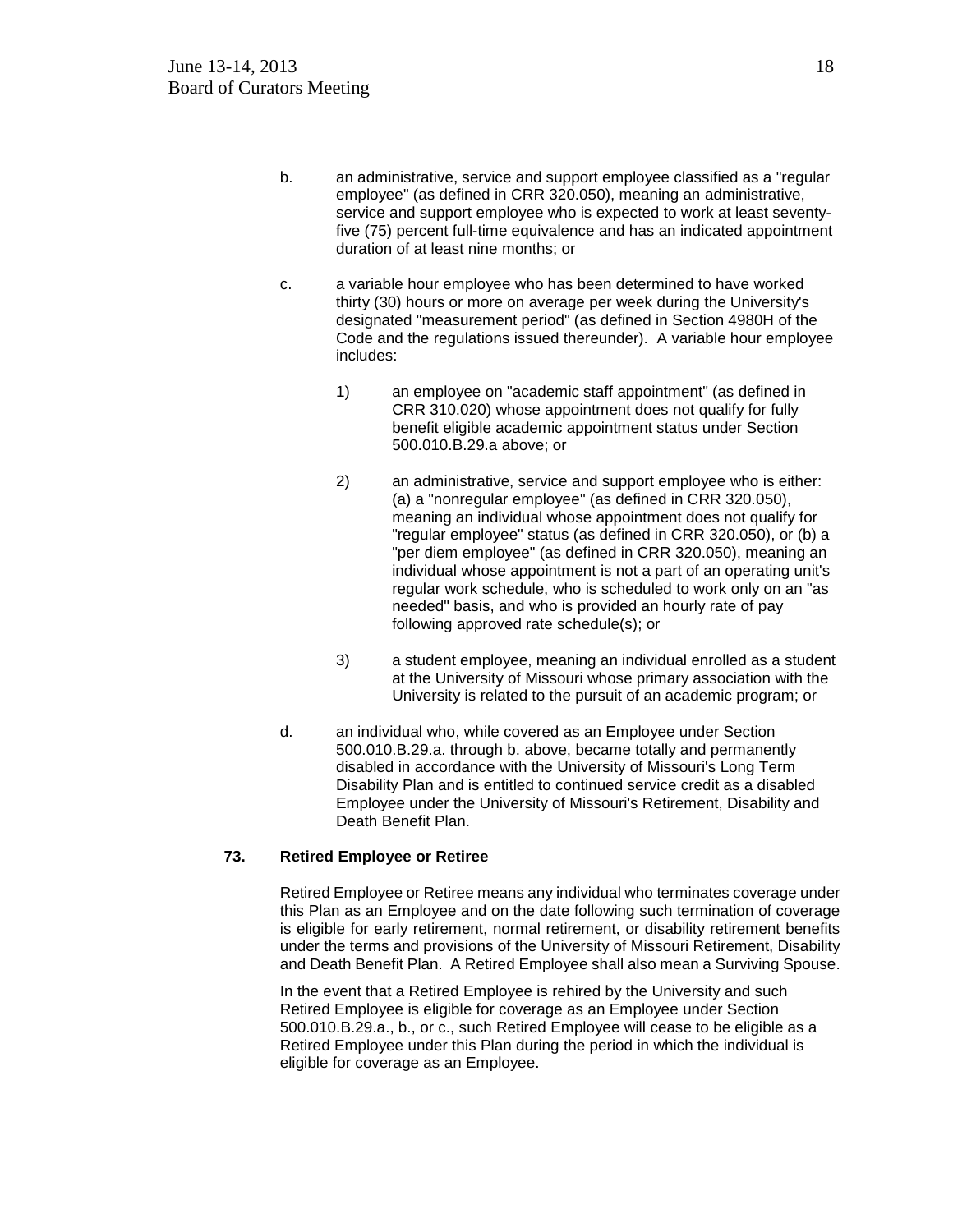b. an administrative, service and support employee classified as a "regular employee" (as defined in CRR 320.050), meaning an administrative, service and support employee who is expected to work at least seventy-five (75) percent full-time equivalence and has an indicated appointment duration of at least nine months; or

c. a variable hour employee who has been determined to have worked thirty (30) hours or more on average per week during the University's designated "measurement period" (as defined in Section 4980H of the Code and the regulations issued thereunder). A variable hour employee includes:

   1) an employee on "academic staff appointment" (as defined in CRR 310.020) whose appointment does not qualify for fully benefit eligible academic appointment status under Section 500.010.B.29.a above; or

   2) an administrative, service and support employee who is either: (a) a "nonregular employee" (as defined in CRR 320.050), meaning an individual whose appointment does not qualify for "regular employee" status (as defined in CRR 320.050), or (b) a "per diem employee" (as defined in CRR 320.050), meaning an individual whose appointment is not a part of an operating unit's regular work schedule, who is scheduled to work only on an "as needed" basis, and who is provided an hourly rate of pay following approved rate schedule(s); or

   3) a student employee, meaning an individual enrolled as a student at the University of Missouri whose primary association with the University is related to the pursuit of an academic program; or

d. an individual who, while covered as an Employee under Section 500.010.B.29.a. through b. above, became totally and permanently disabled in accordance with the University of Missouri's Long Term Disability Plan and is entitled to continued service credit as a disabled Employee under the University of Missouri's Retirement, Disability and Death Benefit Plan.

**73. Retired Employee or Retiree**

Retired Employee or Retiree means any individual who terminates coverage under this Plan as an Employee and on the date following such termination of coverage is eligible for early retirement, normal retirement, or disability retirement benefits under the terms and provisions of the University of Missouri Retirement, Disability and Death Benefit Plan. A Retired Employee shall also mean a Surviving Spouse.

In the event that a Retired Employee is rehired by the University and such Retired Employee is eligible for coverage as an Employee under Section 500.010.B.29.a., b., or c., such Retired Employee will cease to be eligible as a Retired Employee under this Plan during the period in which the individual is eligible for coverage as an Employee.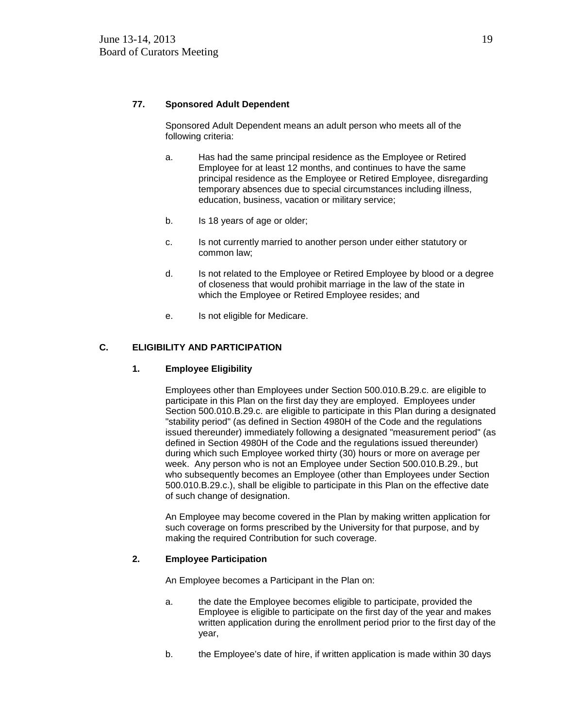**77. Sponsored Adult Dependent**

Sponsored Adult Dependent means an adult person who meets all of the following criteria:

a. Has had the same principal residence as the Employee or Retired Employee for at least 12 months, and continues to have the same principal residence as the Employee or Retired Employee, disregarding temporary absences due to special circumstances including illness, education, business, vacation or military service;

b. Is 18 years of age or older;

c. Is not currently married to another person under either statutory or common law;

d. Is not related to the Employee or Retired Employee by blood or a degree of closeness that would prohibit marriage in the law of the state in which the Employee or Retired Employee resides; and

e. Is not eligible for Medicare.

## C. ELIGIBILITY AND PARTICIPATION

### 1. Employee Eligibility

Employees other than Employees under Section 500.010.B.29.c. are eligible to participate in this Plan on the first day they are employed. Employees under Section 500.010.B.29.c. are eligible to participate in this Plan during a designated "stability period" (as defined in Section 4980H of the Code and the regulations issued thereunder) immediately following a designated "measurement period" (as defined in Section 4980H of the Code and the regulations issued thereunder) during which such Employee worked thirty (30) hours or more on average per week. Any person who is not an Employee under Section 500.010.B.29., but who subsequently becomes an Employee (other than Employees under Section 500.010.B.29.c.), shall be eligible to participate in this Plan on the effective date of such change of designation.

An Employee may become covered in the Plan by making written application for such coverage on forms prescribed by the University for that purpose, and by making the required Contribution for such coverage.

### 2. Employee Participation

An Employee becomes a Participant in the Plan on:

a. the date the Employee becomes eligible to participate, provided the Employee is eligible to participate on the first day of the year and makes written application during the enrollment period prior to the first day of the year,

b. the Employee's date of hire, if written application is made within 30 days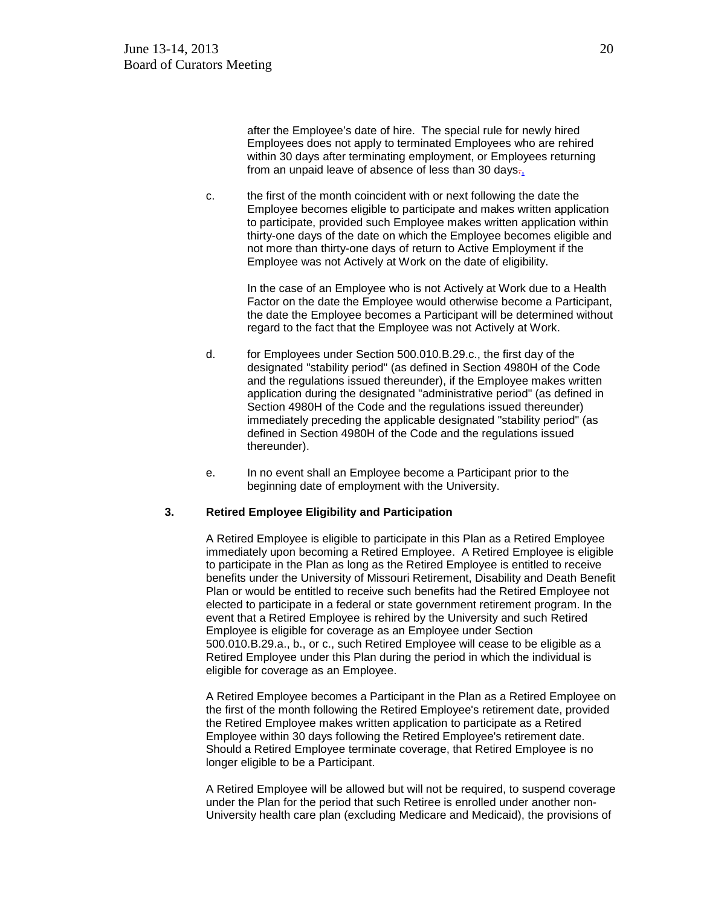after the Employee's date of hire. The special rule for newly hired Employees does not apply to terminated Employees who are rehired within 30 days after terminating employment, or Employees returning from an unpaid leave of absence of less than 30 days.,

c. the first of the month coincident with or next following the date the Employee becomes eligible to participate and makes written application to participate, provided such Employee makes written application within thirty-one days of the date on which the Employee becomes eligible and not more than thirty-one days of return to Active Employment if the Employee was not Actively at Work on the date of eligibility.

   In the case of an Employee who is not Actively at Work due to a Health Factor on the date the Employee would otherwise become a Participant, the date the Employee becomes a Participant will be determined without regard to the fact that the Employee was not Actively at Work.

d. for Employees under Section 500.010.B.29.c., the first day of the designated "stability period" (as defined in Section 4980H of the Code and the regulations issued thereunder), if the Employee makes written application during the designated "administrative period" (as defined in Section 4980H of the Code and the regulations issued thereunder) immediately preceding the applicable designated "stability period" (as defined in Section 4980H of the Code and the regulations issued thereunder).

e. In no event shall an Employee become a Participant prior to the beginning date of employment with the University.

**3. Retired Employee Eligibility and Participation**

A Retired Employee is eligible to participate in this Plan as a Retired Employee immediately upon becoming a Retired Employee. A Retired Employee is eligible to participate in the Plan as long as the Retired Employee is entitled to receive benefits under the University of Missouri Retirement, Disability and Death Benefit Plan or would be entitled to receive such benefits had the Retired Employee not elected to participate in a federal or state government retirement program. In the event that a Retired Employee is rehired by the University and such Retired Employee is eligible for coverage as an Employee under Section 500.010.B.29.a., b., or c., such Retired Employee will cease to be eligible as a Retired Employee under this Plan during the period in which the individual is eligible for coverage as an Employee.

A Retired Employee becomes a Participant in the Plan as a Retired Employee on the first of the month following the Retired Employee's retirement date, provided the Retired Employee makes written application to participate as a Retired Employee within 30 days following the Retired Employee's retirement date. Should a Retired Employee terminate coverage, that Retired Employee is no longer eligible to be a Participant.

A Retired Employee will be allowed but will not be required, to suspend coverage under the Plan for the period that such Retiree is enrolled under another non-University health care plan (excluding Medicare and Medicaid), the provisions of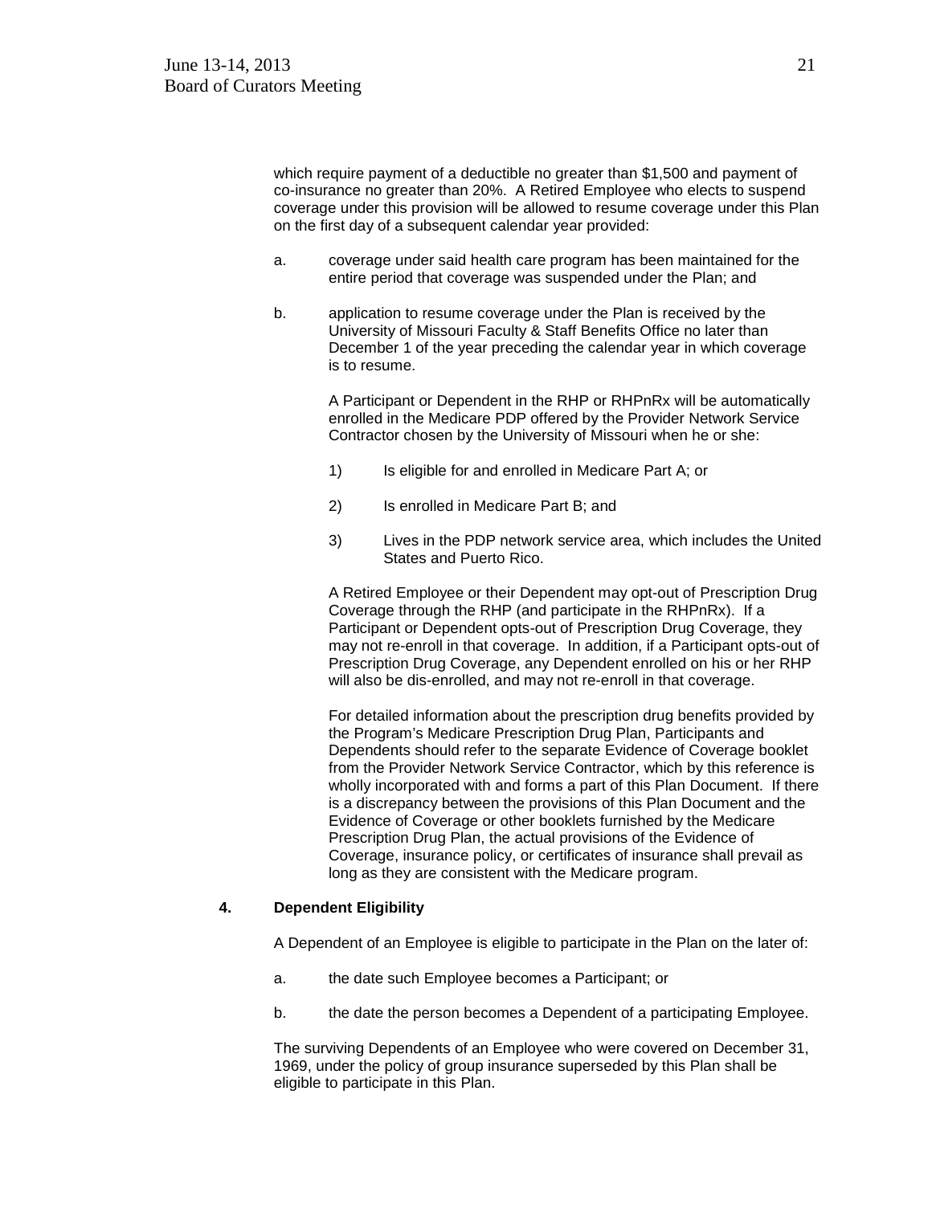which require payment of a deductible no greater than $1,500 and payment of co-insurance no greater than 20%. A Retired Employee who elects to suspend coverage under this provision will be allowed to resume coverage under this Plan on the first day of a subsequent calendar year provided:

a. coverage under said health care program has been maintained for the entire period that coverage was suspended under the Plan; and

b. application to resume coverage under the Plan is received by the University of Missouri Faculty & Staff Benefits Office no later than December 1 of the year preceding the calendar year in which coverage is to resume.

   A Participant or Dependent in the RHP or RHPnRx will be automatically enrolled in the Medicare PDP offered by the Provider Network Service Contractor chosen by the University of Missouri when he or she:

   1) Is eligible for and enrolled in Medicare Part A; or

   2) Is enrolled in Medicare Part B; and

   3) Lives in the PDP network service area, which includes the United States and Puerto Rico.

   A Retired Employee or their Dependent may opt-out of Prescription Drug Coverage through the RHP (and participate in the RHPnRx). If a Participant or Dependent opts-out of Prescription Drug Coverage, they may not re-enroll in that coverage. In addition, if a Participant opts-out of Prescription Drug Coverage, any Dependent enrolled on his or her RHP will also be dis-enrolled, and may not re-enroll in that coverage.

   For detailed information about the prescription drug benefits provided by the Program's Medicare Prescription Drug Plan, Participants and Dependents should refer to the separate Evidence of Coverage booklet from the Provider Network Service Contractor, which by this reference is wholly incorporated with and forms a part of this Plan Document. If there is a discrepancy between the provisions of this Plan Document and the Evidence of Coverage or other booklets furnished by the Medicare Prescription Drug Plan, the actual provisions of the Evidence of Coverage, insurance policy, or certificates of insurance shall prevail as long as they are consistent with the Medicare program.

**4. Dependent Eligibility**

A Dependent of an Employee is eligible to participate in the Plan on the later of:

a. the date such Employee becomes a Participant; or

b. the date the person becomes a Dependent of a participating Employee.

The surviving Dependents of an Employee who were covered on December 31, 1969, under the policy of group insurance superseded by this Plan shall be eligible to participate in this Plan.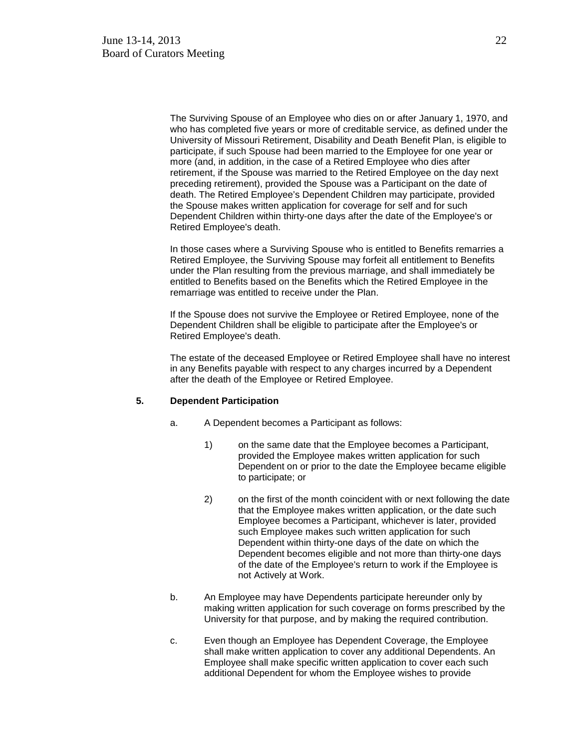The Surviving Spouse of an Employee who dies on or after January 1, 1970, and who has completed five years or more of creditable service, as defined under the University of Missouri Retirement, Disability and Death Benefit Plan, is eligible to participate, if such Spouse had been married to the Employee for one year or more (and, in addition, in the case of a Retired Employee who dies after retirement, if the Spouse was married to the Retired Employee on the day next preceding retirement), provided the Spouse was a Participant on the date of death. The Retired Employee's Dependent Children may participate, provided the Spouse makes written application for coverage for self and for such Dependent Children within thirty-one days after the date of the Employee's or Retired Employee's death.

In those cases where a Surviving Spouse who is entitled to Benefits remarries a Retired Employee, the Surviving Spouse may forfeit all entitlement to Benefits under the Plan resulting from the previous marriage, and shall immediately be entitled to Benefits based on the Benefits which the Retired Employee in the remarriage was entitled to receive under the Plan.

If the Spouse does not survive the Employee or Retired Employee, none of the Dependent Children shall be eligible to participate after the Employee's or Retired Employee's death.

The estate of the deceased Employee or Retired Employee shall have no interest in any Benefits payable with respect to any charges incurred by a Dependent after the death of the Employee or Retired Employee.

**5. Dependent Participation**

a. A Dependent becomes a Participant as follows:

1) on the same date that the Employee becomes a Participant, provided the Employee makes written application for such Dependent on or prior to the date the Employee became eligible to participate; or

2) on the first of the month coincident with or next following the date that the Employee makes written application, or the date such Employee becomes a Participant, whichever is later, provided such Employee makes such written application for such Dependent within thirty-one days of the date on which the Dependent becomes eligible and not more than thirty-one days of the date of the Employee's return to work if the Employee is not Actively at Work.

b. An Employee may have Dependents participate hereunder only by making written application for such coverage on forms prescribed by the University for that purpose, and by making the required contribution.

c. Even though an Employee has Dependent Coverage, the Employee shall make written application to cover any additional Dependents. An Employee shall make specific written application to cover each such additional Dependent for whom the Employee wishes to provide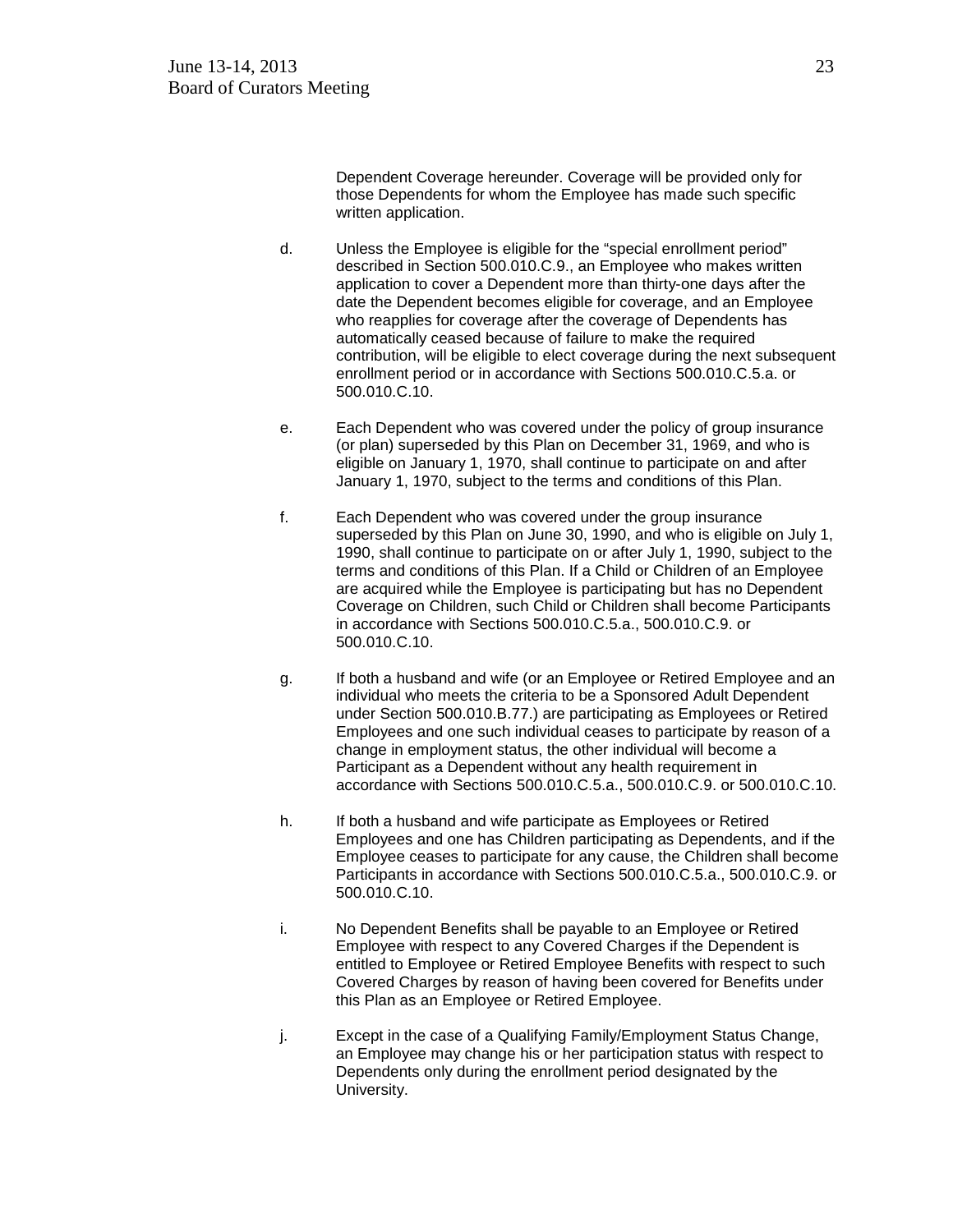Dependent Coverage hereunder. Coverage will be provided only for those Dependents for whom the Employee has made such specific written application.

d. Unless the Employee is eligible for the “special enrollment period” described in Section 500.010.C.9., an Employee who makes written application to cover a Dependent more than thirty-one days after the date the Dependent becomes eligible for coverage, and an Employee who reapplies for coverage after the coverage of Dependents has automatically ceased because of failure to make the required contribution, will be eligible to elect coverage during the next subsequent enrollment period or in accordance with Sections 500.010.C.5.a. or 500.010.C.10.

e. Each Dependent who was covered under the policy of group insurance (or plan) superseded by this Plan on December 31, 1969, and who is eligible on January 1, 1970, shall continue to participate on and after January 1, 1970, subject to the terms and conditions of this Plan.

f. Each Dependent who was covered under the group insurance superseded by this Plan on June 30, 1990, and who is eligible on July 1, 1990, shall continue to participate on or after July 1, 1990, subject to the terms and conditions of this Plan. If a Child or Children of an Employee are acquired while the Employee is participating but has no Dependent Coverage on Children, such Child or Children shall become Participants in accordance with Sections 500.010.C.5.a., 500.010.C.9. or 500.010.C.10.

g. If both a husband and wife (or an Employee or Retired Employee and an individual who meets the criteria to be a Sponsored Adult Dependent under Section 500.010.B.77.) are participating as Employees or Retired Employees and one such individual ceases to participate by reason of a change in employment status, the other individual will become a Participant as a Dependent without any health requirement in accordance with Sections 500.010.C.5.a., 500.010.C.9. or 500.010.C.10.

h. If both a husband and wife participate as Employees or Retired Employees and one has Children participating as Dependents, and if the Employee ceases to participate for any cause, the Children shall become Participants in accordance with Sections 500.010.C.5.a., 500.010.C.9. or 500.010.C.10.

i. No Dependent Benefits shall be payable to an Employee or Retired Employee with respect to any Covered Charges if the Dependent is entitled to Employee or Retired Employee Benefits with respect to such Covered Charges by reason of having been covered for Benefits under this Plan as an Employee or Retired Employee.

j. Except in the case of a Qualifying Family/Employment Status Change, an Employee may change his or her participation status with respect to Dependents only during the enrollment period designated by the University.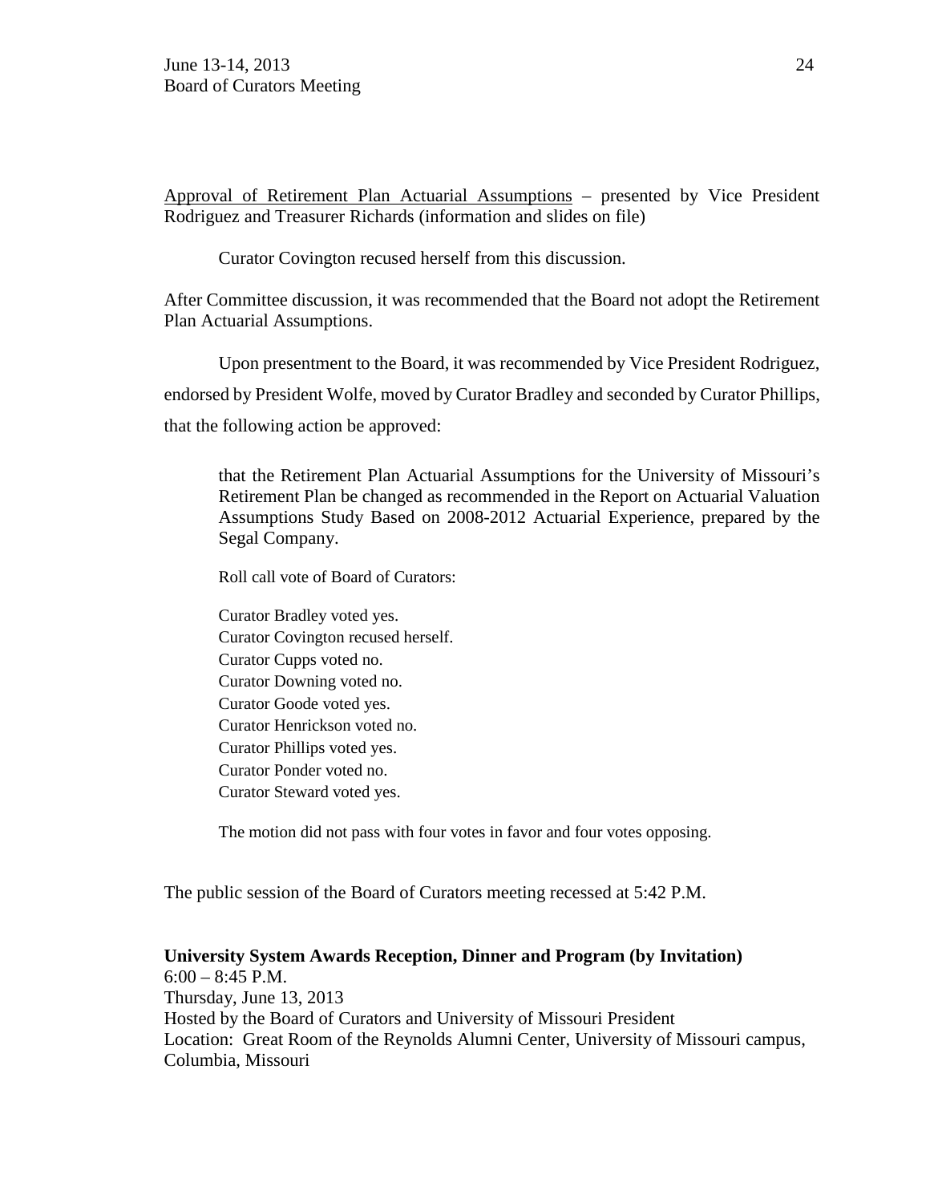Approval of Retirement Plan Actuarial Assumptions – presented by Vice President Rodriguez and Treasurer Richards (information and slides on file)

Curator Covington recused herself from this discussion.

After Committee discussion, it was recommended that the Board not adopt the Retirement Plan Actuarial Assumptions.

Upon presentment to the Board, it was recommended by Vice President Rodriguez, endorsed by President Wolfe, moved by Curator Bradley and seconded by Curator Phillips, that the following action be approved:

> that the Retirement Plan Actuarial Assumptions for the University of Missouri's Retirement Plan be changed as recommended in the Report on Actuarial Valuation Assumptions Study Based on 2008-2012 Actuarial Experience, prepared by the Segal Company.
>
> Roll call vote of Board of Curators:
>
> Curator Bradley voted yes.
> Curator Covington recused herself.
> Curator Cupps voted no.
> Curator Downing voted no.
> Curator Goode voted yes.
> Curator Henrickson voted no.
> Curator Phillips voted yes.
> Curator Ponder voted no.
> Curator Steward voted yes.
>
> The motion did not pass with four votes in favor and four votes opposing.

The public session of the Board of Curators meeting recessed at 5:42 P.M.

**University System Awards Reception, Dinner and Program (by Invitation)**
6:00 – 8:45 P.M.
Thursday, June 13, 2013
Hosted by the Board of Curators and University of Missouri President
Location: Great Room of the Reynolds Alumni Center, University of Missouri campus, Columbia, Missouri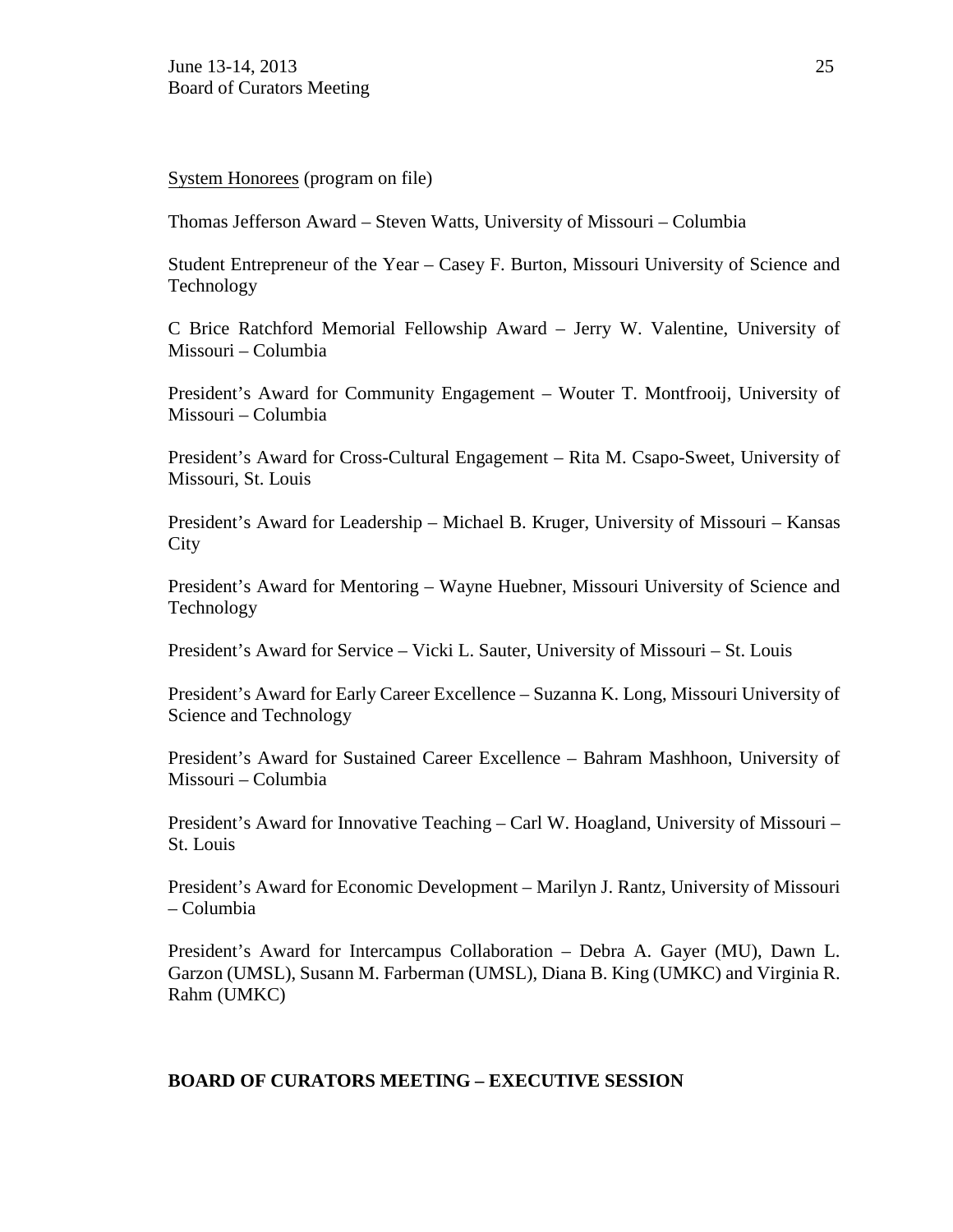System Honorees (program on file)

Thomas Jefferson Award – Steven Watts, University of Missouri – Columbia

Student Entrepreneur of the Year – Casey F. Burton, Missouri University of Science and Technology

C Brice Ratchford Memorial Fellowship Award – Jerry W. Valentine, University of Missouri – Columbia

President's Award for Community Engagement – Wouter T. Montfrooij, University of Missouri – Columbia

President's Award for Cross-Cultural Engagement – Rita M. Csapo-Sweet, University of Missouri, St. Louis

President's Award for Leadership – Michael B. Kruger, University of Missouri – Kansas City

President's Award for Mentoring – Wayne Huebner, Missouri University of Science and Technology

President's Award for Service – Vicki L. Sauter, University of Missouri – St. Louis

President's Award for Early Career Excellence – Suzanna K. Long, Missouri University of Science and Technology

President's Award for Sustained Career Excellence – Bahram Mashhoon, University of Missouri – Columbia

President's Award for Innovative Teaching – Carl W. Hoagland, University of Missouri – St. Louis

President's Award for Economic Development – Marilyn J. Rantz, University of Missouri – Columbia

President's Award for Intercampus Collaboration – Debra A. Gayer (MU), Dawn L. Garzon (UMSL), Susann M. Farberman (UMSL), Diana B. King (UMKC) and Virginia R. Rahm (UMKC)

**BOARD OF CURATORS MEETING – EXECUTIVE SESSION**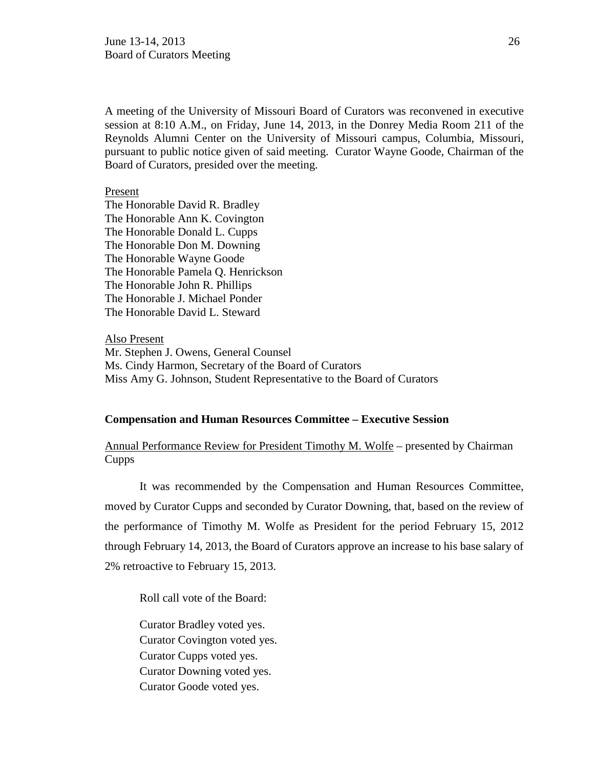A meeting of the University of Missouri Board of Curators was reconvened in executive session at 8:10 A.M., on Friday, June 14, 2013, in the Donrey Media Room 211 of the Reynolds Alumni Center on the University of Missouri campus, Columbia, Missouri, pursuant to public notice given of said meeting. Curator Wayne Goode, Chairman of the Board of Curators, presided over the meeting.

Present

The Honorable David R. Bradley
The Honorable Ann K. Covington
The Honorable Donald L. Cupps
The Honorable Don M. Downing
The Honorable Wayne Goode
The Honorable Pamela Q. Henrickson
The Honorable John R. Phillips
The Honorable J. Michael Ponder
The Honorable David L. Steward

Also Present

Mr. Stephen J. Owens, General Counsel
Ms. Cindy Harmon, Secretary of the Board of Curators
Miss Amy G. Johnson, Student Representative to the Board of Curators

**Compensation and Human Resources Committee – Executive Session**

Annual Performance Review for President Timothy M. Wolfe – presented by Chairman Cupps

It was recommended by the Compensation and Human Resources Committee, moved by Curator Cupps and seconded by Curator Downing, that, based on the review of the performance of Timothy M. Wolfe as President for the period February 15, 2012 through February 14, 2013, the Board of Curators approve an increase to his base salary of 2% retroactive to February 15, 2013.

Roll call vote of the Board:

Curator Bradley voted yes.
Curator Covington voted yes.
Curator Cupps voted yes.
Curator Downing voted yes.
Curator Goode voted yes.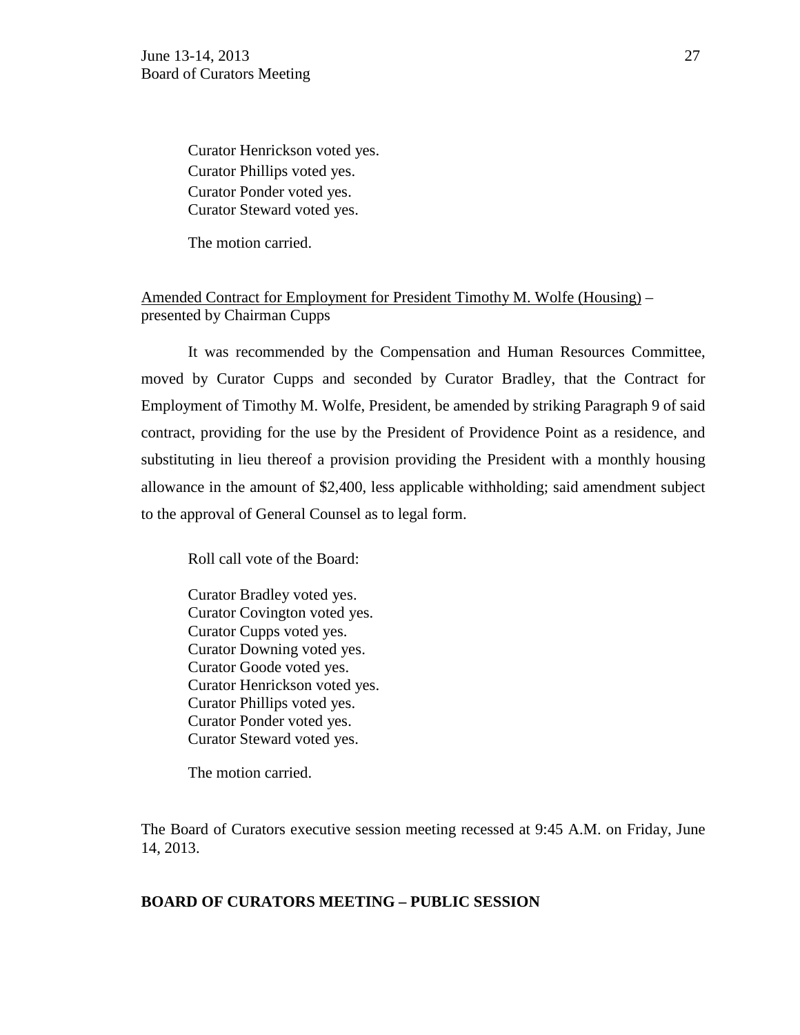Curator Henrickson voted yes.
Curator Phillips voted yes.
Curator Ponder voted yes.
Curator Steward voted yes.

The motion carried.

Amended Contract for Employment for President Timothy M. Wolfe (Housing) – presented by Chairman Cupps

It was recommended by the Compensation and Human Resources Committee, moved by Curator Cupps and seconded by Curator Bradley, that the Contract for Employment of Timothy M. Wolfe, President, be amended by striking Paragraph 9 of said contract, providing for the use by the President of Providence Point as a residence, and substituting in lieu thereof a provision providing the President with a monthly housing allowance in the amount of $2,400, less applicable withholding; said amendment subject to the approval of General Counsel as to legal form.

Roll call vote of the Board:

Curator Bradley voted yes.
Curator Covington voted yes.
Curator Cupps voted yes.
Curator Downing voted yes.
Curator Goode voted yes.
Curator Henrickson voted yes.
Curator Phillips voted yes.
Curator Ponder voted yes.
Curator Steward voted yes.

The motion carried.

The Board of Curators executive session meeting recessed at 9:45 A.M. on Friday, June 14, 2013.

**BOARD OF CURATORS MEETING – PUBLIC SESSION**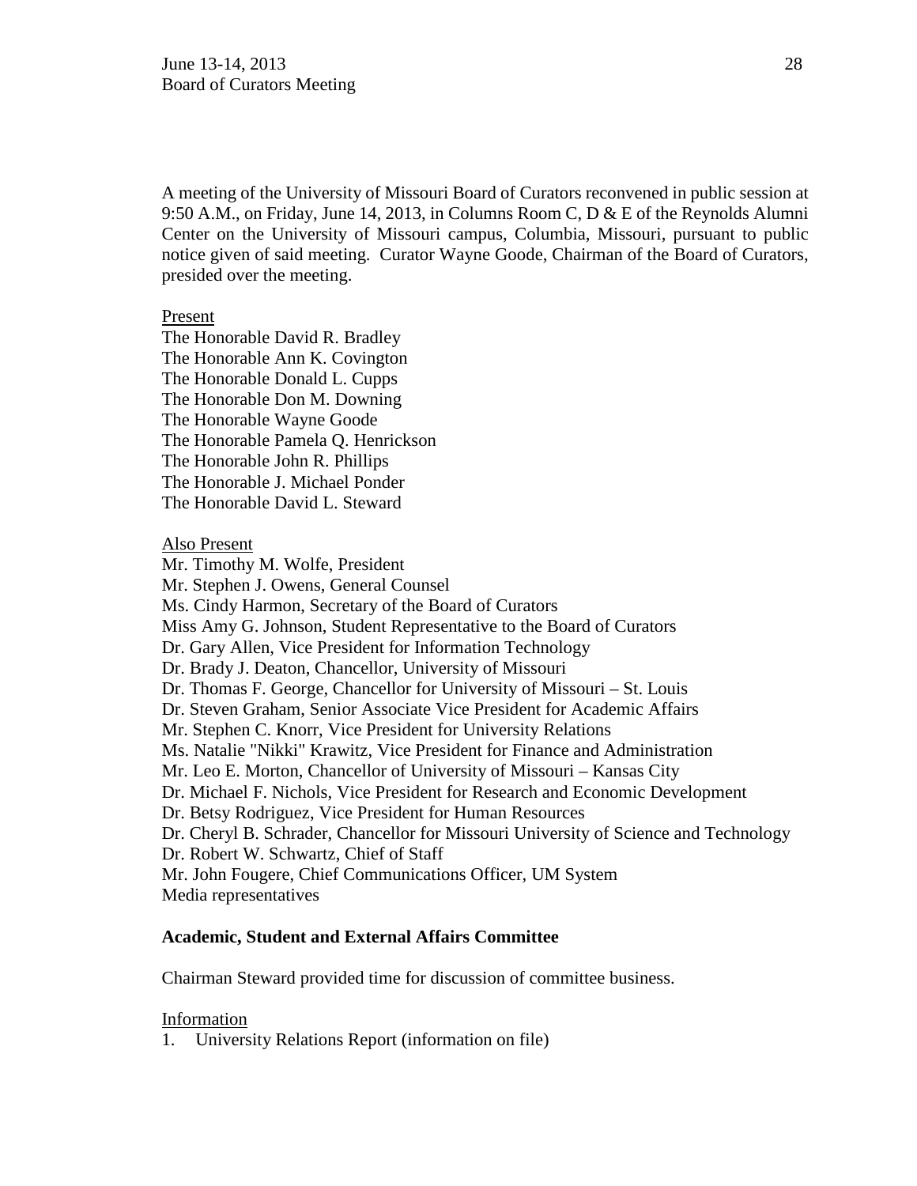A meeting of the University of Missouri Board of Curators reconvened in public session at 9:50 A.M., on Friday, June 14, 2013, in Columns Room C, D & E of the Reynolds Alumni Center on the University of Missouri campus, Columbia, Missouri, pursuant to public notice given of said meeting. Curator Wayne Goode, Chairman of the Board of Curators, presided over the meeting.

Present

The Honorable David R. Bradley
The Honorable Ann K. Covington
The Honorable Donald L. Cupps
The Honorable Don M. Downing
The Honorable Wayne Goode
The Honorable Pamela Q. Henrickson
The Honorable John R. Phillips
The Honorable J. Michael Ponder
The Honorable David L. Steward

Also Present

Mr. Timothy M. Wolfe, President
Mr. Stephen J. Owens, General Counsel
Ms. Cindy Harmon, Secretary of the Board of Curators
Miss Amy G. Johnson, Student Representative to the Board of Curators
Dr. Gary Allen, Vice President for Information Technology
Dr. Brady J. Deaton, Chancellor, University of Missouri
Dr. Thomas F. George, Chancellor for University of Missouri – St. Louis
Dr. Steven Graham, Senior Associate Vice President for Academic Affairs
Mr. Stephen C. Knorr, Vice President for University Relations
Ms. Natalie "Nikki" Krawitz, Vice President for Finance and Administration
Mr. Leo E. Morton, Chancellor of University of Missouri – Kansas City
Dr. Michael F. Nichols, Vice President for Research and Economic Development
Dr. Betsy Rodriguez, Vice President for Human Resources
Dr. Cheryl B. Schrader, Chancellor for Missouri University of Science and Technology
Dr. Robert W. Schwartz, Chief of Staff
Mr. John Fougere, Chief Communications Officer, UM System
Media representatives

**Academic, Student and External Affairs Committee**

Chairman Steward provided time for discussion of committee business.

Information

1. University Relations Report (information on file)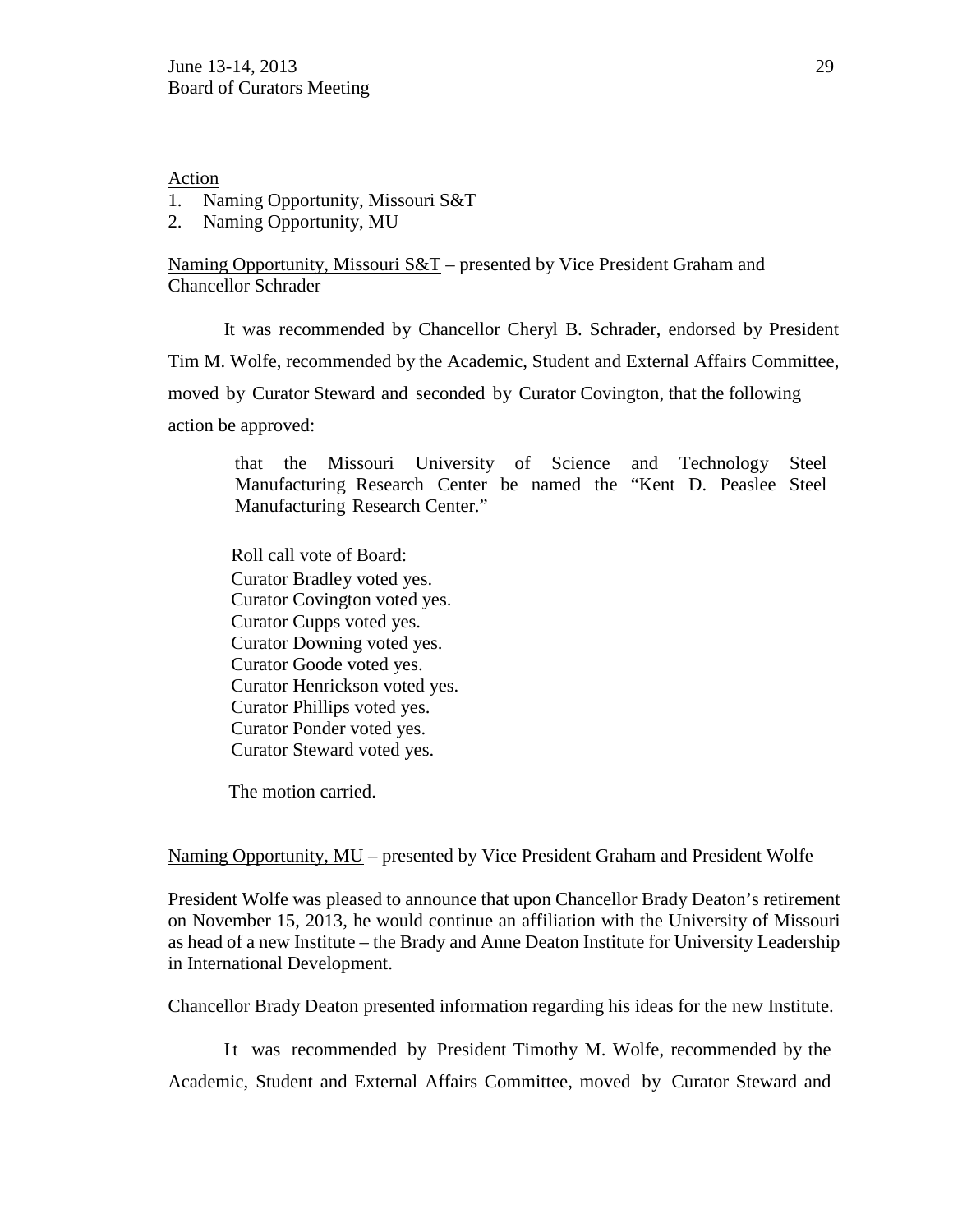Action

1. Naming Opportunity, Missouri S&T
2. Naming Opportunity, MU

Naming Opportunity, Missouri S&T – presented by Vice President Graham and Chancellor Schrader

It was recommended by Chancellor Cheryl B. Schrader, endorsed by President Tim M. Wolfe, recommended by the Academic, Student and External Affairs Committee, moved by Curator Steward and seconded by Curator Covington, that the following action be approved:

> that the Missouri University of Science and Technology Steel Manufacturing Research Center be named the "Kent D. Peaslee Steel Manufacturing Research Center."

Roll call vote of Board:
Curator Bradley voted yes.
Curator Covington voted yes.
Curator Cupps voted yes.
Curator Downing voted yes.
Curator Goode voted yes.
Curator Henrickson voted yes.
Curator Phillips voted yes.
Curator Ponder voted yes.
Curator Steward voted yes.

The motion carried.

Naming Opportunity, MU – presented by Vice President Graham and President Wolfe

President Wolfe was pleased to announce that upon Chancellor Brady Deaton's retirement on November 15, 2013, he would continue an affiliation with the University of Missouri as head of a new Institute – the Brady and Anne Deaton Institute for University Leadership in International Development.

Chancellor Brady Deaton presented information regarding his ideas for the new Institute.

It was recommended by President Timothy M. Wolfe, recommended by the Academic, Student and External Affairs Committee, moved by Curator Steward and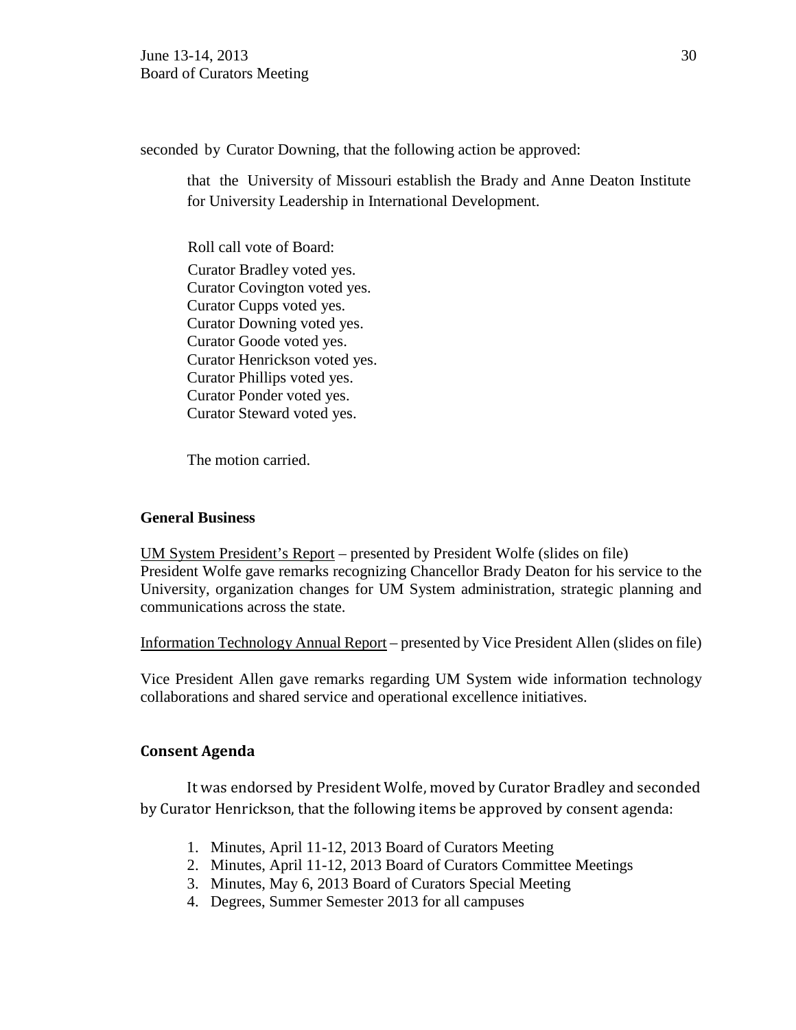seconded by Curator Downing, that the following action be approved:

> that the University of Missouri establish the Brady and Anne Deaton Institute for University Leadership in International Development.

Roll call vote of Board:

Curator Bradley voted yes.
Curator Covington voted yes.
Curator Cupps voted yes.
Curator Downing voted yes.
Curator Goode voted yes.
Curator Henrickson voted yes.
Curator Phillips voted yes.
Curator Ponder voted yes.
Curator Steward voted yes.

The motion carried.

### General Business

UM System President's Report – presented by President Wolfe (slides on file)
President Wolfe gave remarks recognizing Chancellor Brady Deaton for his service to the University, organization changes for UM System administration, strategic planning and communications across the state.

Information Technology Annual Report – presented by Vice President Allen (slides on file)

Vice President Allen gave remarks regarding UM System wide information technology collaborations and shared service and operational excellence initiatives.

### Consent Agenda

It was endorsed by President Wolfe, moved by Curator Bradley and seconded by Curator Henrickson, that the following items be approved by consent agenda:

1. Minutes, April 11-12, 2013 Board of Curators Meeting
2. Minutes, April 11-12, 2013 Board of Curators Committee Meetings
3. Minutes, May 6, 2013 Board of Curators Special Meeting
4. Degrees, Summer Semester 2013 for all campuses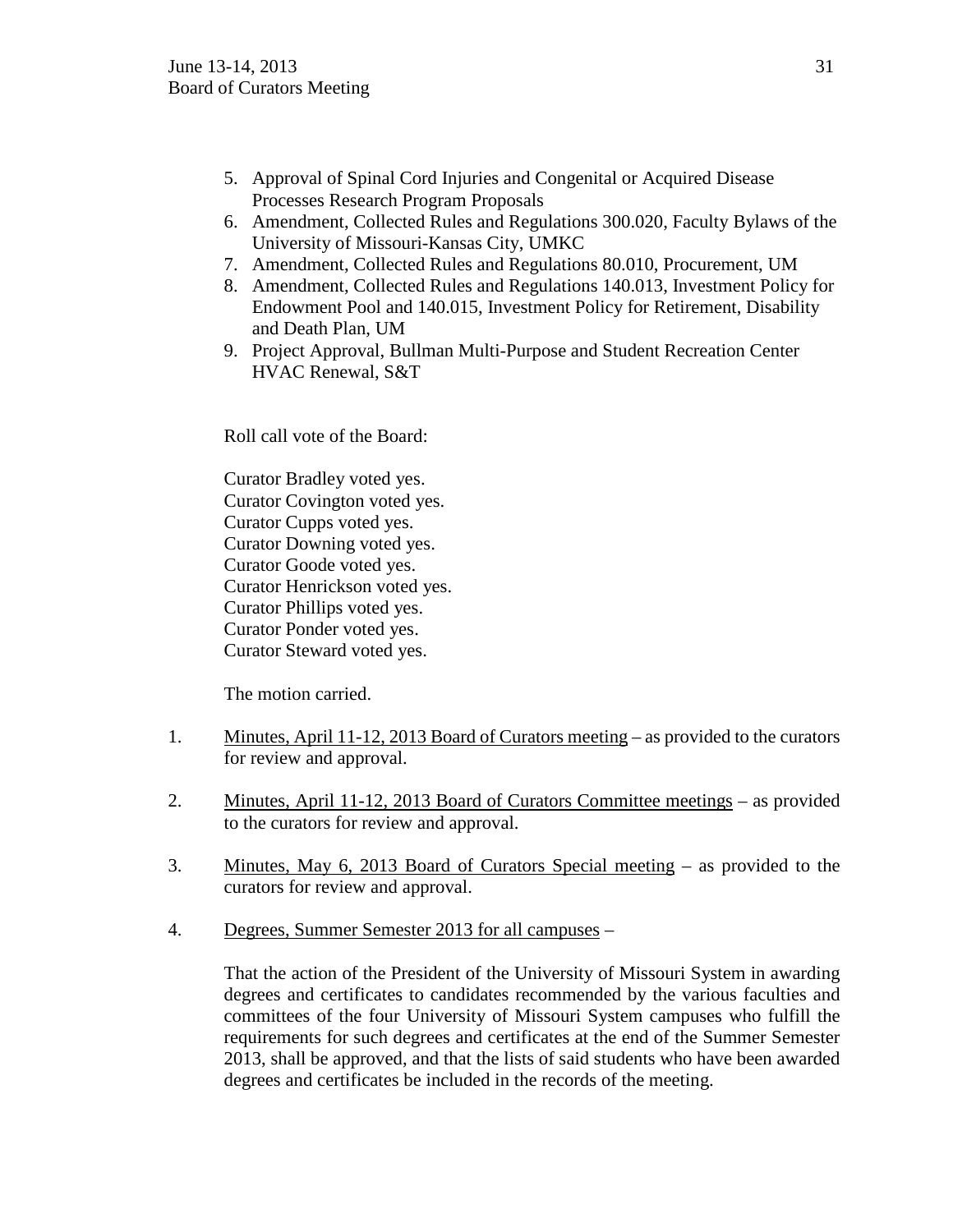5. Approval of Spinal Cord Injuries and Congenital or Acquired Disease Processes Research Program Proposals
6. Amendment, Collected Rules and Regulations 300.020, Faculty Bylaws of the University of Missouri-Kansas City, UMKC
7. Amendment, Collected Rules and Regulations 80.010, Procurement, UM
8. Amendment, Collected Rules and Regulations 140.013, Investment Policy for Endowment Pool and 140.015, Investment Policy for Retirement, Disability and Death Plan, UM
9. Project Approval, Bullman Multi-Purpose and Student Recreation Center HVAC Renewal, S&T

Roll call vote of the Board:

Curator Bradley voted yes.
Curator Covington voted yes.
Curator Cupps voted yes.
Curator Downing voted yes.
Curator Goode voted yes.
Curator Henrickson voted yes.
Curator Phillips voted yes.
Curator Ponder voted yes.
Curator Steward voted yes.

The motion carried.

1. Minutes, April 11-12, 2013 Board of Curators meeting – as provided to the curators for review and approval.

2. Minutes, April 11-12, 2013 Board of Curators Committee meetings – as provided to the curators for review and approval.

3. Minutes, May 6, 2013 Board of Curators Special meeting – as provided to the curators for review and approval.

4. Degrees, Summer Semester 2013 for all campuses –

   That the action of the President of the University of Missouri System in awarding degrees and certificates to candidates recommended by the various faculties and committees of the four University of Missouri System campuses who fulfill the requirements for such degrees and certificates at the end of the Summer Semester 2013, shall be approved, and that the lists of said students who have been awarded degrees and certificates be included in the records of the meeting.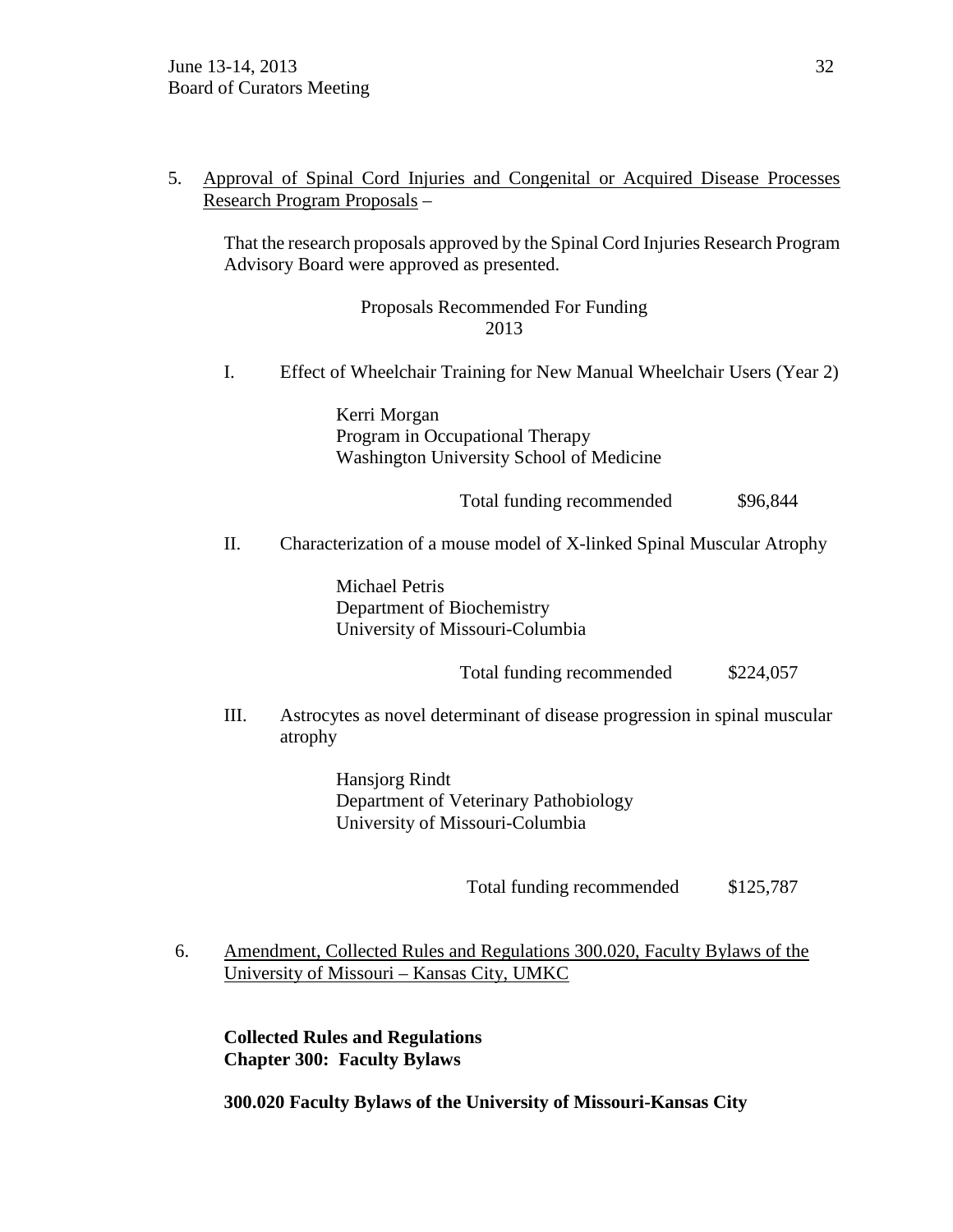5. Approval of Spinal Cord Injuries and Congenital or Acquired Disease Processes Research Program Proposals –

That the research proposals approved by the Spinal Cord Injuries Research Program Advisory Board were approved as presented.

Proposals Recommended For Funding
2013

I. Effect of Wheelchair Training for New Manual Wheelchair Users (Year 2)

Kerri Morgan
Program in Occupational Therapy
Washington University School of Medicine

Total funding recommended $96,844

II. Characterization of a mouse model of X-linked Spinal Muscular Atrophy

Michael Petris
Department of Biochemistry
University of Missouri-Columbia

Total funding recommended $224,057

III. Astrocytes as novel determinant of disease progression in spinal muscular atrophy

Hansjorg Rindt
Department of Veterinary Pathobiology
University of Missouri-Columbia

Total funding recommended $125,787

6. Amendment, Collected Rules and Regulations 300.020, Faculty Bylaws of the University of Missouri – Kansas City, UMKC

**Collected Rules and Regulations**
**Chapter 300: Faculty Bylaws**

**300.020 Faculty Bylaws of the University of Missouri-Kansas City**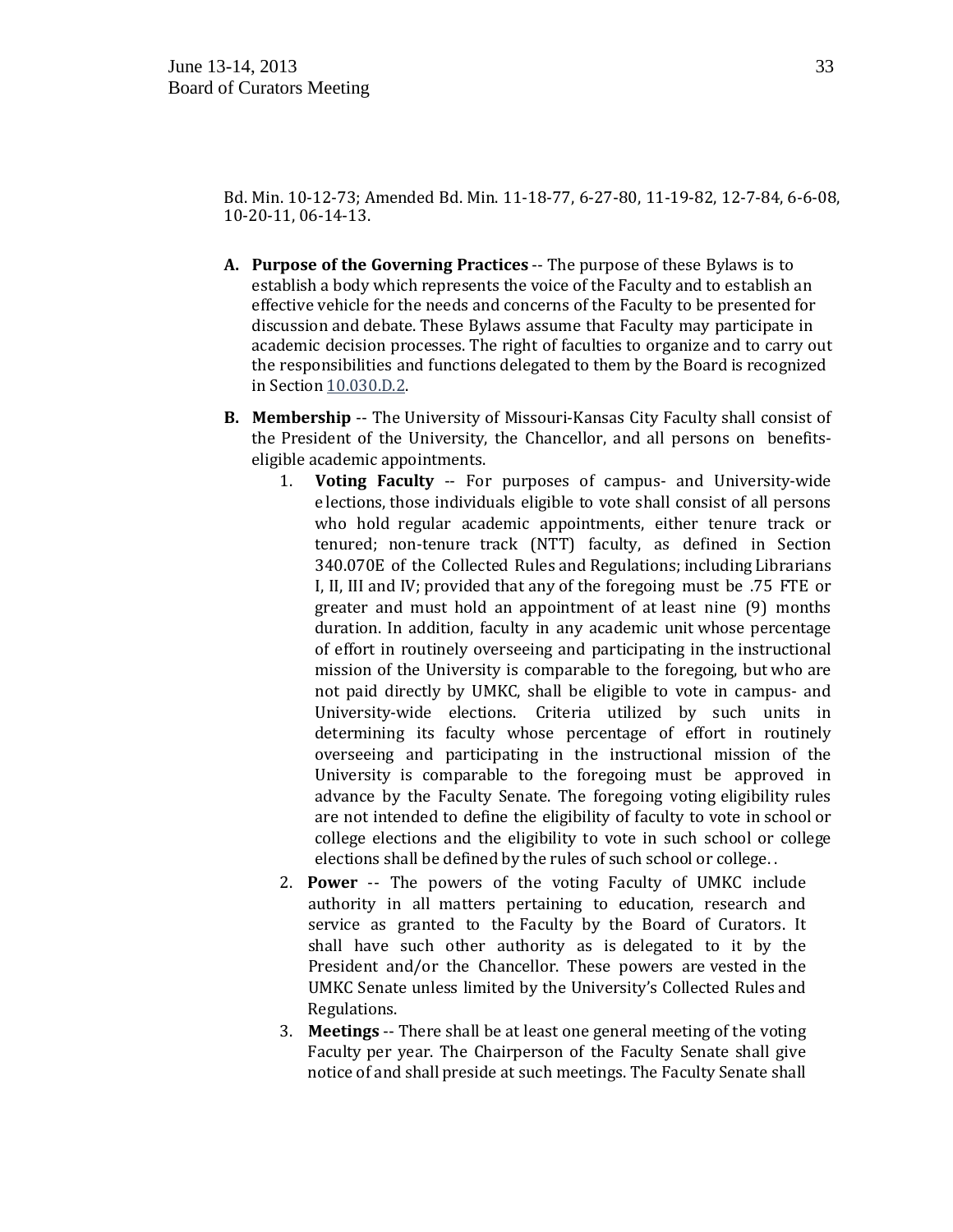Bd. Min. 10-12-73; Amended Bd. Min. 11-18-77, 6-27-80, 11-19-82, 12-7-84, 6-6-08, 10-20-11, 06-14-13.

A. **Purpose of the Governing Practices** -- The purpose of these Bylaws is to establish a body which represents the voice of the Faculty and to establish an effective vehicle for the needs and concerns of the Faculty to be presented for discussion and debate. These Bylaws assume that Faculty may participate in academic decision processes. The right of faculties to organize and to carry out the responsibilities and functions delegated to them by the Board is recognized in Section 10.030.D.2.

B. **Membership** -- The University of Missouri-Kansas City Faculty shall consist of the President of the University, the Chancellor, and all persons on benefits-eligible academic appointments.

   1. **Voting Faculty** -- For purposes of campus- and University-wide elections, those individuals eligible to vote shall consist of all persons who hold regular academic appointments, either tenure track or tenured; non-tenure track (NTT) faculty, as defined in Section 340.070E of the Collected Rules and Regulations; including Librarians I, II, III and IV; provided that any of the foregoing must be .75 FTE or greater and must hold an appointment of at least nine (9) months duration. In addition, faculty in any academic unit whose percentage of effort in routinely overseeing and participating in the instructional mission of the University is comparable to the foregoing, but who are not paid directly by UMKC, shall be eligible to vote in campus- and University-wide elections. Criteria utilized by such units in determining its faculty whose percentage of effort in routinely overseeing and participating in the instructional mission of the University is comparable to the foregoing must be approved in advance by the Faculty Senate. The foregoing voting eligibility rules are not intended to define the eligibility of faculty to vote in school or college elections and the eligibility to vote in such school or college elections shall be defined by the rules of such school or college. .

   2. **Power** -- The powers of the voting Faculty of UMKC include authority in all matters pertaining to education, research and service as granted to the Faculty by the Board of Curators. It shall have such other authority as is delegated to it by the President and/or the Chancellor. These powers are vested in the UMKC Senate unless limited by the University's Collected Rules and Regulations.

   3. **Meetings** -- There shall be at least one general meeting of the voting Faculty per year. The Chairperson of the Faculty Senate shall give notice of and shall preside at such meetings. The Faculty Senate shall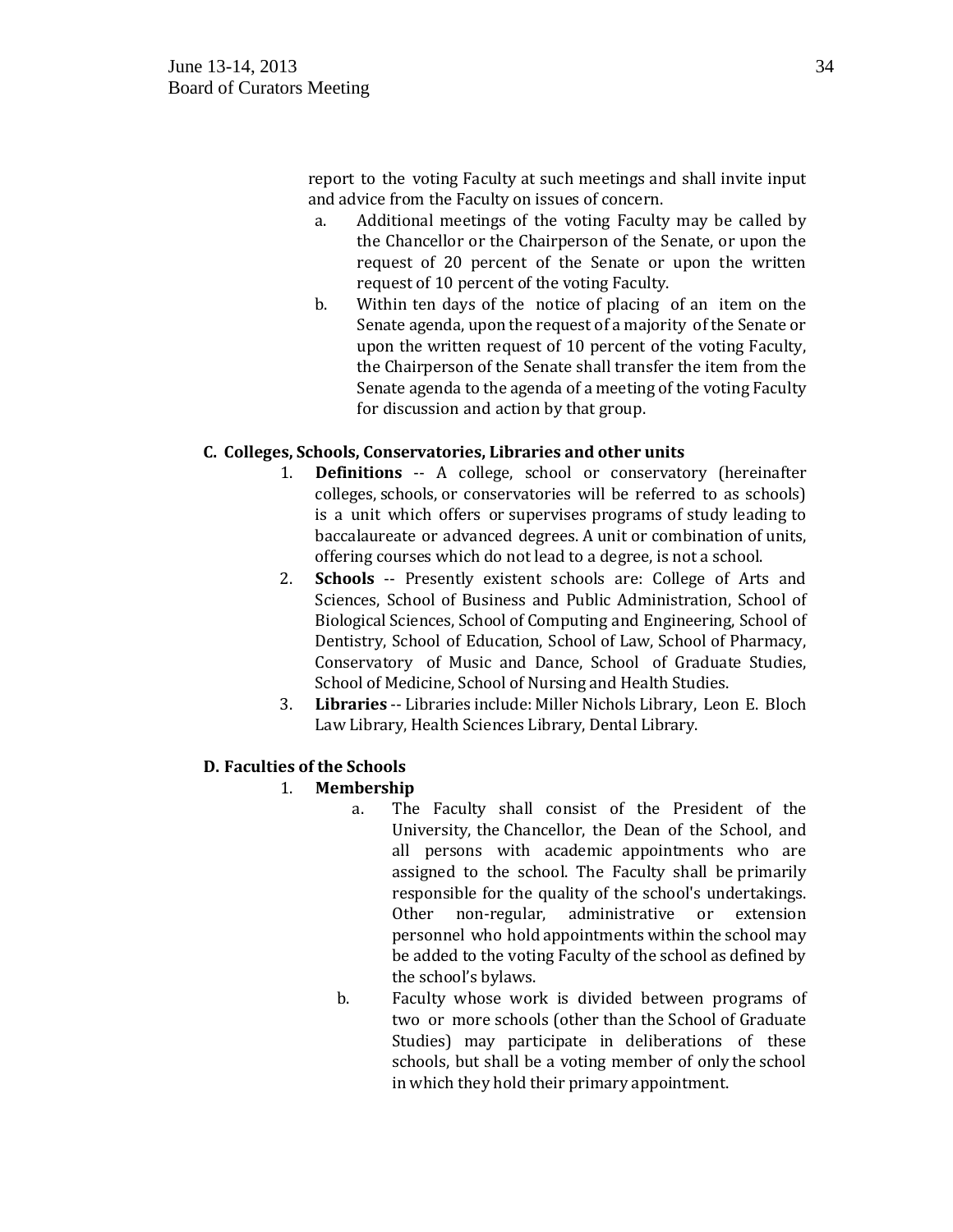report to the voting Faculty at such meetings and shall invite input and advice from the Faculty on issues of concern.

a. Additional meetings of the voting Faculty may be called by the Chancellor or the Chairperson of the Senate, or upon the request of 20 percent of the Senate or upon the written request of 10 percent of the voting Faculty.

b. Within ten days of the notice of placing of an item on the Senate agenda, upon the request of a majority of the Senate or upon the written request of 10 percent of the voting Faculty, the Chairperson of the Senate shall transfer the item from the Senate agenda to the agenda of a meeting of the voting Faculty for discussion and action by that group.

**C. Colleges, Schools, Conservatories, Libraries and other units**

1. **Definitions** -- A college, school or conservatory (hereinafter colleges, schools, or conservatories will be referred to as schools) is a unit which offers or supervises programs of study leading to baccalaureate or advanced degrees. A unit or combination of units, offering courses which do not lead to a degree, is not a school.
2. **Schools** -- Presently existent schools are: College of Arts and Sciences, School of Business and Public Administration, School of Biological Sciences, School of Computing and Engineering, School of Dentistry, School of Education, School of Law, School of Pharmacy, Conservatory of Music and Dance, School of Graduate Studies, School of Medicine, School of Nursing and Health Studies.
3. **Libraries** -- Libraries include: Miller Nichols Library, Leon E. Bloch Law Library, Health Sciences Library, Dental Library.

**D. Faculties of the Schools**

1. **Membership**

   a. The Faculty shall consist of the President of the University, the Chancellor, the Dean of the School, and all persons with academic appointments who are assigned to the school. The Faculty shall be primarily responsible for the quality of the school's undertakings. Other non-regular, administrative or extension personnel who hold appointments within the school may be added to the voting Faculty of the school as defined by the school's bylaws.

   b. Faculty whose work is divided between programs of two or more schools (other than the School of Graduate Studies) may participate in deliberations of these schools, but shall be a voting member of only the school in which they hold their primary appointment.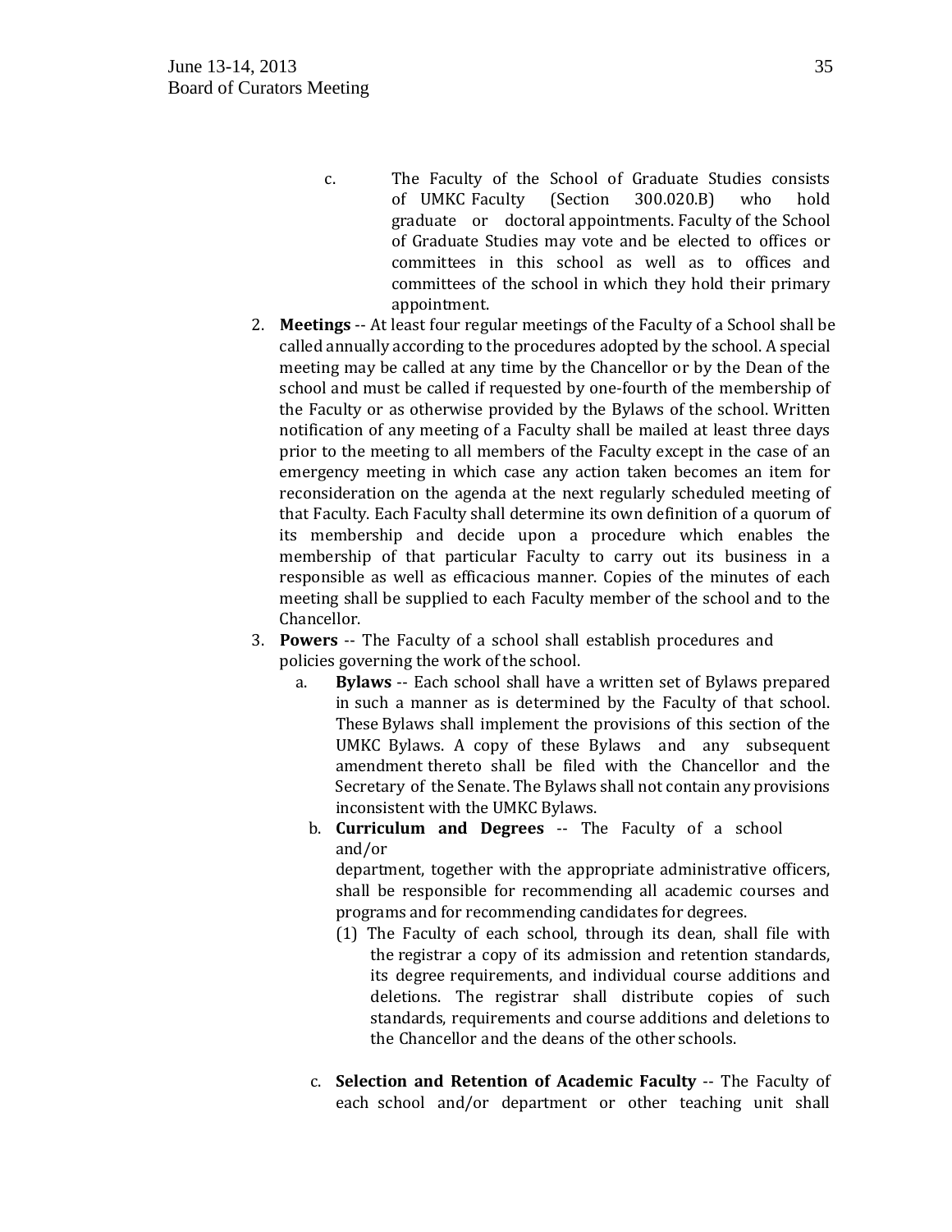c. The Faculty of the School of Graduate Studies consists of UMKC Faculty (Section 300.020.B) who hold graduate or doctoral appointments. Faculty of the School of Graduate Studies may vote and be elected to offices or committees in this school as well as to offices and committees of the school in which they hold their primary appointment.

2. **Meetings** -- At least four regular meetings of the Faculty of a School shall be called annually according to the procedures adopted by the school. A special meeting may be called at any time by the Chancellor or by the Dean of the school and must be called if requested by one-fourth of the membership of the Faculty or as otherwise provided by the Bylaws of the school. Written notification of any meeting of a Faculty shall be mailed at least three days prior to the meeting to all members of the Faculty except in the case of an emergency meeting in which case any action taken becomes an item for reconsideration on the agenda at the next regularly scheduled meeting of that Faculty. Each Faculty shall determine its own definition of a quorum of its membership and decide upon a procedure which enables the membership of that particular Faculty to carry out its business in a responsible as well as efficacious manner. Copies of the minutes of each meeting shall be supplied to each Faculty member of the school and to the Chancellor.

3. **Powers** -- The Faculty of a school shall establish procedures and policies governing the work of the school.

   a. **Bylaws** -- Each school shall have a written set of Bylaws prepared in such a manner as is determined by the Faculty of that school. These Bylaws shall implement the provisions of this section of the UMKC Bylaws. A copy of these Bylaws and any subsequent amendment thereto shall be filed with the Chancellor and the Secretary of the Senate. The Bylaws shall not contain any provisions inconsistent with the UMKC Bylaws.

   b. **Curriculum and Degrees** -- The Faculty of a school and/or department, together with the appropriate administrative officers, shall be responsible for recommending all academic courses and programs and for recommending candidates for degrees.

      (1) The Faculty of each school, through its dean, shall file with the registrar a copy of its admission and retention standards, its degree requirements, and individual course additions and deletions. The registrar shall distribute copies of such standards, requirements and course additions and deletions to the Chancellor and the deans of the other schools.

   c. **Selection and Retention of Academic Faculty** -- The Faculty of each school and/or department or other teaching unit shall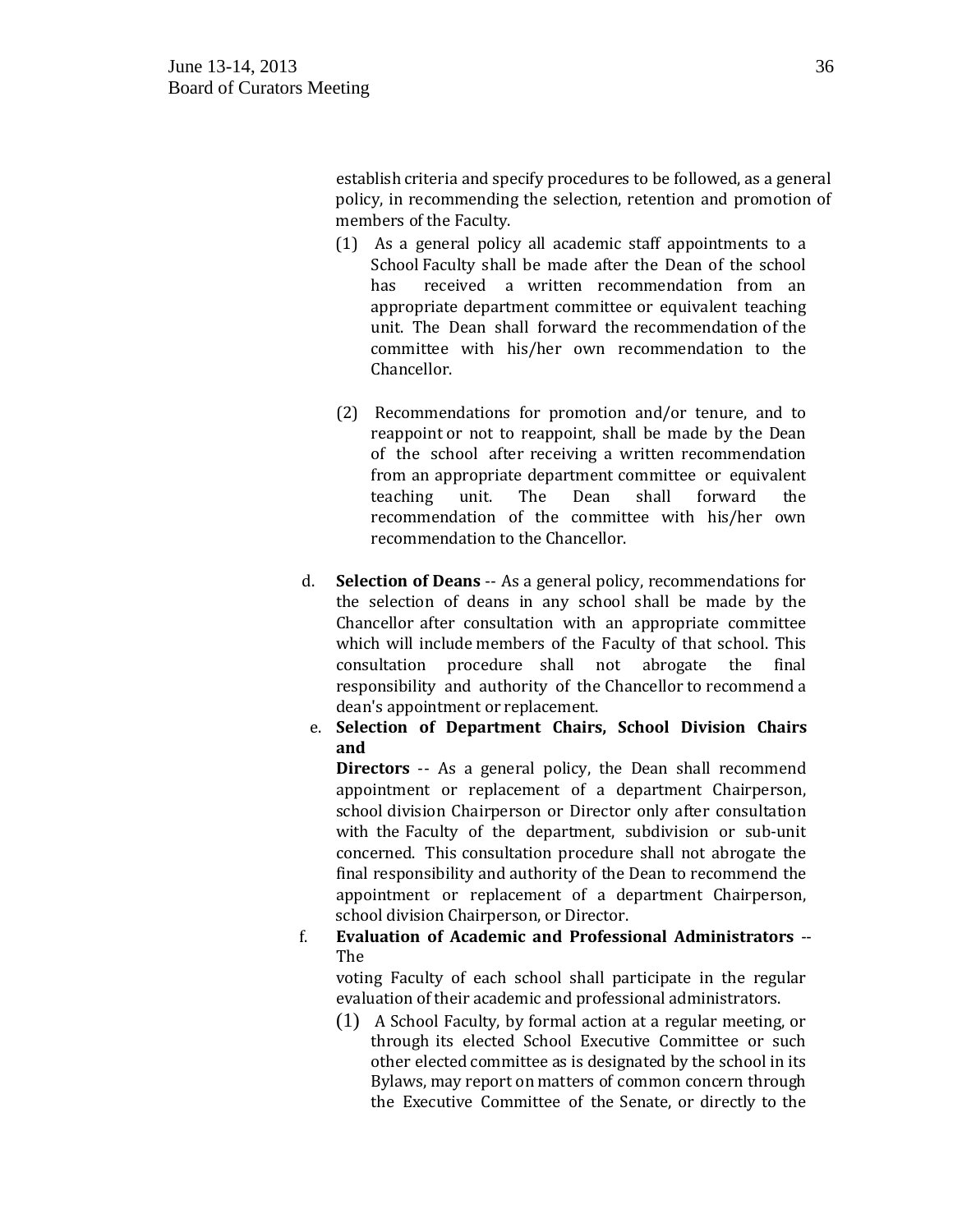establish criteria and specify procedures to be followed, as a general policy, in recommending the selection, retention and promotion of members of the Faculty.

(1) As a general policy all academic staff appointments to a School Faculty shall be made after the Dean of the school has received a written recommendation from an appropriate department committee or equivalent teaching unit. The Dean shall forward the recommendation of the committee with his/her own recommendation to the Chancellor.

(2) Recommendations for promotion and/or tenure, and to reappoint or not to reappoint, shall be made by the Dean of the school after receiving a written recommendation from an appropriate department committee or equivalent teaching unit. The Dean shall forward the recommendation of the committee with his/her own recommendation to the Chancellor.

d. **Selection of Deans** -- As a general policy, recommendations for the selection of deans in any school shall be made by the Chancellor after consultation with an appropriate committee which will include members of the Faculty of that school. This consultation procedure shall not abrogate the final responsibility and authority of the Chancellor to recommend a dean's appointment or replacement.

e. **Selection of Department Chairs, School Division Chairs and Directors** -- As a general policy, the Dean shall recommend appointment or replacement of a department Chairperson, school division Chairperson or Director only after consultation with the Faculty of the department, subdivision or sub-unit concerned. This consultation procedure shall not abrogate the final responsibility and authority of the Dean to recommend the appointment or replacement of a department Chairperson, school division Chairperson, or Director.

f. **Evaluation of Academic and Professional Administrators** -- The voting Faculty of each school shall participate in the regular evaluation of their academic and professional administrators.

(1) A School Faculty, by formal action at a regular meeting, or through its elected School Executive Committee or such other elected committee as is designated by the school in its Bylaws, may report on matters of common concern through the Executive Committee of the Senate, or directly to the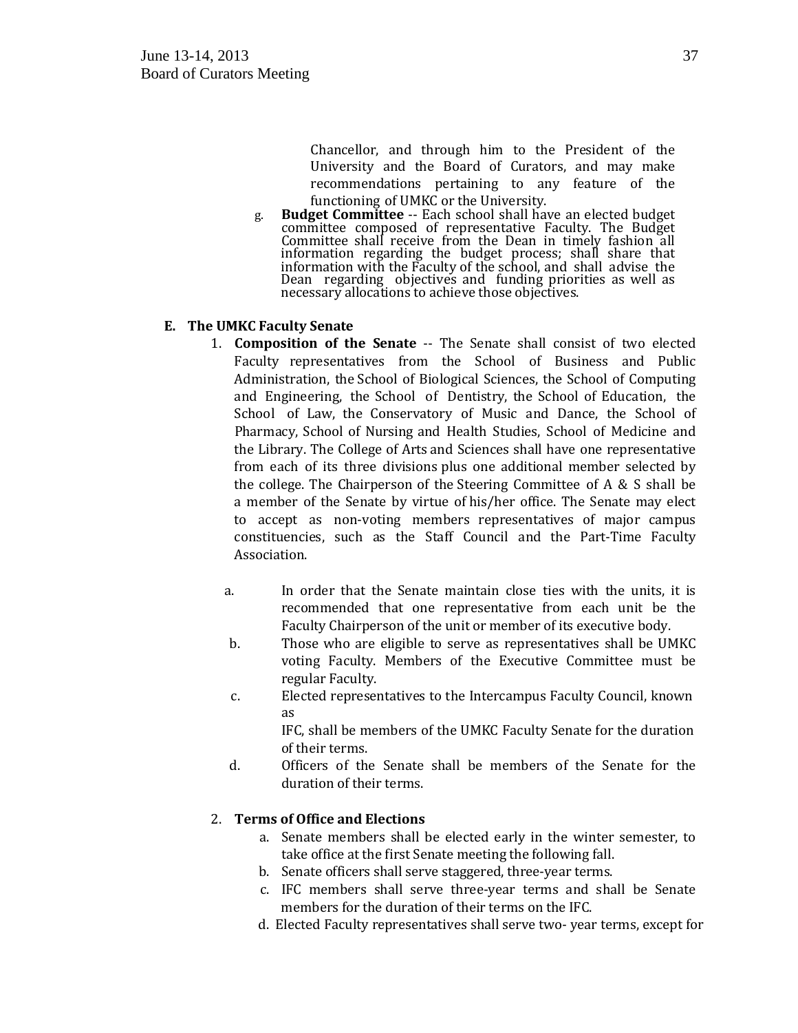Chancellor, and through him to the President of the University and the Board of Curators, and may make recommendations pertaining to any feature of the functioning of UMKC or the University.

g. **Budget Committee** -- Each school shall have an elected budget committee composed of representative Faculty. The Budget Committee shall receive from the Dean in timely fashion all information regarding the budget process; shall share that information with the Faculty of the school, and shall advise the Dean regarding objectives and funding priorities as well as necessary allocations to achieve those objectives.

**E. The UMKC Faculty Senate**

1. **Composition of the Senate** -- The Senate shall consist of two elected Faculty representatives from the School of Business and Public Administration, the School of Biological Sciences, the School of Computing and Engineering, the School of Dentistry, the School of Education, the School of Law, the Conservatory of Music and Dance, the School of Pharmacy, School of Nursing and Health Studies, School of Medicine and the Library. The College of Arts and Sciences shall have one representative from each of its three divisions plus one additional member selected by the college. The Chairperson of the Steering Committee of A & S shall be a member of the Senate by virtue of his/her office. The Senate may elect to accept as non-voting members representatives of major campus constituencies, such as the Staff Council and the Part-Time Faculty Association.

   a. In order that the Senate maintain close ties with the units, it is recommended that one representative from each unit be the Faculty Chairperson of the unit or member of its executive body.

   b. Those who are eligible to serve as representatives shall be UMKC voting Faculty. Members of the Executive Committee must be regular Faculty.

   c. Elected representatives to the Intercampus Faculty Council, known as IFC, shall be members of the UMKC Faculty Senate for the duration of their terms.

   d. Officers of the Senate shall be members of the Senate for the duration of their terms.

2. **Terms of Office and Elections**

   a. Senate members shall be elected early in the winter semester, to take office at the first Senate meeting the following fall.

   b. Senate officers shall serve staggered, three-year terms.

   c. IFC members shall serve three-year terms and shall be Senate members for the duration of their terms on the IFC.

   d. Elected Faculty representatives shall serve two- year terms, except for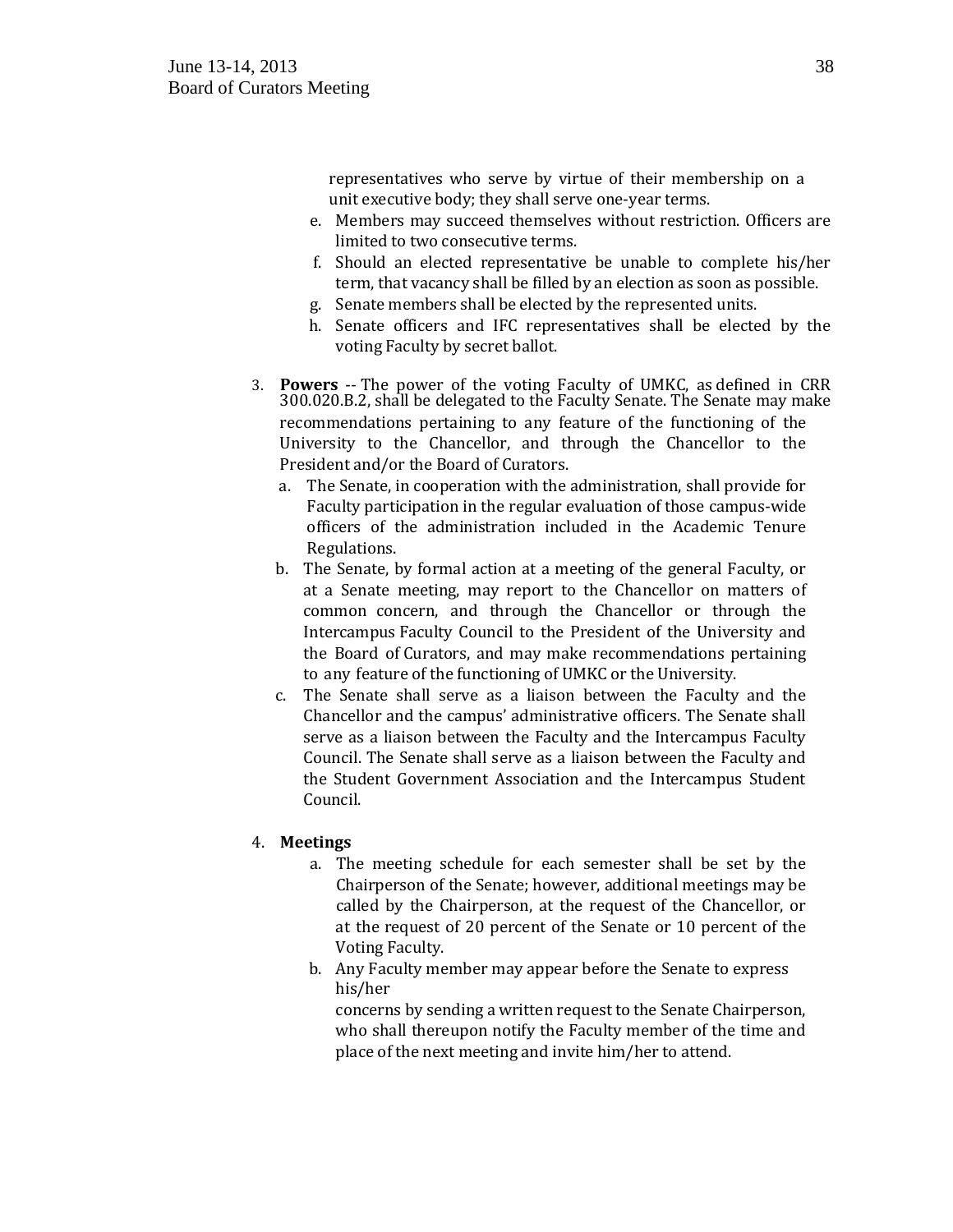representatives who serve by virtue of their membership on a unit executive body; they shall serve one-year terms.

e. Members may succeed themselves without restriction. Officers are limited to two consecutive terms.
f. Should an elected representative be unable to complete his/her term, that vacancy shall be filled by an election as soon as possible.
g. Senate members shall be elected by the represented units.
h. Senate officers and IFC representatives shall be elected by the voting Faculty by secret ballot.

3. **Powers** -- The power of the voting Faculty of UMKC, as defined in CRR 300.020.B.2, shall be delegated to the Faculty Senate. The Senate may make recommendations pertaining to any feature of the functioning of the University to the Chancellor, and through the Chancellor to the President and/or the Board of Curators.
   a. The Senate, in cooperation with the administration, shall provide for Faculty participation in the regular evaluation of those campus-wide officers of the administration included in the Academic Tenure Regulations.
   b. The Senate, by formal action at a meeting of the general Faculty, or at a Senate meeting, may report to the Chancellor on matters of common concern, and through the Chancellor or through the Intercampus Faculty Council to the President of the University and the Board of Curators, and may make recommendations pertaining to any feature of the functioning of UMKC or the University.
   c. The Senate shall serve as a liaison between the Faculty and the Chancellor and the campus' administrative officers. The Senate shall serve as a liaison between the Faculty and the Intercampus Faculty Council. The Senate shall serve as a liaison between the Faculty and the Student Government Association and the Intercampus Student Council.

4. **Meetings**
   a. The meeting schedule for each semester shall be set by the Chairperson of the Senate; however, additional meetings may be called by the Chairperson, at the request of the Chancellor, or at the request of 20 percent of the Senate or 10 percent of the Voting Faculty.
   b. Any Faculty member may appear before the Senate to express his/her concerns by sending a written request to the Senate Chairperson, who shall thereupon notify the Faculty member of the time and place of the next meeting and invite him/her to attend.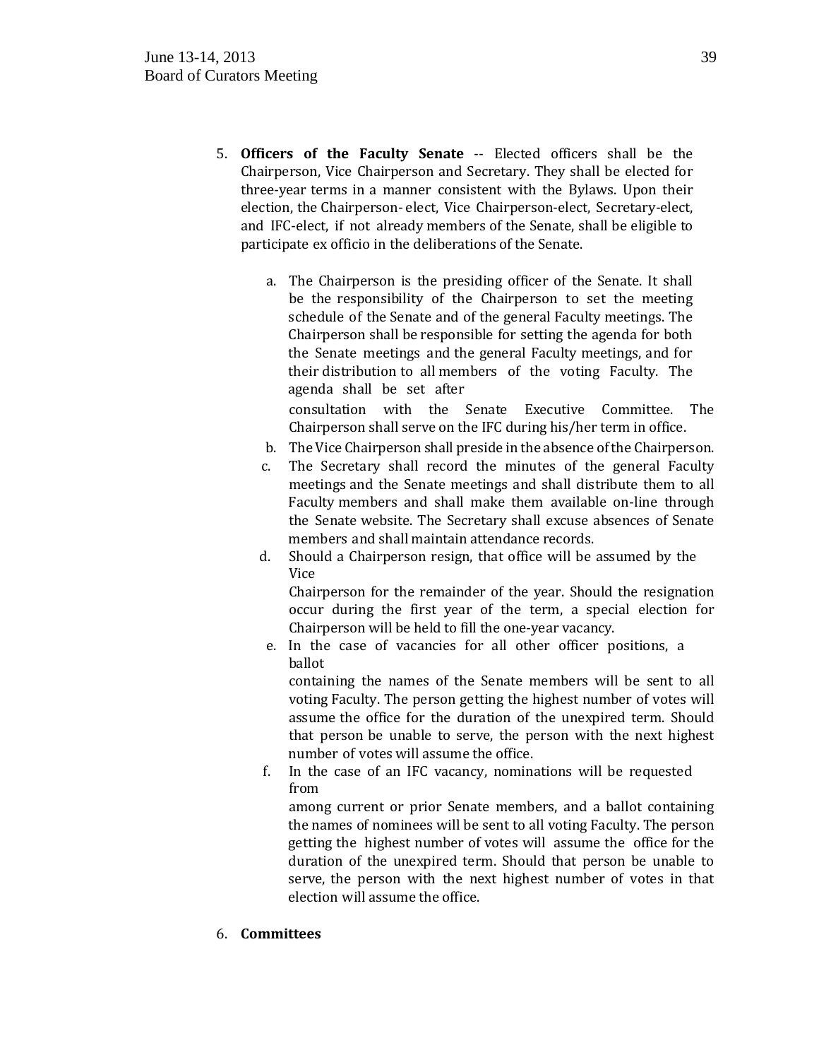5. **Officers of the Faculty Senate** -- Elected officers shall be the Chairperson, Vice Chairperson and Secretary. They shall be elected for three-year terms in a manner consistent with the Bylaws. Upon their election, the Chairperson- elect, Vice Chairperson-elect, Secretary-elect, and IFC-elect, if not already members of the Senate, shall be eligible to participate ex officio in the deliberations of the Senate.

   a. The Chairperson is the presiding officer of the Senate. It shall be the responsibility of the Chairperson to set the meeting schedule of the Senate and of the general Faculty meetings. The Chairperson shall be responsible for setting the agenda for both the Senate meetings and the general Faculty meetings, and for their distribution to all members of the voting Faculty. The agenda shall be set after consultation with the Senate Executive Committee. The Chairperson shall serve on the IFC during his/her term in office.
   b. The Vice Chairperson shall preside in the absence of the Chairperson.
   c. The Secretary shall record the minutes of the general Faculty meetings and the Senate meetings and shall distribute them to all Faculty members and shall make them available on-line through the Senate website. The Secretary shall excuse absences of Senate members and shall maintain attendance records.
   d. Should a Chairperson resign, that office will be assumed by the Vice Chairperson for the remainder of the year. Should the resignation occur during the first year of the term, a special election for Chairperson will be held to fill the one-year vacancy.
   e. In the case of vacancies for all other officer positions, a ballot containing the names of the Senate members will be sent to all voting Faculty. The person getting the highest number of votes will assume the office for the duration of the unexpired term. Should that person be unable to serve, the person with the next highest number of votes will assume the office.
   f. In the case of an IFC vacancy, nominations will be requested from among current or prior Senate members, and a ballot containing the names of nominees will be sent to all voting Faculty. The person getting the highest number of votes will assume the office for the duration of the unexpired term. Should that person be unable to serve, the person with the next highest number of votes in that election will assume the office.

6. **Committees**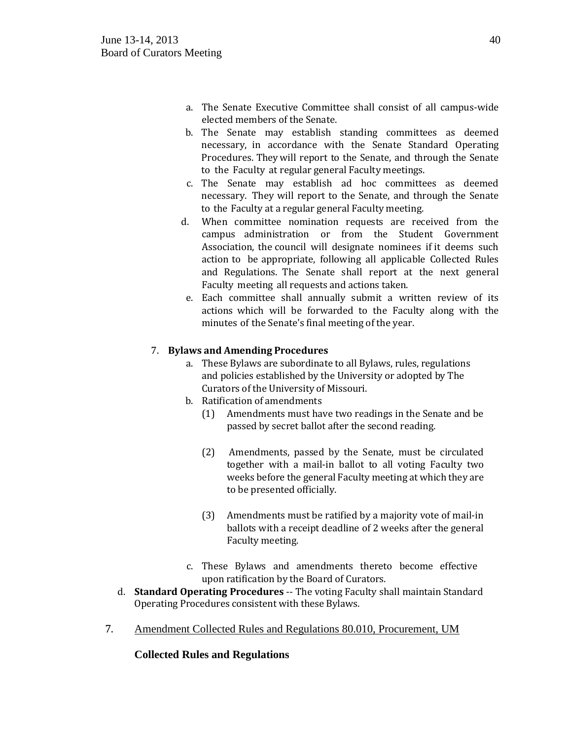a. The Senate Executive Committee shall consist of all campus-wide elected members of the Senate.
b. The Senate may establish standing committees as deemed necessary, in accordance with the Senate Standard Operating Procedures. They will report to the Senate, and through the Senate to the Faculty at regular general Faculty meetings.
c. The Senate may establish ad hoc committees as deemed necessary. They will report to the Senate, and through the Senate to the Faculty at a regular general Faculty meeting.
d. When committee nomination requests are received from the campus administration or from the Student Government Association, the council will designate nominees if it deems such action to be appropriate, following all applicable Collected Rules and Regulations. The Senate shall report at the next general Faculty meeting all requests and actions taken.
e. Each committee shall annually submit a written review of its actions which will be forwarded to the Faculty along with the minutes of the Senate's final meeting of the year.

7. **Bylaws and Amending Procedures**
   a. These Bylaws are subordinate to all Bylaws, rules, regulations and policies established by the University or adopted by The Curators of the University of Missouri.
   b. Ratification of amendments
      (1) Amendments must have two readings in the Senate and be passed by secret ballot after the second reading.

      (2) Amendments, passed by the Senate, must be circulated together with a mail-in ballot to all voting Faculty two weeks before the general Faculty meeting at which they are to be presented officially.

      (3) Amendments must be ratified by a majority vote of mail-in ballots with a receipt deadline of 2 weeks after the general Faculty meeting.

   c. These Bylaws and amendments thereto become effective upon ratification by the Board of Curators.

d. **Standard Operating Procedures** -- The voting Faculty shall maintain Standard Operating Procedures consistent with these Bylaws.

7. Amendment Collected Rules and Regulations 80.010, Procurement, UM

**Collected Rules and Regulations**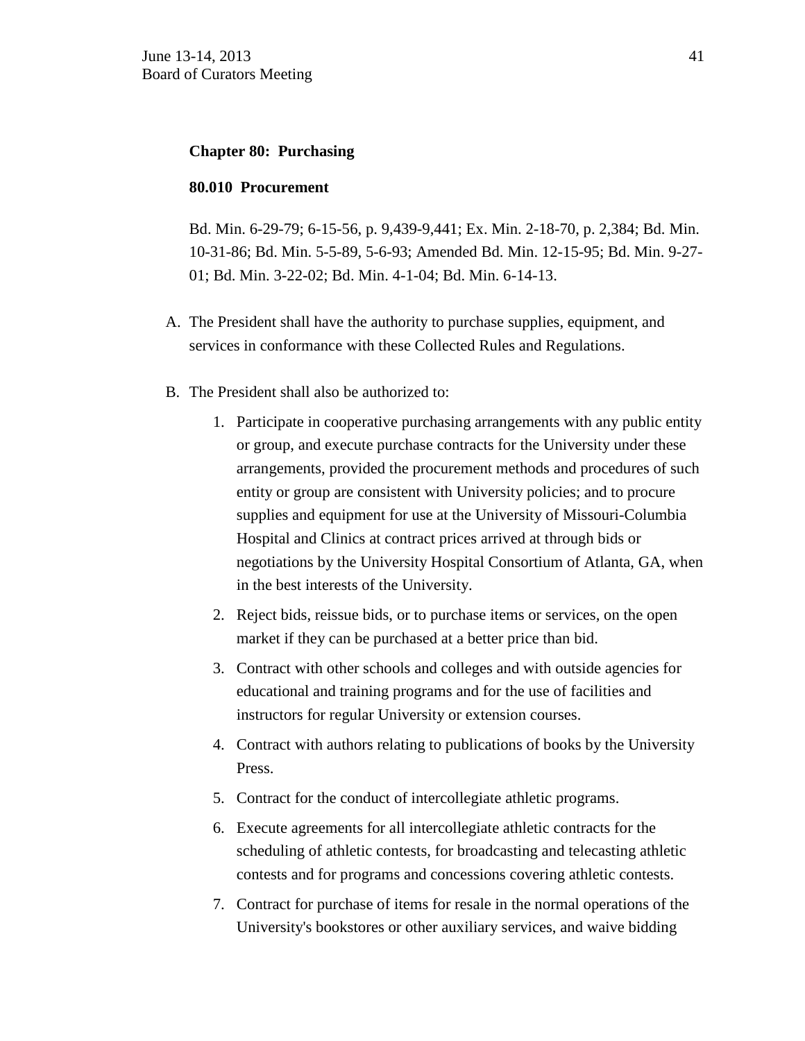**Chapter 80: Purchasing**

**80.010 Procurement**

Bd. Min. 6-29-79; 6-15-56, p. 9,439-9,441; Ex. Min. 2-18-70, p. 2,384; Bd. Min. 10-31-86; Bd. Min. 5-5-89, 5-6-93; Amended Bd. Min. 12-15-95; Bd. Min. 9-27-01; Bd. Min. 3-22-02; Bd. Min. 4-1-04; Bd. Min. 6-14-13.

A. The President shall have the authority to purchase supplies, equipment, and services in conformance with these Collected Rules and Regulations.

B. The President shall also be authorized to:

   1. Participate in cooperative purchasing arrangements with any public entity or group, and execute purchase contracts for the University under these arrangements, provided the procurement methods and procedures of such entity or group are consistent with University policies; and to procure supplies and equipment for use at the University of Missouri-Columbia Hospital and Clinics at contract prices arrived at through bids or negotiations by the University Hospital Consortium of Atlanta, GA, when in the best interests of the University.
   2. Reject bids, reissue bids, or to purchase items or services, on the open market if they can be purchased at a better price than bid.
   3. Contract with other schools and colleges and with outside agencies for educational and training programs and for the use of facilities and instructors for regular University or extension courses.
   4. Contract with authors relating to publications of books by the University Press.
   5. Contract for the conduct of intercollegiate athletic programs.
   6. Execute agreements for all intercollegiate athletic contracts for the scheduling of athletic contests, for broadcasting and telecasting athletic contests and for programs and concessions covering athletic contests.
   7. Contract for purchase of items for resale in the normal operations of the University's bookstores or other auxiliary services, and waive bidding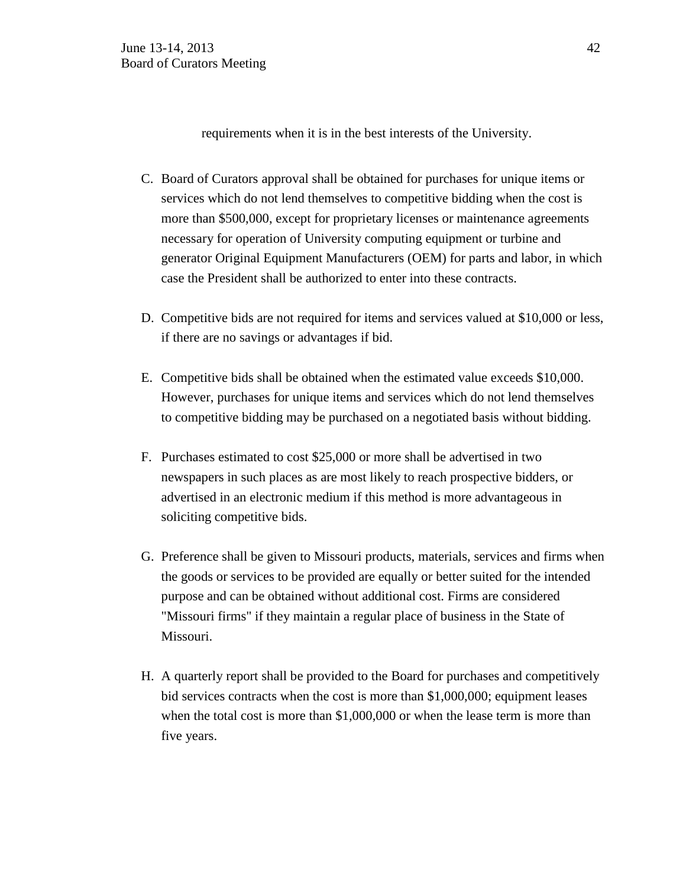requirements when it is in the best interests of the University.

C. Board of Curators approval shall be obtained for purchases for unique items or services which do not lend themselves to competitive bidding when the cost is more than $500,000, except for proprietary licenses or maintenance agreements necessary for operation of University computing equipment or turbine and generator Original Equipment Manufacturers (OEM) for parts and labor, in which case the President shall be authorized to enter into these contracts.

D. Competitive bids are not required for items and services valued at $10,000 or less, if there are no savings or advantages if bid.

E. Competitive bids shall be obtained when the estimated value exceeds $10,000. However, purchases for unique items and services which do not lend themselves to competitive bidding may be purchased on a negotiated basis without bidding.

F. Purchases estimated to cost $25,000 or more shall be advertised in two newspapers in such places as are most likely to reach prospective bidders, or advertised in an electronic medium if this method is more advantageous in soliciting competitive bids.

G. Preference shall be given to Missouri products, materials, services and firms when the goods or services to be provided are equally or better suited for the intended purpose and can be obtained without additional cost. Firms are considered "Missouri firms" if they maintain a regular place of business in the State of Missouri.

H. A quarterly report shall be provided to the Board for purchases and competitively bid services contracts when the cost is more than $1,000,000; equipment leases when the total cost is more than $1,000,000 or when the lease term is more than five years.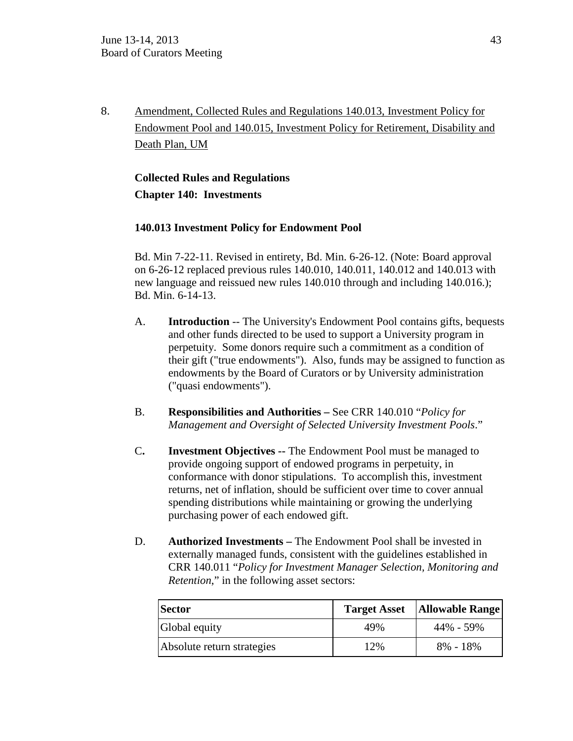8. Amendment, Collected Rules and Regulations 140.013, Investment Policy for Endowment Pool and 140.015, Investment Policy for Retirement, Disability and Death Plan, UM

**Collected Rules and Regulations**
**Chapter 140: Investments**

**140.013 Investment Policy for Endowment Pool**

Bd. Min 7-22-11. Revised in entirety, Bd. Min. 6-26-12. (Note: Board approval on 6-26-12 replaced previous rules 140.010, 140.011, 140.012 and 140.013 with new language and reissued new rules 140.010 through and including 140.016.); Bd. Min. 6-14-13.

A. **Introduction** -- The University's Endowment Pool contains gifts, bequests and other funds directed to be used to support a University program in perpetuity. Some donors require such a commitment as a condition of their gift ("true endowments"). Also, funds may be assigned to function as endowments by the Board of Curators or by University administration ("quasi endowments").

B. **Responsibilities and Authorities –** See CRR 140.010 "*Policy for Management and Oversight of Selected University Investment Pools*."

C**.** **Investment Objectives --** The Endowment Pool must be managed to provide ongoing support of endowed programs in perpetuity, in conformance with donor stipulations. To accomplish this, investment returns, net of inflation, should be sufficient over time to cover annual spending distributions while maintaining or growing the underlying purchasing power of each endowed gift.

D. **Authorized Investments –** The Endowment Pool shall be invested in externally managed funds, consistent with the guidelines established in CRR 140.011 "*Policy for Investment Manager Selection, Monitoring and Retention*," in the following asset sectors:

| **Sector** | **Target Asset** | **Allowable Range** |
|---|---|---|
| Global equity | 49% | 44% - 59% |
| Absolute return strategies | 12% | 8% - 18% |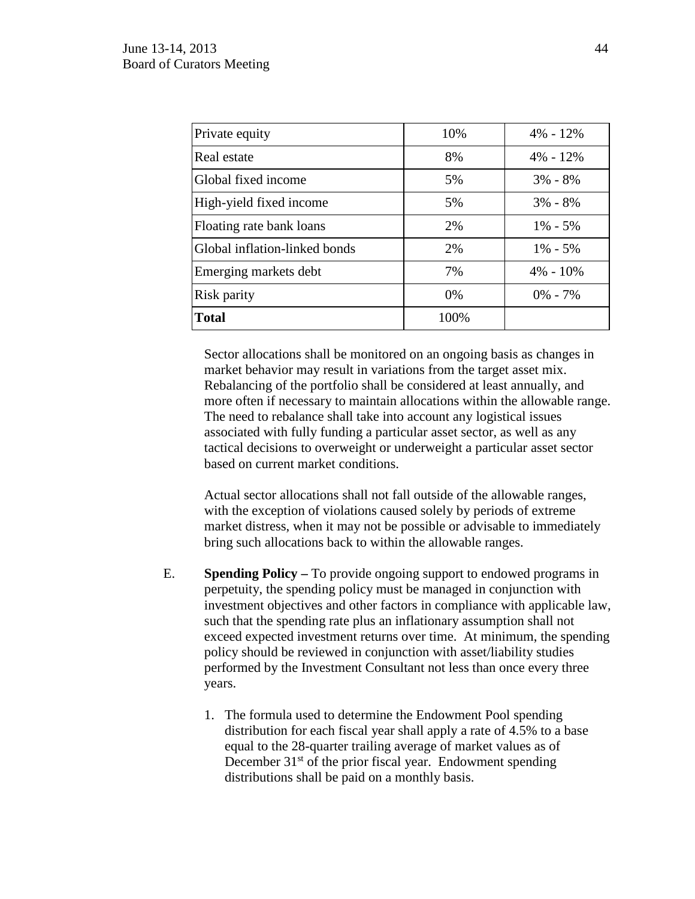| Private equity | 10% | 4% - 12% |
|---|---|---|
| Real estate | 8% | 4% - 12% |
| Global fixed income | 5% | 3% - 8% |
| High-yield fixed income | 5% | 3% - 8% |
| Floating rate bank loans | 2% | 1% - 5% |
| Global inflation-linked bonds | 2% | 1% - 5% |
| Emerging markets debt | 7% | 4% - 10% |
| Risk parity | 0% | 0% - 7% |
| **Total** | 100% | |

Sector allocations shall be monitored on an ongoing basis as changes in market behavior may result in variations from the target asset mix. Rebalancing of the portfolio shall be considered at least annually, and more often if necessary to maintain allocations within the allowable range. The need to rebalance shall take into account any logistical issues associated with fully funding a particular asset sector, as well as any tactical decisions to overweight or underweight a particular asset sector based on current market conditions.

Actual sector allocations shall not fall outside of the allowable ranges, with the exception of violations caused solely by periods of extreme market distress, when it may not be possible or advisable to immediately bring such allocations back to within the allowable ranges.

E. **Spending Policy –** To provide ongoing support to endowed programs in perpetuity, the spending policy must be managed in conjunction with investment objectives and other factors in compliance with applicable law, such that the spending rate plus an inflationary assumption shall not exceed expected investment returns over time. At minimum, the spending policy should be reviewed in conjunction with asset/liability studies performed by the Investment Consultant not less than once every three years.

1. The formula used to determine the Endowment Pool spending distribution for each fiscal year shall apply a rate of 4.5% to a base equal to the 28-quarter trailing average of market values as of December 31st of the prior fiscal year. Endowment spending distributions shall be paid on a monthly basis.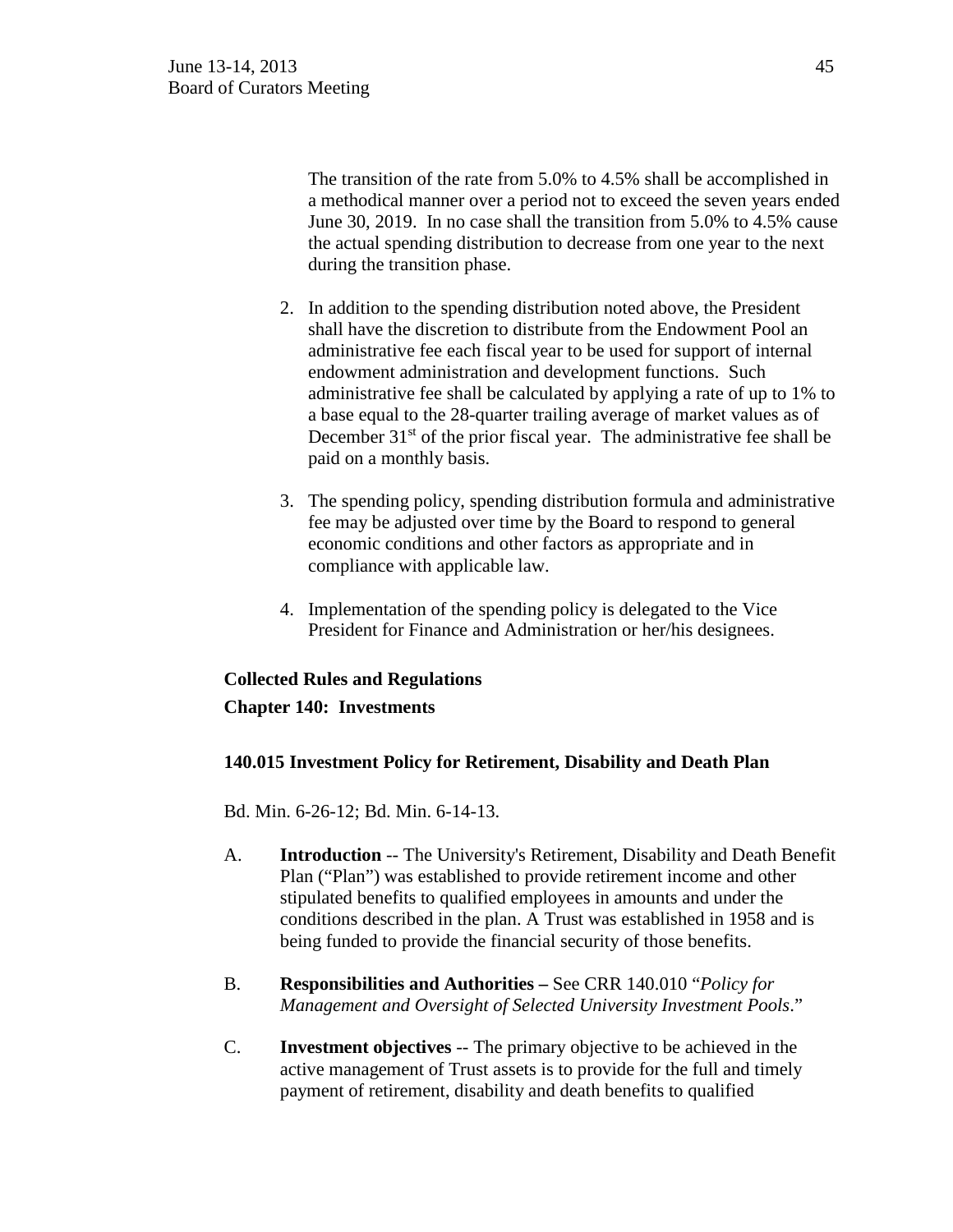The transition of the rate from 5.0% to 4.5% shall be accomplished in a methodical manner over a period not to exceed the seven years ended June 30, 2019. In no case shall the transition from 5.0% to 4.5% cause the actual spending distribution to decrease from one year to the next during the transition phase.

2. In addition to the spending distribution noted above, the President shall have the discretion to distribute from the Endowment Pool an administrative fee each fiscal year to be used for support of internal endowment administration and development functions. Such administrative fee shall be calculated by applying a rate of up to 1% to a base equal to the 28-quarter trailing average of market values as of December 31st of the prior fiscal year. The administrative fee shall be paid on a monthly basis.

3. The spending policy, spending distribution formula and administrative fee may be adjusted over time by the Board to respond to general economic conditions and other factors as appropriate and in compliance with applicable law.

4. Implementation of the spending policy is delegated to the Vice President for Finance and Administration or her/his designees.

**Collected Rules and Regulations**

**Chapter 140: Investments**

**140.015 Investment Policy for Retirement, Disability and Death Plan**

Bd. Min. 6-26-12; Bd. Min. 6-14-13.

A. **Introduction** -- The University's Retirement, Disability and Death Benefit Plan ("Plan") was established to provide retirement income and other stipulated benefits to qualified employees in amounts and under the conditions described in the plan. A Trust was established in 1958 and is being funded to provide the financial security of those benefits.

B. **Responsibilities and Authorities –** See CRR 140.010 "*Policy for Management and Oversight of Selected University Investment Pools*."

C. **Investment objectives** -- The primary objective to be achieved in the active management of Trust assets is to provide for the full and timely payment of retirement, disability and death benefits to qualified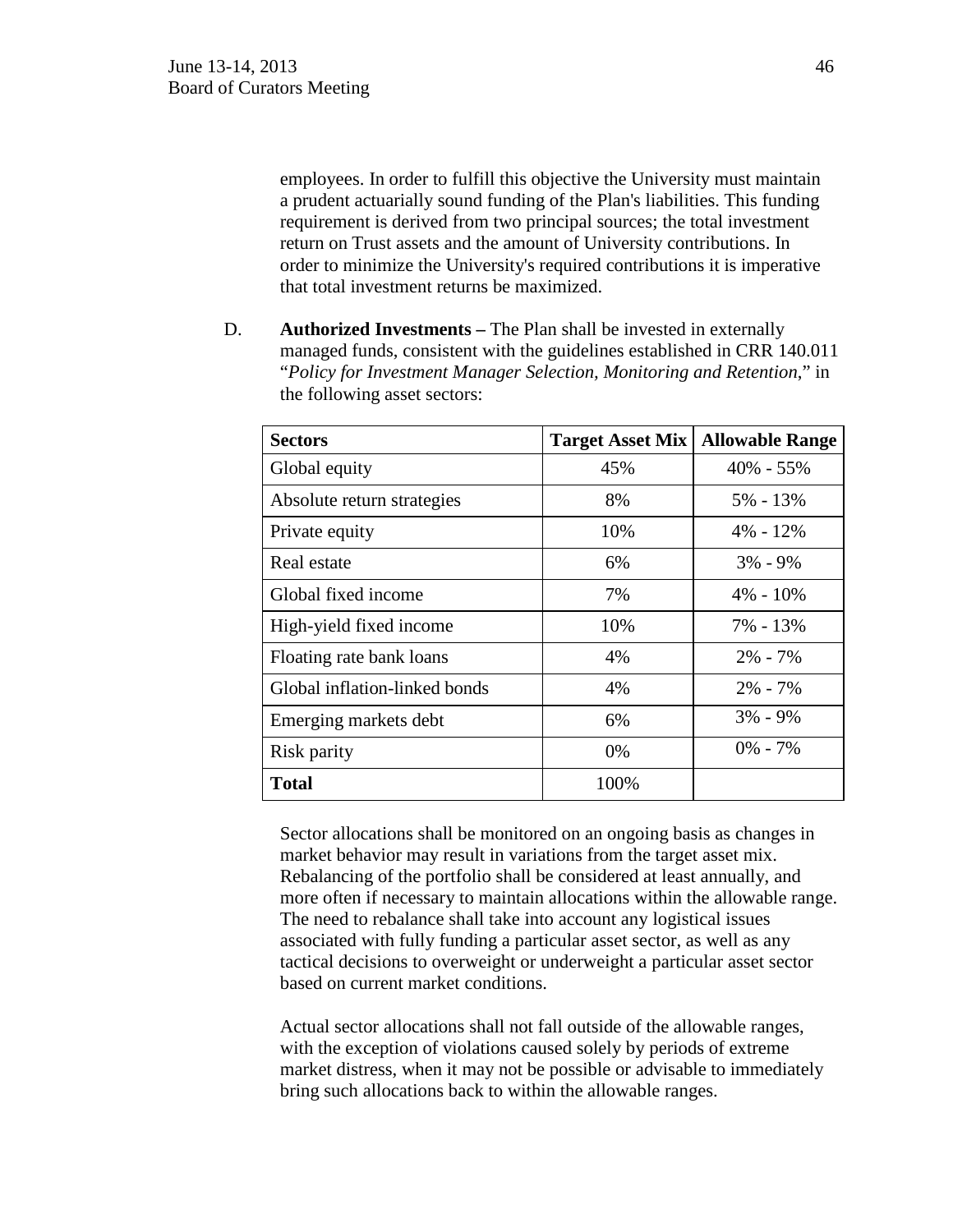employees. In order to fulfill this objective the University must maintain a prudent actuarially sound funding of the Plan's liabilities. This funding requirement is derived from two principal sources; the total investment return on Trust assets and the amount of University contributions. In order to minimize the University's required contributions it is imperative that total investment returns be maximized.

D. **Authorized Investments –** The Plan shall be invested in externally managed funds, consistent with the guidelines established in CRR 140.011 "*Policy for Investment Manager Selection, Monitoring and Retention*," in the following asset sectors:

| **Sectors** | **Target Asset Mix** | **Allowable Range** |
|---|---|---|
| Global equity | 45% | 40% - 55% |
| Absolute return strategies | 8% | 5% - 13% |
| Private equity | 10% | 4% - 12% |
| Real estate | 6% | 3% - 9% |
| Global fixed income | 7% | 4% - 10% |
| High-yield fixed income | 10% | 7% - 13% |
| Floating rate bank loans | 4% | 2% - 7% |
| Global inflation-linked bonds | 4% | 2% - 7% |
| Emerging markets debt | 6% | 3% - 9% |
| Risk parity | 0% | 0% - 7% |
| **Total** | 100% | |

Sector allocations shall be monitored on an ongoing basis as changes in market behavior may result in variations from the target asset mix. Rebalancing of the portfolio shall be considered at least annually, and more often if necessary to maintain allocations within the allowable range. The need to rebalance shall take into account any logistical issues associated with fully funding a particular asset sector, as well as any tactical decisions to overweight or underweight a particular asset sector based on current market conditions.

Actual sector allocations shall not fall outside of the allowable ranges, with the exception of violations caused solely by periods of extreme market distress, when it may not be possible or advisable to immediately bring such allocations back to within the allowable ranges.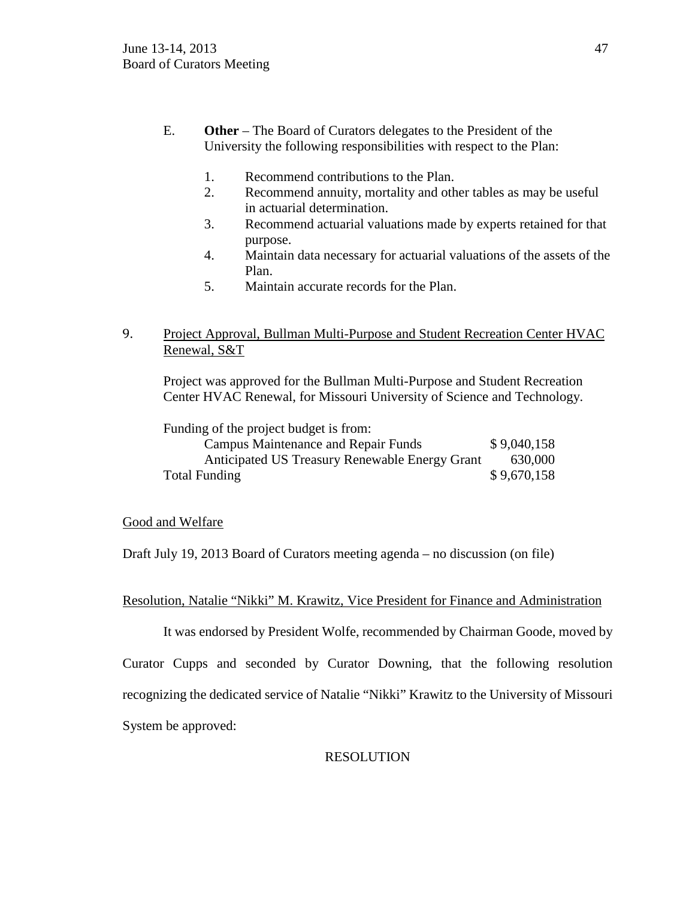E. **Other** – The Board of Curators delegates to the President of the University the following responsibilities with respect to the Plan:

1. Recommend contributions to the Plan.
2. Recommend annuity, mortality and other tables as may be useful in actuarial determination.
3. Recommend actuarial valuations made by experts retained for that purpose.
4. Maintain data necessary for actuarial valuations of the assets of the Plan.
5. Maintain accurate records for the Plan.

9. Project Approval, Bullman Multi-Purpose and Student Recreation Center HVAC Renewal, S&T

Project was approved for the Bullman Multi-Purpose and Student Recreation Center HVAC Renewal, for Missouri University of Science and Technology.

| Funding of the project budget is from: | |
|---|---|
| Campus Maintenance and Repair Funds | $ 9,040,158 |
| Anticipated US Treasury Renewable Energy Grant | 630,000 |
| Total Funding | $ 9,670,158 |

Good and Welfare

Draft July 19, 2013 Board of Curators meeting agenda – no discussion (on file)

Resolution, Natalie "Nikki" M. Krawitz, Vice President for Finance and Administration

It was endorsed by President Wolfe, recommended by Chairman Goode, moved by Curator Cupps and seconded by Curator Downing, that the following resolution recognizing the dedicated service of Natalie "Nikki" Krawitz to the University of Missouri System be approved:

RESOLUTION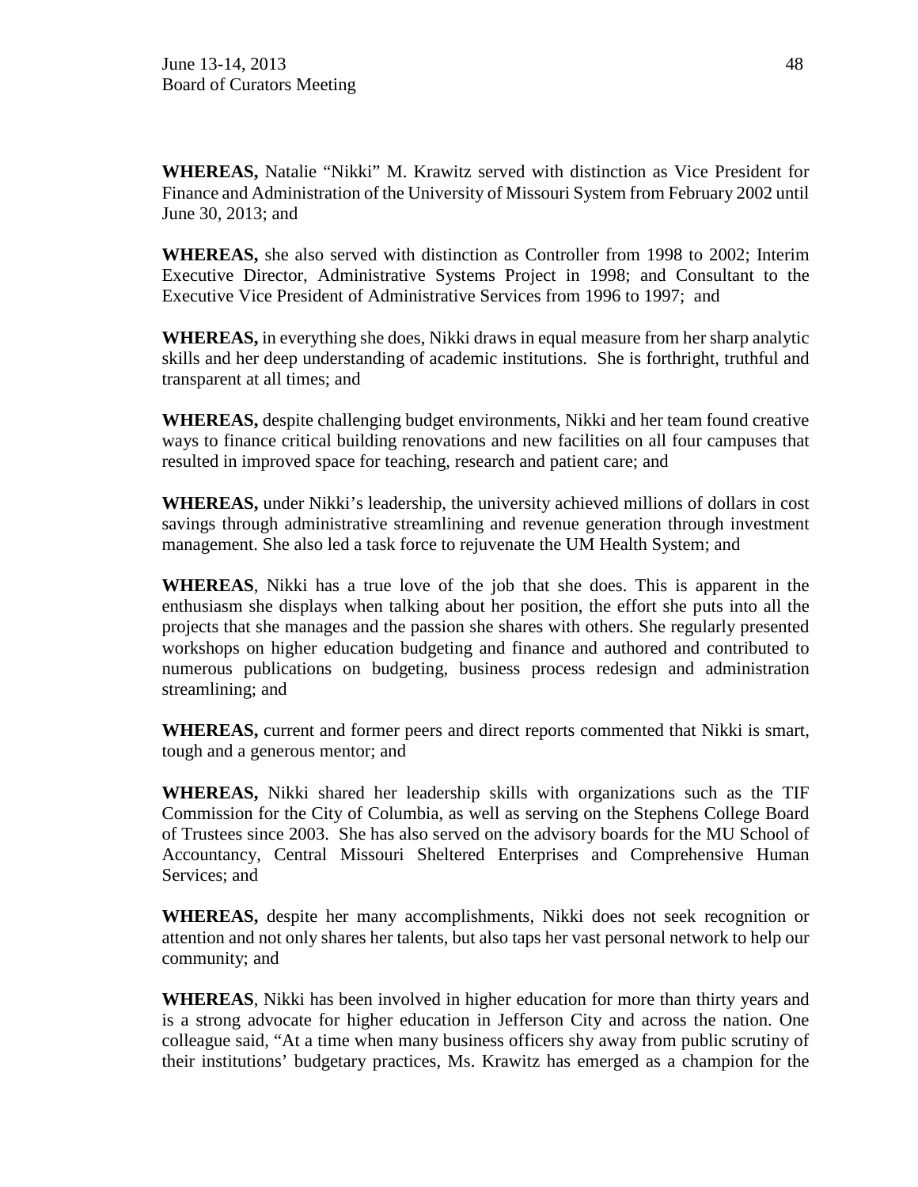**WHEREAS,** Natalie "Nikki" M. Krawitz served with distinction as Vice President for Finance and Administration of the University of Missouri System from February 2002 until June 30, 2013; and

**WHEREAS,** she also served with distinction as Controller from 1998 to 2002; Interim Executive Director, Administrative Systems Project in 1998; and Consultant to the Executive Vice President of Administrative Services from 1996 to 1997; and

**WHEREAS,** in everything she does, Nikki draws in equal measure from her sharp analytic skills and her deep understanding of academic institutions. She is forthright, truthful and transparent at all times; and

**WHEREAS,** despite challenging budget environments, Nikki and her team found creative ways to finance critical building renovations and new facilities on all four campuses that resulted in improved space for teaching, research and patient care; and

**WHEREAS,** under Nikki's leadership, the university achieved millions of dollars in cost savings through administrative streamlining and revenue generation through investment management. She also led a task force to rejuvenate the UM Health System; and

**WHEREAS**, Nikki has a true love of the job that she does. This is apparent in the enthusiasm she displays when talking about her position, the effort she puts into all the projects that she manages and the passion she shares with others. She regularly presented workshops on higher education budgeting and finance and authored and contributed to numerous publications on budgeting, business process redesign and administration streamlining; and

**WHEREAS,** current and former peers and direct reports commented that Nikki is smart, tough and a generous mentor; and

**WHEREAS,** Nikki shared her leadership skills with organizations such as the TIF Commission for the City of Columbia, as well as serving on the Stephens College Board of Trustees since 2003. She has also served on the advisory boards for the MU School of Accountancy, Central Missouri Sheltered Enterprises and Comprehensive Human Services; and

**WHEREAS,** despite her many accomplishments, Nikki does not seek recognition or attention and not only shares her talents, but also taps her vast personal network to help our community; and

**WHEREAS**, Nikki has been involved in higher education for more than thirty years and is a strong advocate for higher education in Jefferson City and across the nation. One colleague said, "At a time when many business officers shy away from public scrutiny of their institutions' budgetary practices, Ms. Krawitz has emerged as a champion for the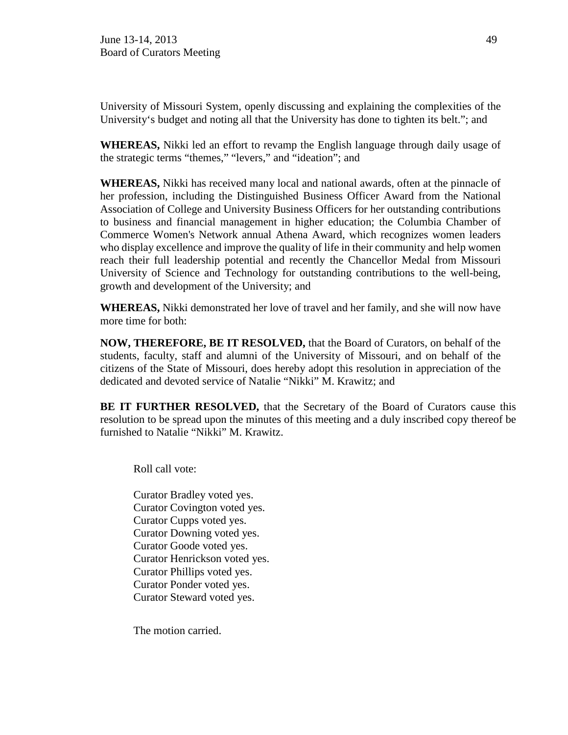University of Missouri System, openly discussing and explaining the complexities of the University's budget and noting all that the University has done to tighten its belt."; and

**WHEREAS,** Nikki led an effort to revamp the English language through daily usage of the strategic terms "themes," "levers," and "ideation"; and

**WHEREAS,** Nikki has received many local and national awards, often at the pinnacle of her profession, including the Distinguished Business Officer Award from the National Association of College and University Business Officers for her outstanding contributions to business and financial management in higher education; the Columbia Chamber of Commerce Women's Network annual Athena Award, which recognizes women leaders who display excellence and improve the quality of life in their community and help women reach their full leadership potential and recently the Chancellor Medal from Missouri University of Science and Technology for outstanding contributions to the well-being, growth and development of the University; and

**WHEREAS,** Nikki demonstrated her love of travel and her family, and she will now have more time for both:

**NOW, THEREFORE, BE IT RESOLVED,** that the Board of Curators, on behalf of the students, faculty, staff and alumni of the University of Missouri, and on behalf of the citizens of the State of Missouri, does hereby adopt this resolution in appreciation of the dedicated and devoted service of Natalie "Nikki" M. Krawitz; and

**BE IT FURTHER RESOLVED,** that the Secretary of the Board of Curators cause this resolution to be spread upon the minutes of this meeting and a duly inscribed copy thereof be furnished to Natalie "Nikki" M. Krawitz.

Roll call vote:

Curator Bradley voted yes.
Curator Covington voted yes.
Curator Cupps voted yes.
Curator Downing voted yes.
Curator Goode voted yes.
Curator Henrickson voted yes.
Curator Phillips voted yes.
Curator Ponder voted yes.
Curator Steward voted yes.

The motion carried.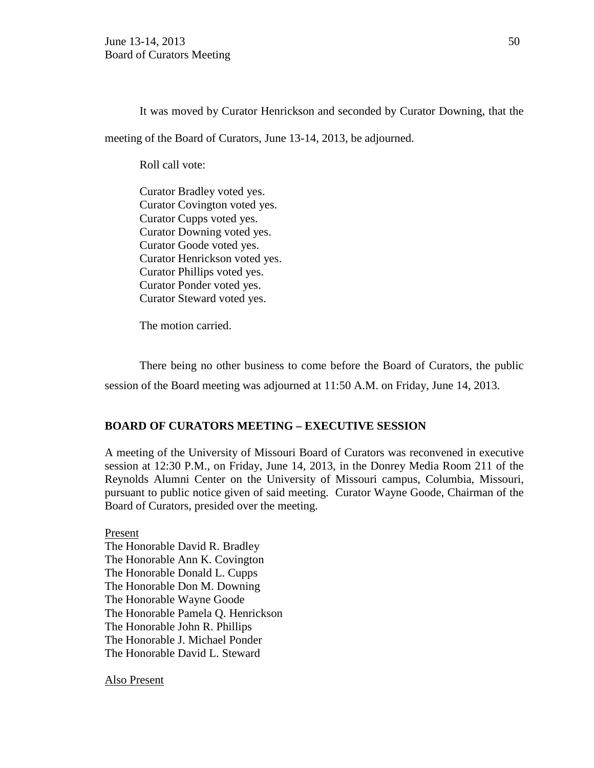It was moved by Curator Henrickson and seconded by Curator Downing, that the meeting of the Board of Curators, June 13-14, 2013, be adjourned.

Roll call vote:

Curator Bradley voted yes.
Curator Covington voted yes.
Curator Cupps voted yes.
Curator Downing voted yes.
Curator Goode voted yes.
Curator Henrickson voted yes.
Curator Phillips voted yes.
Curator Ponder voted yes.
Curator Steward voted yes.

The motion carried.

There being no other business to come before the Board of Curators, the public session of the Board meeting was adjourned at 11:50 A.M. on Friday, June 14, 2013.

**BOARD OF CURATORS MEETING – EXECUTIVE SESSION**

A meeting of the University of Missouri Board of Curators was reconvened in executive session at 12:30 P.M., on Friday, June 14, 2013, in the Donrey Media Room 211 of the Reynolds Alumni Center on the University of Missouri campus, Columbia, Missouri, pursuant to public notice given of said meeting. Curator Wayne Goode, Chairman of the Board of Curators, presided over the meeting.

Present
The Honorable David R. Bradley
The Honorable Ann K. Covington
The Honorable Donald L. Cupps
The Honorable Don M. Downing
The Honorable Wayne Goode
The Honorable Pamela Q. Henrickson
The Honorable John R. Phillips
The Honorable J. Michael Ponder
The Honorable David L. Steward

Also Present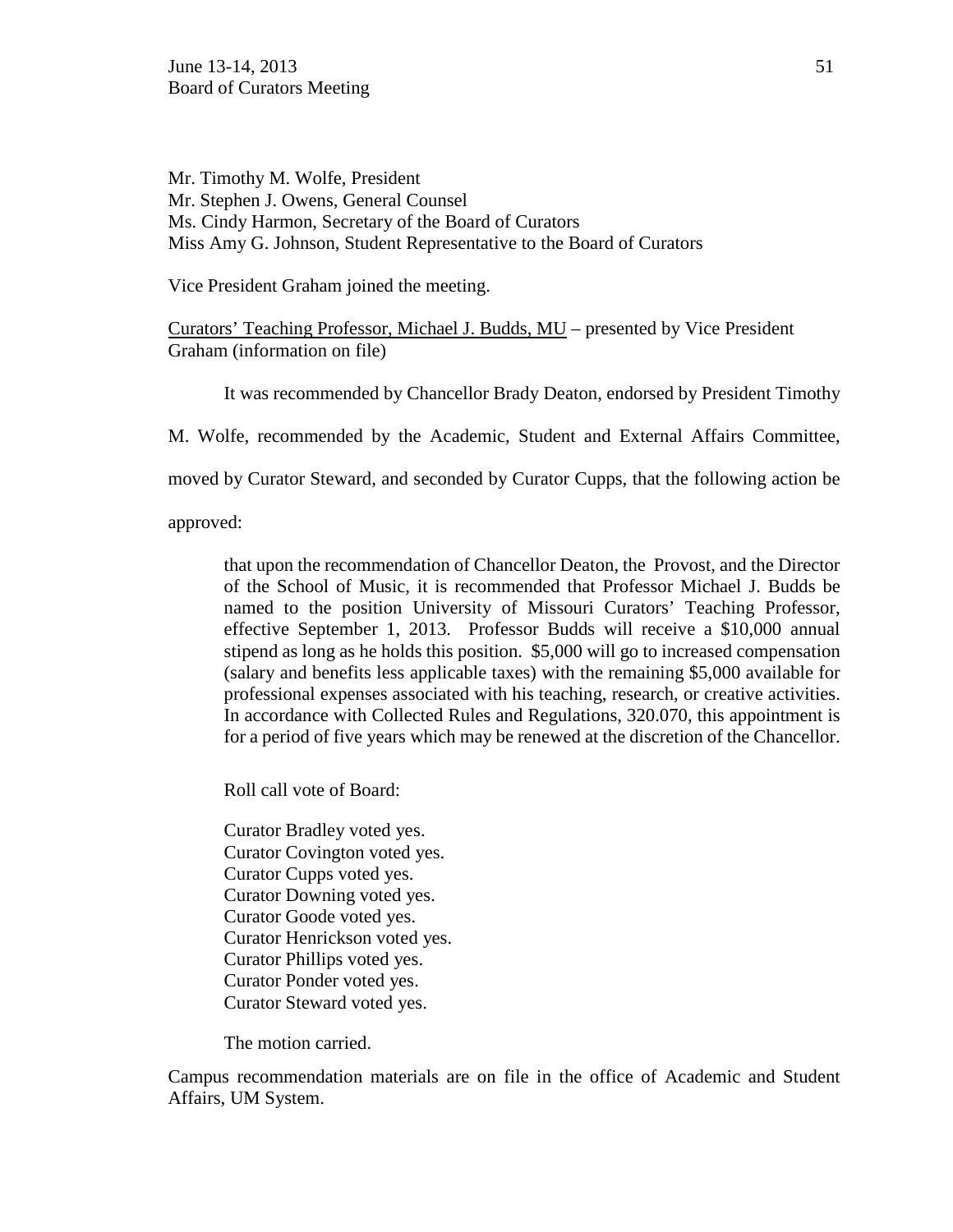Mr. Timothy M. Wolfe, President
Mr. Stephen J. Owens, General Counsel
Ms. Cindy Harmon, Secretary of the Board of Curators
Miss Amy G. Johnson, Student Representative to the Board of Curators

Vice President Graham joined the meeting.

<u>Curators' Teaching Professor, Michael J. Budds, MU</u> – presented by Vice President Graham (information on file)

It was recommended by Chancellor Brady Deaton, endorsed by President Timothy M. Wolfe, recommended by the Academic, Student and External Affairs Committee, moved by Curator Steward, and seconded by Curator Cupps, that the following action be approved:

> that upon the recommendation of Chancellor Deaton, the Provost, and the Director of the School of Music, it is recommended that Professor Michael J. Budds be named to the position University of Missouri Curators' Teaching Professor, effective September 1, 2013. Professor Budds will receive a $10,000 annual stipend as long as he holds this position. $5,000 will go to increased compensation (salary and benefits less applicable taxes) with the remaining $5,000 available for professional expenses associated with his teaching, research, or creative activities. In accordance with Collected Rules and Regulations, 320.070, this appointment is for a period of five years which may be renewed at the discretion of the Chancellor.

Roll call vote of Board:

Curator Bradley voted yes.
Curator Covington voted yes.
Curator Cupps voted yes.
Curator Downing voted yes.
Curator Goode voted yes.
Curator Henrickson voted yes.
Curator Phillips voted yes.
Curator Ponder voted yes.
Curator Steward voted yes.

The motion carried.

Campus recommendation materials are on file in the office of Academic and Student Affairs, UM System.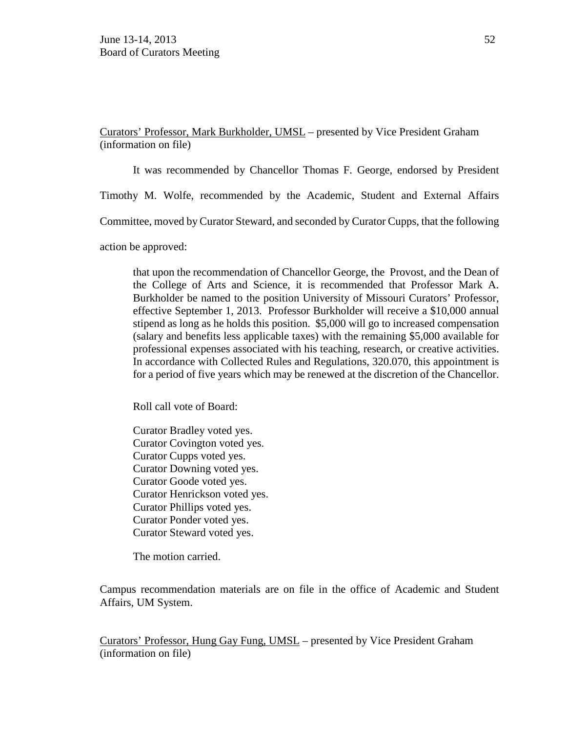<u>Curators' Professor, Mark Burkholder, UMSL</u> – presented by Vice President Graham (information on file)

It was recommended by Chancellor Thomas F. George, endorsed by President Timothy M. Wolfe, recommended by the Academic, Student and External Affairs Committee, moved by Curator Steward, and seconded by Curator Cupps, that the following action be approved:

> that upon the recommendation of Chancellor George, the Provost, and the Dean of the College of Arts and Science, it is recommended that Professor Mark A. Burkholder be named to the position University of Missouri Curators' Professor, effective September 1, 2013. Professor Burkholder will receive a $10,000 annual stipend as long as he holds this position. $5,000 will go to increased compensation (salary and benefits less applicable taxes) with the remaining $5,000 available for professional expenses associated with his teaching, research, or creative activities. In accordance with Collected Rules and Regulations, 320.070, this appointment is for a period of five years which may be renewed at the discretion of the Chancellor.

Roll call vote of Board:

Curator Bradley voted yes.
Curator Covington voted yes.
Curator Cupps voted yes.
Curator Downing voted yes.
Curator Goode voted yes.
Curator Henrickson voted yes.
Curator Phillips voted yes.
Curator Ponder voted yes.
Curator Steward voted yes.

The motion carried.

Campus recommendation materials are on file in the office of Academic and Student Affairs, UM System.

<u>Curators' Professor, Hung Gay Fung, UMSL</u> – presented by Vice President Graham (information on file)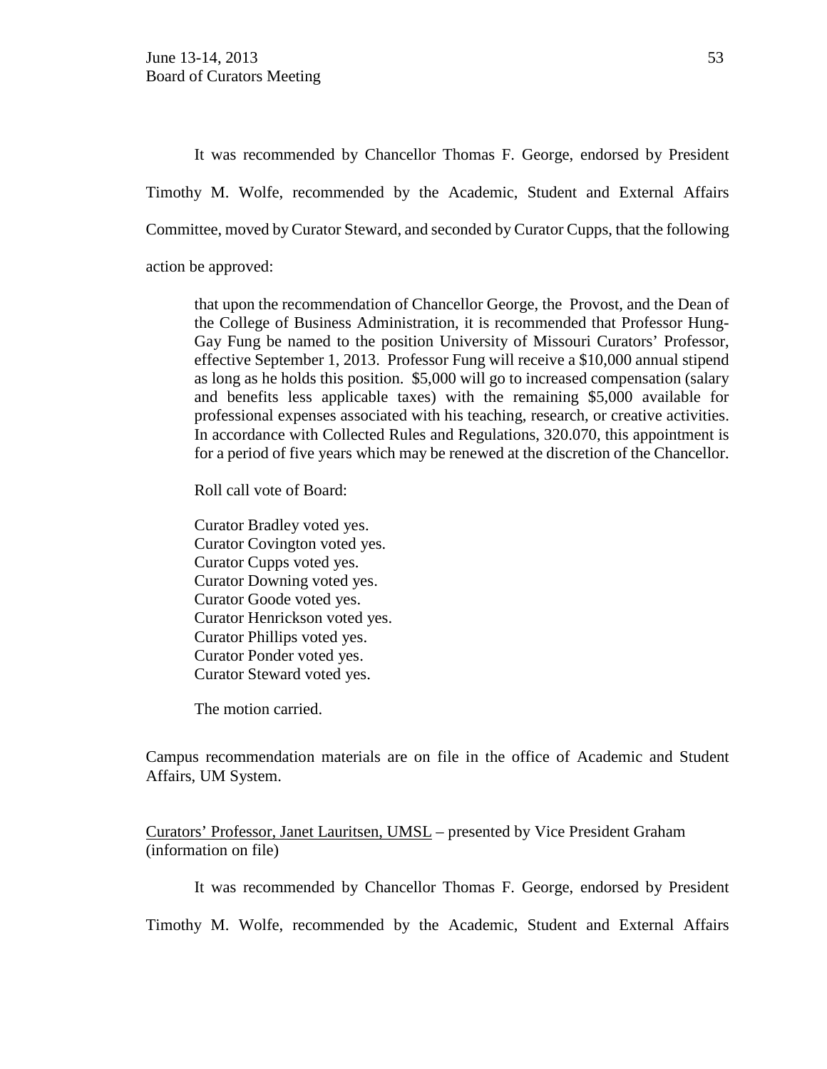It was recommended by Chancellor Thomas F. George, endorsed by President Timothy M. Wolfe, recommended by the Academic, Student and External Affairs Committee, moved by Curator Steward, and seconded by Curator Cupps, that the following action be approved:

> that upon the recommendation of Chancellor George, the Provost, and the Dean of the College of Business Administration, it is recommended that Professor Hung-Gay Fung be named to the position University of Missouri Curators' Professor, effective September 1, 2013. Professor Fung will receive a $10,000 annual stipend as long as he holds this position. $5,000 will go to increased compensation (salary and benefits less applicable taxes) with the remaining $5,000 available for professional expenses associated with his teaching, research, or creative activities. In accordance with Collected Rules and Regulations, 320.070, this appointment is for a period of five years which may be renewed at the discretion of the Chancellor.
>
> Roll call vote of Board:
>
> Curator Bradley voted yes.
> Curator Covington voted yes.
> Curator Cupps voted yes.
> Curator Downing voted yes.
> Curator Goode voted yes.
> Curator Henrickson voted yes.
> Curator Phillips voted yes.
> Curator Ponder voted yes.
> Curator Steward voted yes.
>
> The motion carried.

Campus recommendation materials are on file in the office of Academic and Student Affairs, UM System.

Curators' Professor, Janet Lauritsen, UMSL – presented by Vice President Graham (information on file)

It was recommended by Chancellor Thomas F. George, endorsed by President Timothy M. Wolfe, recommended by the Academic, Student and External Affairs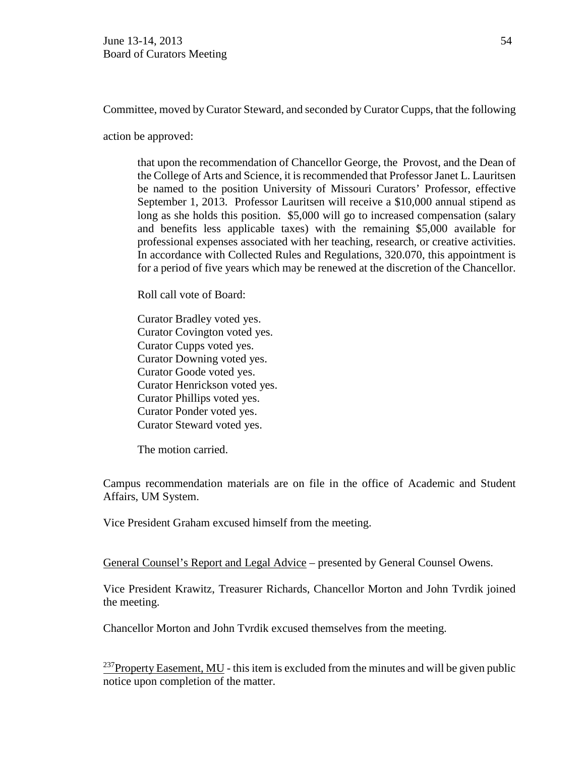Committee, moved by Curator Steward, and seconded by Curator Cupps, that the following action be approved:

> that upon the recommendation of Chancellor George, the Provost, and the Dean of the College of Arts and Science, it is recommended that Professor Janet L. Lauritsen be named to the position University of Missouri Curators' Professor, effective September 1, 2013. Professor Lauritsen will receive a $10,000 annual stipend as long as she holds this position. $5,000 will go to increased compensation (salary and benefits less applicable taxes) with the remaining $5,000 available for professional expenses associated with her teaching, research, or creative activities. In accordance with Collected Rules and Regulations, 320.070, this appointment is for a period of five years which may be renewed at the discretion of the Chancellor.
>
> Roll call vote of Board:
>
> Curator Bradley voted yes.
> Curator Covington voted yes.
> Curator Cupps voted yes.
> Curator Downing voted yes.
> Curator Goode voted yes.
> Curator Henrickson voted yes.
> Curator Phillips voted yes.
> Curator Ponder voted yes.
> Curator Steward voted yes.
>
> The motion carried.

Campus recommendation materials are on file in the office of Academic and Student Affairs, UM System.

Vice President Graham excused himself from the meeting.

General Counsel's Report and Legal Advice – presented by General Counsel Owens.

Vice President Krawitz, Treasurer Richards, Chancellor Morton and John Tvrdik joined the meeting.

Chancellor Morton and John Tvrdik excused themselves from the meeting.

[237]Property Easement, MU - this item is excluded from the minutes and will be given public notice upon completion of the matter.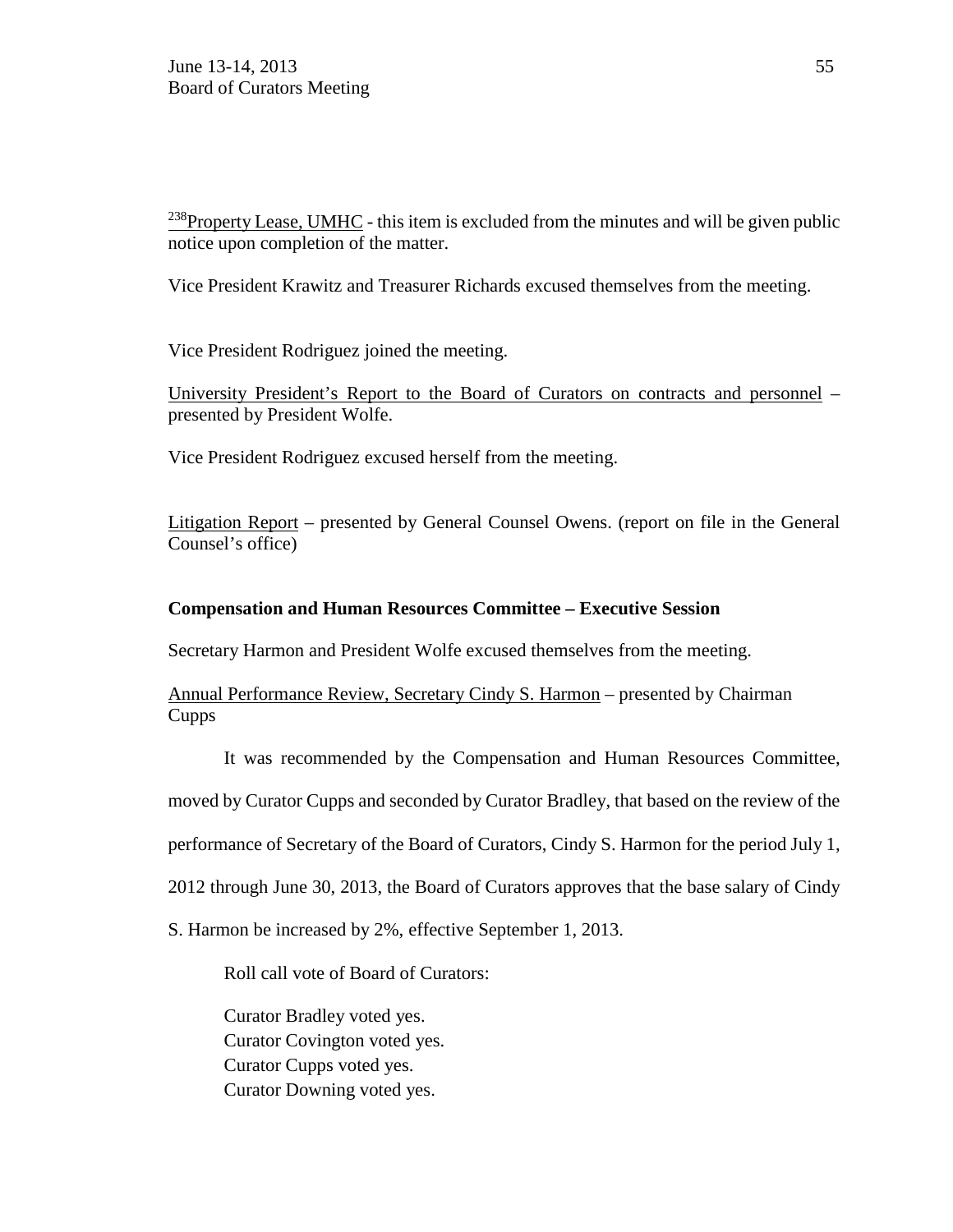[238]Property Lease, UMHC - this item is excluded from the minutes and will be given public notice upon completion of the matter.

Vice President Krawitz and Treasurer Richards excused themselves from the meeting.

Vice President Rodriguez joined the meeting.

University President's Report to the Board of Curators on contracts and personnel – presented by President Wolfe.

Vice President Rodriguez excused herself from the meeting.

Litigation Report – presented by General Counsel Owens. (report on file in the General Counsel's office)

**Compensation and Human Resources Committee – Executive Session**

Secretary Harmon and President Wolfe excused themselves from the meeting.

Annual Performance Review, Secretary Cindy S. Harmon – presented by Chairman Cupps

It was recommended by the Compensation and Human Resources Committee, moved by Curator Cupps and seconded by Curator Bradley, that based on the review of the performance of Secretary of the Board of Curators, Cindy S. Harmon for the period July 1, 2012 through June 30, 2013, the Board of Curators approves that the base salary of Cindy S. Harmon be increased by 2%, effective September 1, 2013.

Roll call vote of Board of Curators:

Curator Bradley voted yes.
Curator Covington voted yes.
Curator Cupps voted yes.
Curator Downing voted yes.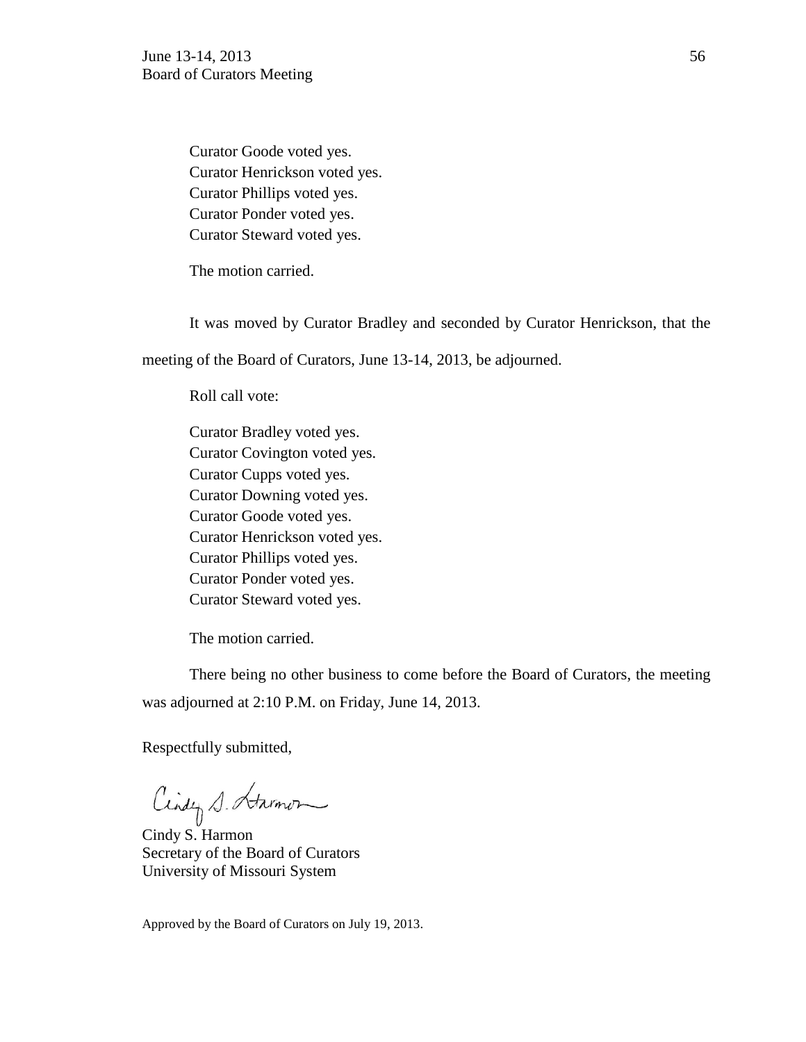Curator Goode voted yes.
Curator Henrickson voted yes.
Curator Phillips voted yes.
Curator Ponder voted yes.
Curator Steward voted yes.

The motion carried.

It was moved by Curator Bradley and seconded by Curator Henrickson, that the meeting of the Board of Curators, June 13-14, 2013, be adjourned.

Roll call vote:

Curator Bradley voted yes.
Curator Covington voted yes.
Curator Cupps voted yes.
Curator Downing voted yes.
Curator Goode voted yes.
Curator Henrickson voted yes.
Curator Phillips voted yes.
Curator Ponder voted yes.
Curator Steward voted yes.

The motion carried.

There being no other business to come before the Board of Curators, the meeting was adjourned at 2:10 P.M. on Friday, June 14, 2013.

Respectfully submitted,

Cindy S. Harmon

Cindy S. Harmon
Secretary of the Board of Curators
University of Missouri System

Approved by the Board of Curators on July 19, 2013.